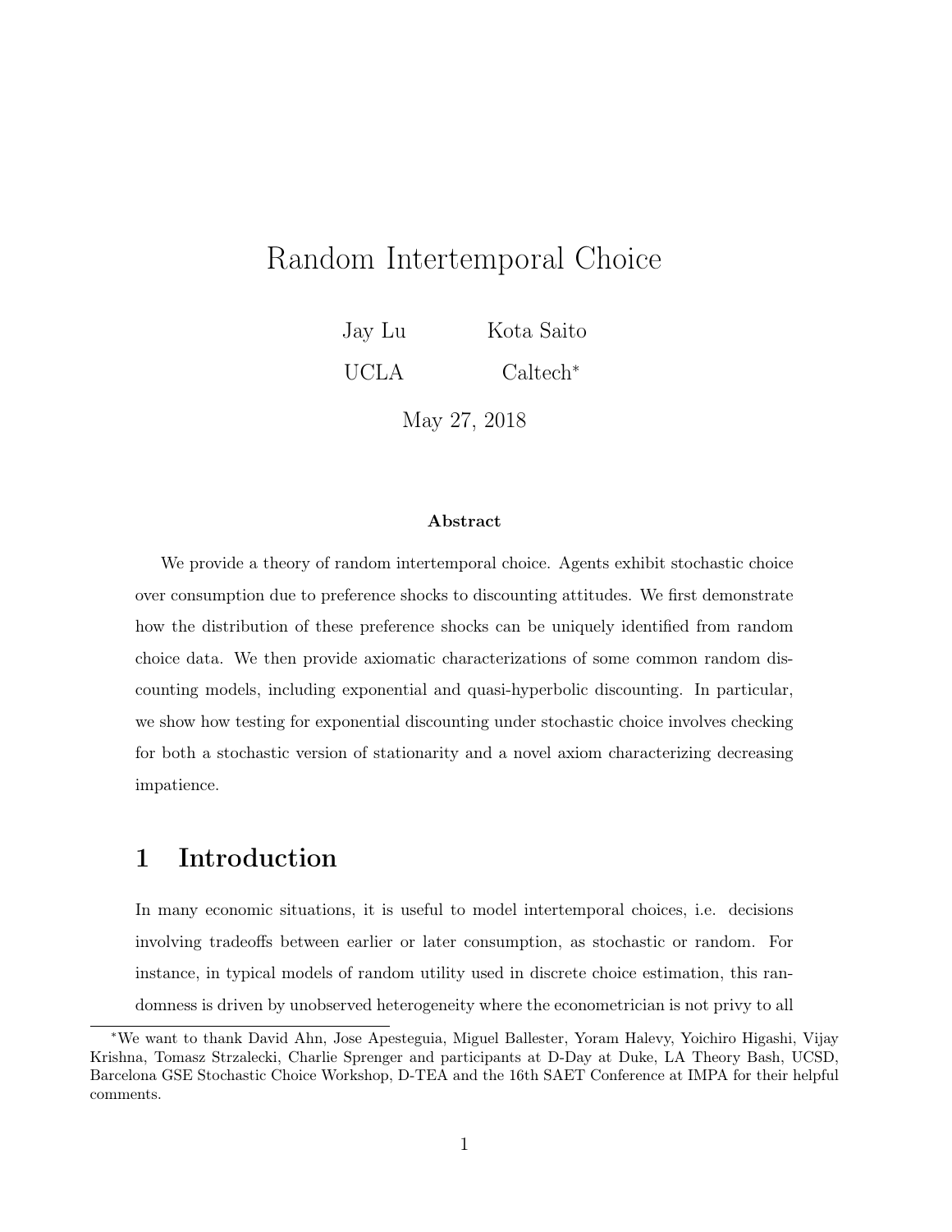# Random Intertemporal Choice

Jay Lu — UCLA

Kota Saito — Caltech*

May 27, 2018

**Abstract**

We provide a theory of random intertemporal choice. Agents exhibit stochastic choice over consumption due to preference shocks to discounting attitudes. We first demonstrate how the distribution of these preference shocks can be uniquely identified from random choice data. We then provide axiomatic characterizations of some common random discounting models, including exponential and quasi-hyperbolic discounting. In particular, we show how testing for exponential discounting under stochastic choice involves checking for both a stochastic version of stationarity and a novel axiom characterizing decreasing impatience.

## 1 Introduction

In many economic situations, it is useful to model intertemporal choices, i.e. decisions involving tradeoffs between earlier or later consumption, as stochastic or random. For instance, in typical models of random utility used in discrete choice estimation, this randomness is driven by unobserved heterogeneity where the econometrician is not privy to all

---

*We want to thank David Ahn, Jose Apesteguia, Miguel Ballester, Yoram Halevy, Yoichiro Higashi, Vijay Krishna, Tomasz Strzalecki, Charlie Sprenger and participants at D-Day at Duke, LA Theory Bash, UCSD, Barcelona GSE Stochastic Choice Workshop, D-TEA and the 16th SAET Conference at IMPA for their helpful comments.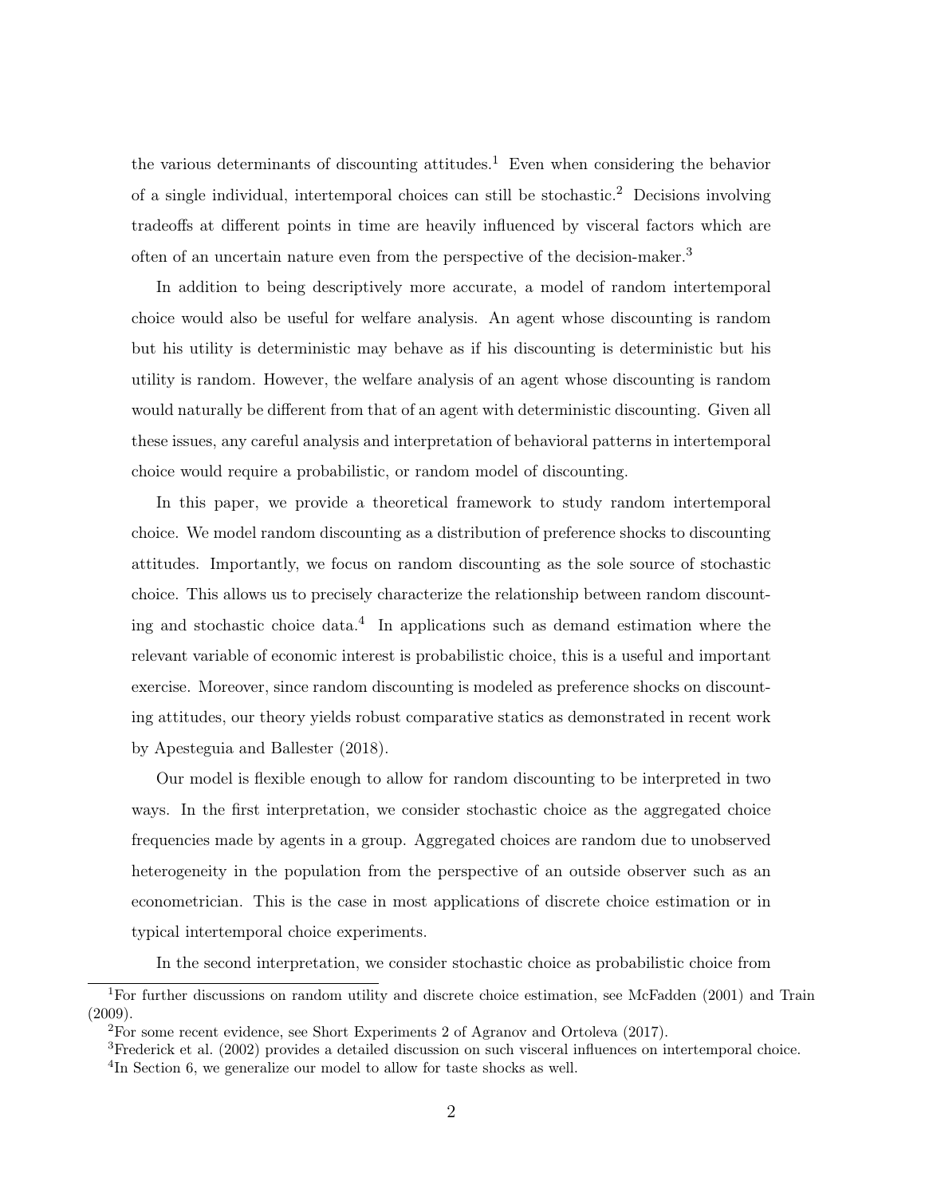the various determinants of discounting attitudes.[1] Even when considering the behavior of a single individual, intertemporal choices can still be stochastic.[2] Decisions involving tradeoffs at different points in time are heavily influenced by visceral factors which are often of an uncertain nature even from the perspective of the decision-maker.[3]

In addition to being descriptively more accurate, a model of random intertemporal choice would also be useful for welfare analysis. An agent whose discounting is random but his utility is deterministic may behave as if his discounting is deterministic but his utility is random. However, the welfare analysis of an agent whose discounting is random would naturally be different from that of an agent with deterministic discounting. Given all these issues, any careful analysis and interpretation of behavioral patterns in intertemporal choice would require a probabilistic, or random model of discounting.

In this paper, we provide a theoretical framework to study random intertemporal choice. We model random discounting as a distribution of preference shocks to discounting attitudes. Importantly, we focus on random discounting as the sole source of stochastic choice. This allows us to precisely characterize the relationship between random discounting and stochastic choice data.[4] In applications such as demand estimation where the relevant variable of economic interest is probabilistic choice, this is a useful and important exercise. Moreover, since random discounting is modeled as preference shocks on discounting attitudes, our theory yields robust comparative statics as demonstrated in recent work by Apesteguia and Ballester (2018).

Our model is flexible enough to allow for random discounting to be interpreted in two ways. In the first interpretation, we consider stochastic choice as the aggregated choice frequencies made by agents in a group. Aggregated choices are random due to unobserved heterogeneity in the population from the perspective of an outside observer such as an econometrician. This is the case in most applications of discrete choice estimation or in typical intertemporal choice experiments.

In the second interpretation, we consider stochastic choice as probabilistic choice from

[1] For further discussions on random utility and discrete choice estimation, see McFadden (2001) and Train (2009).

[2] For some recent evidence, see Short Experiments 2 of Agranov and Ortoleva (2017).

[3] Frederick et al. (2002) provides a detailed discussion on such visceral influences on intertemporal choice.

[4] In Section 6, we generalize our model to allow for taste shocks as well.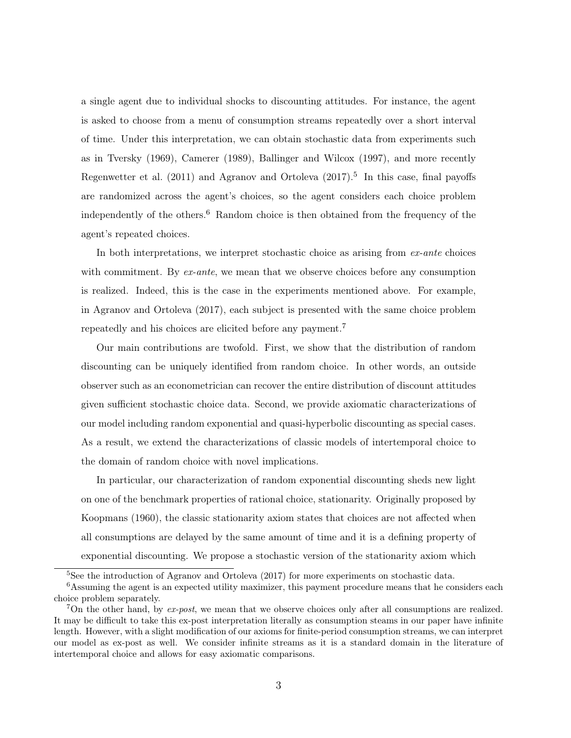a single agent due to individual shocks to discounting attitudes. For instance, the agent is asked to choose from a menu of consumption streams repeatedly over a short interval of time. Under this interpretation, we can obtain stochastic data from experiments such as in Tversky (1969), Camerer (1989), Ballinger and Wilcox (1997), and more recently Regenwetter et al. (2011) and Agranov and Ortoleva (2017).[5] In this case, final payoffs are randomized across the agent's choices, so the agent considers each choice problem independently of the others.[6] Random choice is then obtained from the frequency of the agent's repeated choices.

In both interpretations, we interpret stochastic choice as arising from *ex-ante* choices with commitment. By *ex-ante*, we mean that we observe choices before any consumption is realized. Indeed, this is the case in the experiments mentioned above. For example, in Agranov and Ortoleva (2017), each subject is presented with the same choice problem repeatedly and his choices are elicited before any payment.[7]

Our main contributions are twofold. First, we show that the distribution of random discounting can be uniquely identified from random choice. In other words, an outside observer such as an econometrician can recover the entire distribution of discount attitudes given sufficient stochastic choice data. Second, we provide axiomatic characterizations of our model including random exponential and quasi-hyperbolic discounting as special cases. As a result, we extend the characterizations of classic models of intertemporal choice to the domain of random choice with novel implications.

In particular, our characterization of random exponential discounting sheds new light on one of the benchmark properties of rational choice, stationarity. Originally proposed by Koopmans (1960), the classic stationarity axiom states that choices are not affected when all consumptions are delayed by the same amount of time and it is a defining property of exponential discounting. We propose a stochastic version of the stationarity axiom which

[5] See the introduction of Agranov and Ortoleva (2017) for more experiments on stochastic data.

[6] Assuming the agent is an expected utility maximizer, this payment procedure means that he considers each choice problem separately.

[7] On the other hand, by *ex-post*, we mean that we observe choices only after all consumptions are realized. It may be difficult to take this ex-post interpretation literally as consumption steams in our paper have infinite length. However, with a slight modification of our axioms for finite-period consumption streams, we can interpret our model as ex-post as well. We consider infinite streams as it is a standard domain in the literature of intertemporal choice and allows for easy axiomatic comparisons.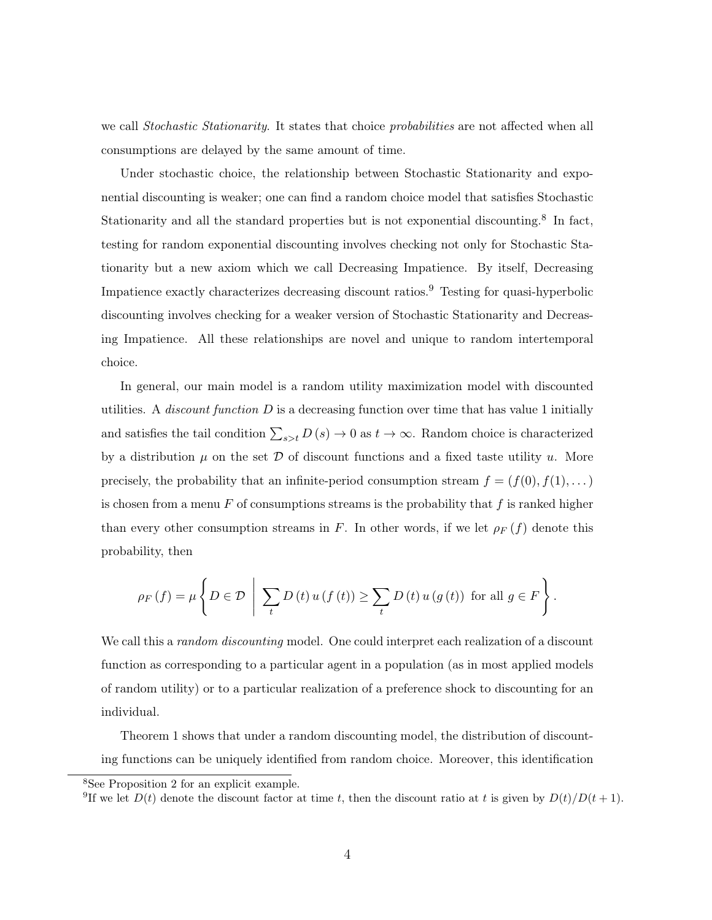we call *Stochastic Stationarity*. It states that choice *probabilities* are not affected when all consumptions are delayed by the same amount of time.

Under stochastic choice, the relationship between Stochastic Stationarity and exponential discounting is weaker; one can find a random choice model that satisfies Stochastic Stationarity and all the standard properties but is not exponential discounting.[8] In fact, testing for random exponential discounting involves checking not only for Stochastic Stationarity but a new axiom which we call Decreasing Impatience. By itself, Decreasing Impatience exactly characterizes decreasing discount ratios.[9] Testing for quasi-hyperbolic discounting involves checking for a weaker version of Stochastic Stationarity and Decreasing Impatience. All these relationships are novel and unique to random intertemporal choice.

In general, our main model is a random utility maximization model with discounted utilities. A *discount function* $D$ is a decreasing function over time that has value 1 initially and satisfies the tail condition $\sum_{s>t} D(s) \to 0$ as $t \to \infty$. Random choice is characterized by a distribution $\mu$ on the set $\mathcal{D}$ of discount functions and a fixed taste utility $u$. More precisely, the probability that an infinite-period consumption stream $f = (f(0), f(1), \dots)$ is chosen from a menu $F$ of consumptions streams is the probability that $f$ is ranked higher than every other consumption streams in $F$. In other words, if we let $\rho_F(f)$ denote this probability, then

$$\rho_F(f) = \mu \left\{ D \in \mathcal{D} \;\middle|\; \sum_t D(t)\, u(f(t)) \geq \sum_t D(t)\, u(g(t)) \text{ for all } g \in F \right\}.$$

We call this a *random discounting* model. One could interpret each realization of a discount function as corresponding to a particular agent in a population (as in most applied models of random utility) or to a particular realization of a preference shock to discounting for an individual.

Theorem 1 shows that under a random discounting model, the distribution of discounting functions can be uniquely identified from random choice. Moreover, this identification

[8] See Proposition 2 for an explicit example.

[9] If we let $D(t)$ denote the discount factor at time $t$, then the discount ratio at $t$ is given by $D(t)/D(t+1)$.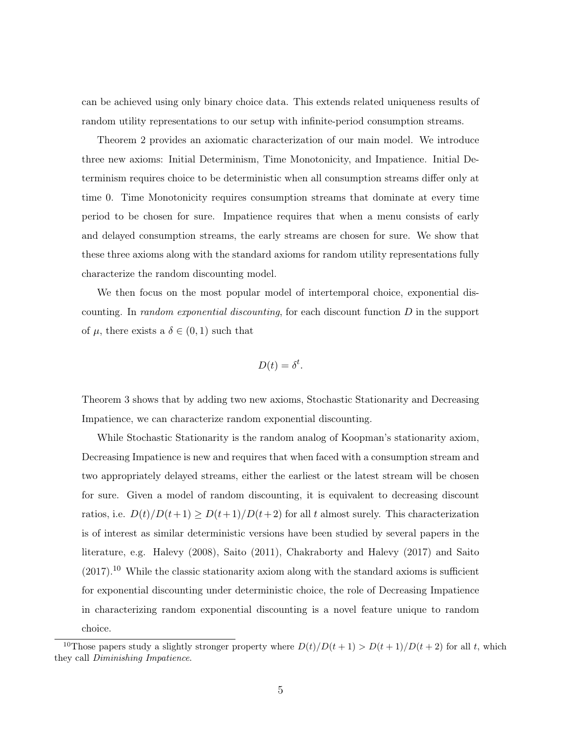can be achieved using only binary choice data. This extends related uniqueness results of random utility representations to our setup with infinite-period consumption streams.

Theorem 2 provides an axiomatic characterization of our main model. We introduce three new axioms: Initial Determinism, Time Monotonicity, and Impatience. Initial Determinism requires choice to be deterministic when all consumption streams differ only at time 0. Time Monotonicity requires consumption streams that dominate at every time period to be chosen for sure. Impatience requires that when a menu consists of early and delayed consumption streams, the early streams are chosen for sure. We show that these three axioms along with the standard axioms for random utility representations fully characterize the random discounting model.

We then focus on the most popular model of intertemporal choice, exponential discounting. In *random exponential discounting*, for each discount function $D$ in the support of $\mu$, there exists a $\delta \in (0, 1)$ such that

$$D(t) = \delta^t.$$

Theorem 3 shows that by adding two new axioms, Stochastic Stationarity and Decreasing Impatience, we can characterize random exponential discounting.

While Stochastic Stationarity is the random analog of Koopman's stationarity axiom, Decreasing Impatience is new and requires that when faced with a consumption stream and two appropriately delayed streams, either the earliest or the latest stream will be chosen for sure. Given a model of random discounting, it is equivalent to decreasing discount ratios, i.e. $D(t)/D(t+1) \geq D(t+1)/D(t+2)$ for all $t$ almost surely. This characterization is of interest as similar deterministic versions have been studied by several papers in the literature, e.g. Halevy (2008), Saito (2011), Chakraborty and Halevy (2017) and Saito (2017).[10] While the classic stationarity axiom along with the standard axioms is sufficient for exponential discounting under deterministic choice, the role of Decreasing Impatience in characterizing random exponential discounting is a novel feature unique to random choice.

[10] Those papers study a slightly stronger property where $D(t)/D(t+1) > D(t+1)/D(t+2)$ for all $t$, which they call *Diminishing Impatience*.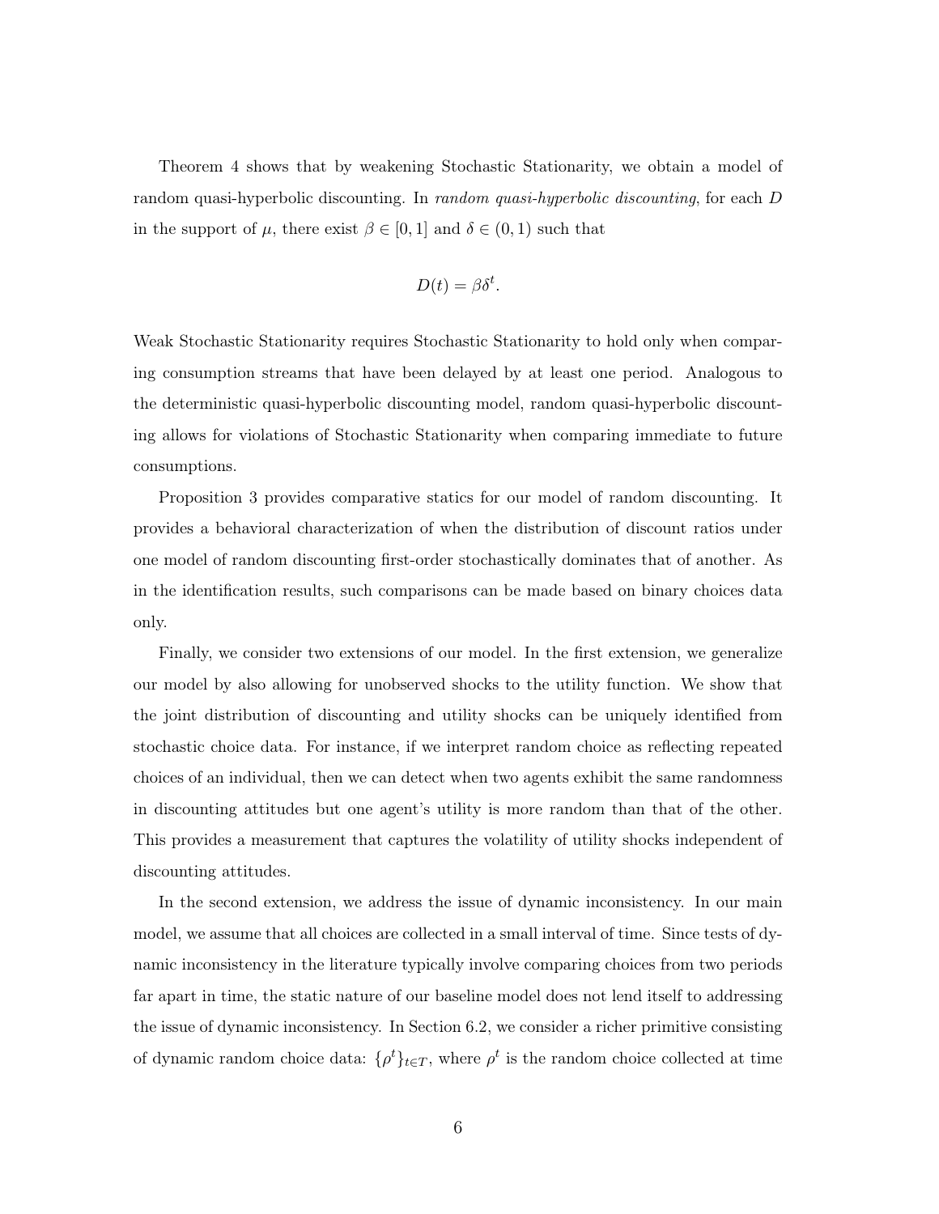Theorem 4 shows that by weakening Stochastic Stationarity, we obtain a model of random quasi-hyperbolic discounting. In *random quasi-hyperbolic discounting*, for each $D$ in the support of $\mu$, there exist $\beta \in [0, 1]$ and $\delta \in (0, 1)$ such that

$$D(t) = \beta\delta^t.$$

Weak Stochastic Stationarity requires Stochastic Stationarity to hold only when comparing consumption streams that have been delayed by at least one period. Analogous to the deterministic quasi-hyperbolic discounting model, random quasi-hyperbolic discounting allows for violations of Stochastic Stationarity when comparing immediate to future consumptions.

Proposition 3 provides comparative statics for our model of random discounting. It provides a behavioral characterization of when the distribution of discount ratios under one model of random discounting first-order stochastically dominates that of another. As in the identification results, such comparisons can be made based on binary choices data only.

Finally, we consider two extensions of our model. In the first extension, we generalize our model by also allowing for unobserved shocks to the utility function. We show that the joint distribution of discounting and utility shocks can be uniquely identified from stochastic choice data. For instance, if we interpret random choice as reflecting repeated choices of an individual, then we can detect when two agents exhibit the same randomness in discounting attitudes but one agent's utility is more random than that of the other. This provides a measurement that captures the volatility of utility shocks independent of discounting attitudes.

In the second extension, we address the issue of dynamic inconsistency. In our main model, we assume that all choices are collected in a small interval of time. Since tests of dynamic inconsistency in the literature typically involve comparing choices from two periods far apart in time, the static nature of our baseline model does not lend itself to addressing the issue of dynamic inconsistency. In Section 6.2, we consider a richer primitive consisting of dynamic random choice data: $\{\rho^t\}_{t \in T}$, where $\rho^t$ is the random choice collected at time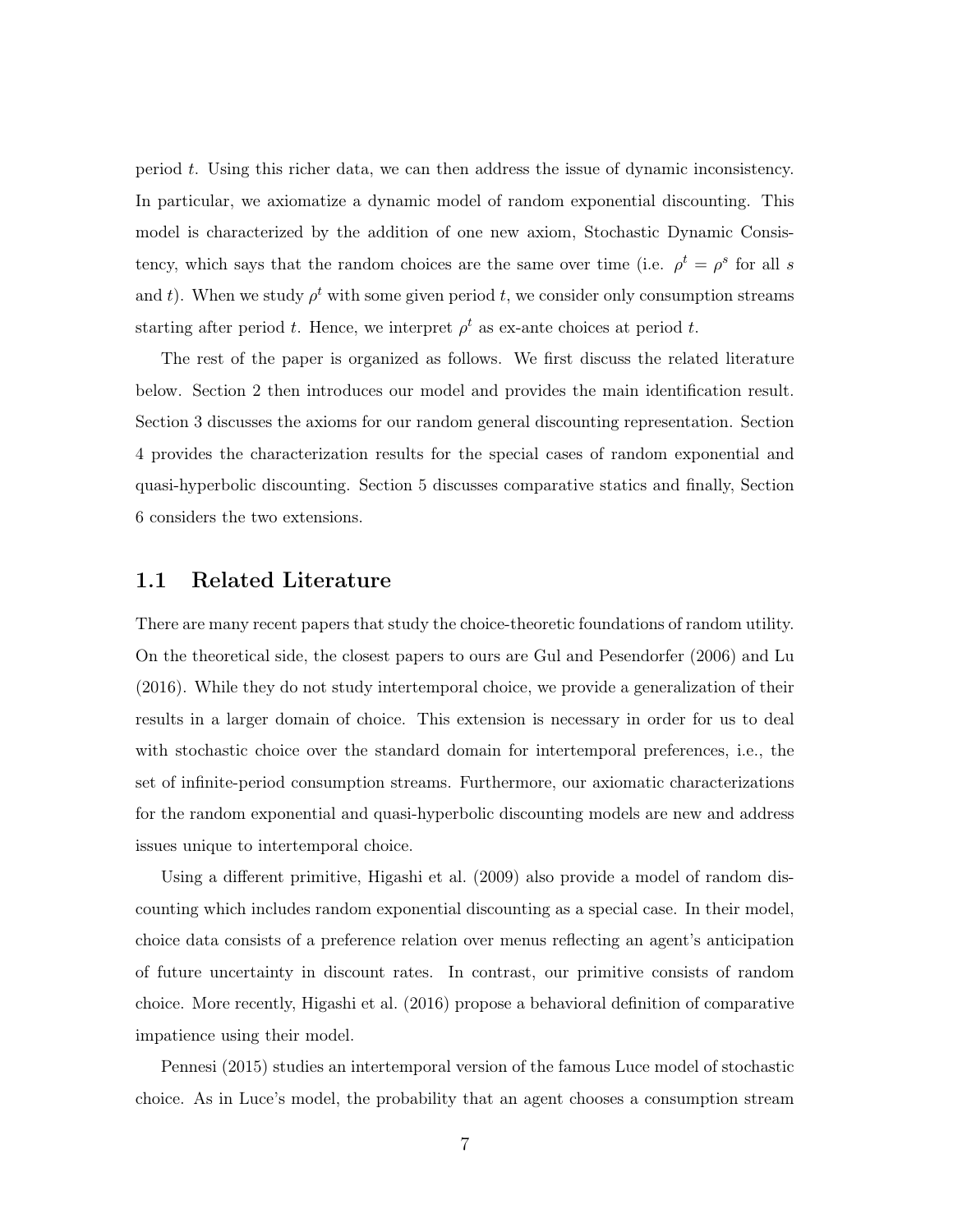period $t$. Using this richer data, we can then address the issue of dynamic inconsistency. In particular, we axiomatize a dynamic model of random exponential discounting. This model is characterized by the addition of one new axiom, Stochastic Dynamic Consistency, which says that the random choices are the same over time (i.e. $\rho^t = \rho^s$ for all $s$ and $t$). When we study $\rho^t$ with some given period $t$, we consider only consumption streams starting after period $t$. Hence, we interpret $\rho^t$ as ex-ante choices at period $t$.

The rest of the paper is organized as follows. We first discuss the related literature below. Section 2 then introduces our model and provides the main identification result. Section 3 discusses the axioms for our random general discounting representation. Section 4 provides the characterization results for the special cases of random exponential and quasi-hyperbolic discounting. Section 5 discusses comparative statics and finally, Section 6 considers the two extensions.

## 1.1 Related Literature

There are many recent papers that study the choice-theoretic foundations of random utility. On the theoretical side, the closest papers to ours are Gul and Pesendorfer (2006) and Lu (2016). While they do not study intertemporal choice, we provide a generalization of their results in a larger domain of choice. This extension is necessary in order for us to deal with stochastic choice over the standard domain for intertemporal preferences, i.e., the set of infinite-period consumption streams. Furthermore, our axiomatic characterizations for the random exponential and quasi-hyperbolic discounting models are new and address issues unique to intertemporal choice.

Using a different primitive, Higashi et al. (2009) also provide a model of random discounting which includes random exponential discounting as a special case. In their model, choice data consists of a preference relation over menus reflecting an agent's anticipation of future uncertainty in discount rates. In contrast, our primitive consists of random choice. More recently, Higashi et al. (2016) propose a behavioral definition of comparative impatience using their model.

Pennesi (2015) studies an intertemporal version of the famous Luce model of stochastic choice. As in Luce's model, the probability that an agent chooses a consumption stream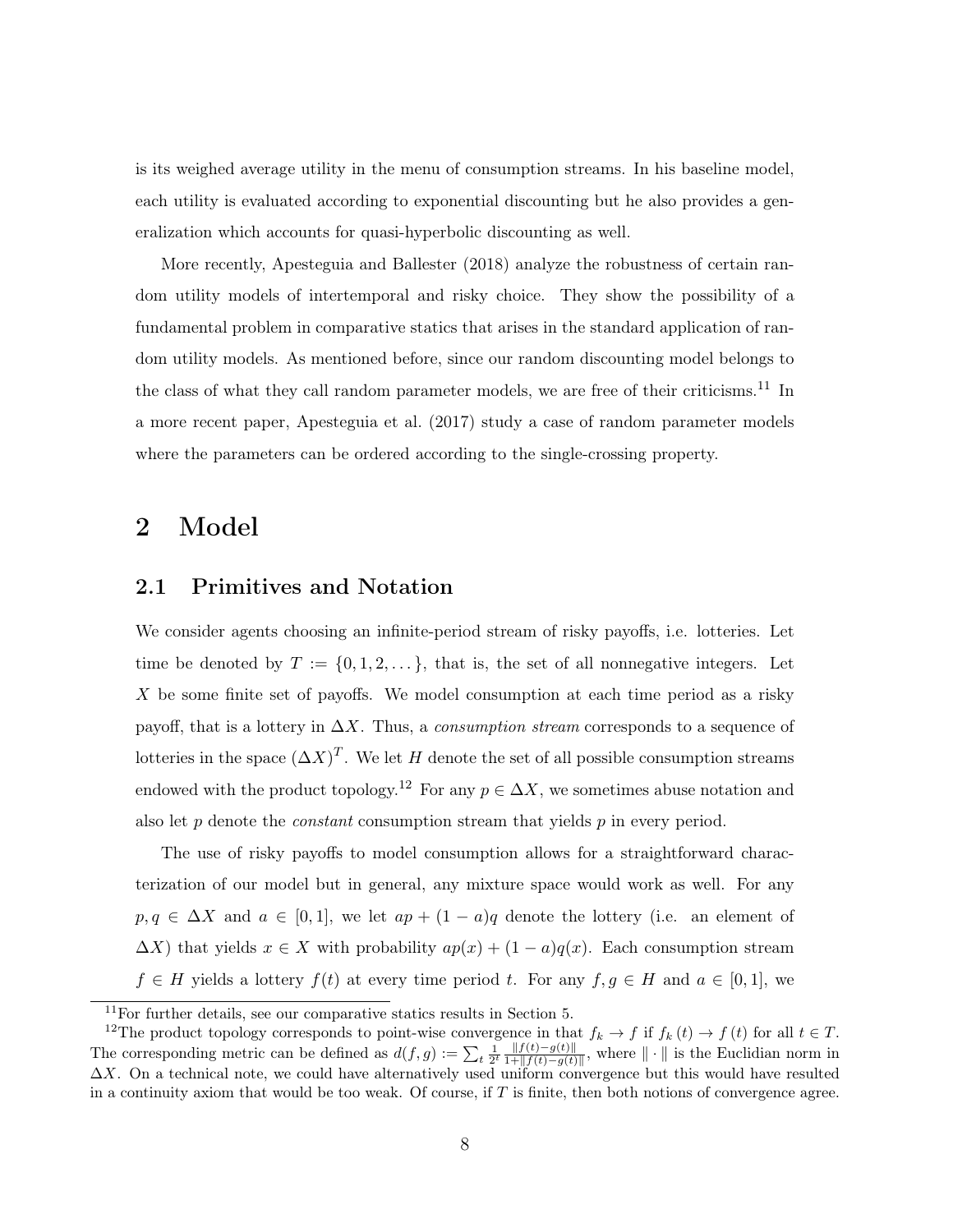is its weighed average utility in the menu of consumption streams. In his baseline model, each utility is evaluated according to exponential discounting but he also provides a generalization which accounts for quasi-hyperbolic discounting as well.

More recently, Apesteguia and Ballester (2018) analyze the robustness of certain random utility models of intertemporal and risky choice. They show the possibility of a fundamental problem in comparative statics that arises in the standard application of random utility models. As mentioned before, since our random discounting model belongs to the class of what they call random parameter models, we are free of their criticisms.[11] In a more recent paper, Apesteguia et al. (2017) study a case of random parameter models where the parameters can be ordered according to the single-crossing property.

# 2 Model

## 2.1 Primitives and Notation

We consider agents choosing an infinite-period stream of risky payoffs, i.e. lotteries. Let time be denoted by $T := \{0, 1, 2, \dots\}$, that is, the set of all nonnegative integers. Let $X$ be some finite set of payoffs. We model consumption at each time period as a risky payoff, that is a lottery in $\Delta X$. Thus, a *consumption stream* corresponds to a sequence of lotteries in the space $(\Delta X)^T$. We let $H$ denote the set of all possible consumption streams endowed with the product topology.[12] For any $p \in \Delta X$, we sometimes abuse notation and also let $p$ denote the *constant* consumption stream that yields $p$ in every period.

The use of risky payoffs to model consumption allows for a straightforward characterization of our model but in general, any mixture space would work as well. For any $p, q \in \Delta X$ and $a \in [0, 1]$, we let $ap + (1-a)q$ denote the lottery (i.e. an element of $\Delta X$) that yields $x \in X$ with probability $ap(x) + (1-a)q(x)$. Each consumption stream $f \in H$ yields a lottery $f(t)$ at every time period $t$. For any $f, g \in H$ and $a \in [0, 1]$, we

[11] For further details, see our comparative statics results in Section 5.

[12] The product topology corresponds to point-wise convergence in that $f_k \to f$ if $f_k(t) \to f(t)$ for all $t \in T$. The corresponding metric can be defined as $d(f, g) := \sum_t \frac{1}{2^t} \frac{\|f(t)-g(t)\|}{1+\|f(t)-g(t)\|}$, where $\|\cdot\|$ is the Euclidian norm in $\Delta X$. On a technical note, we could have alternatively used uniform convergence but this would have resulted in a continuity axiom that would be too weak. Of course, if $T$ is finite, then both notions of convergence agree.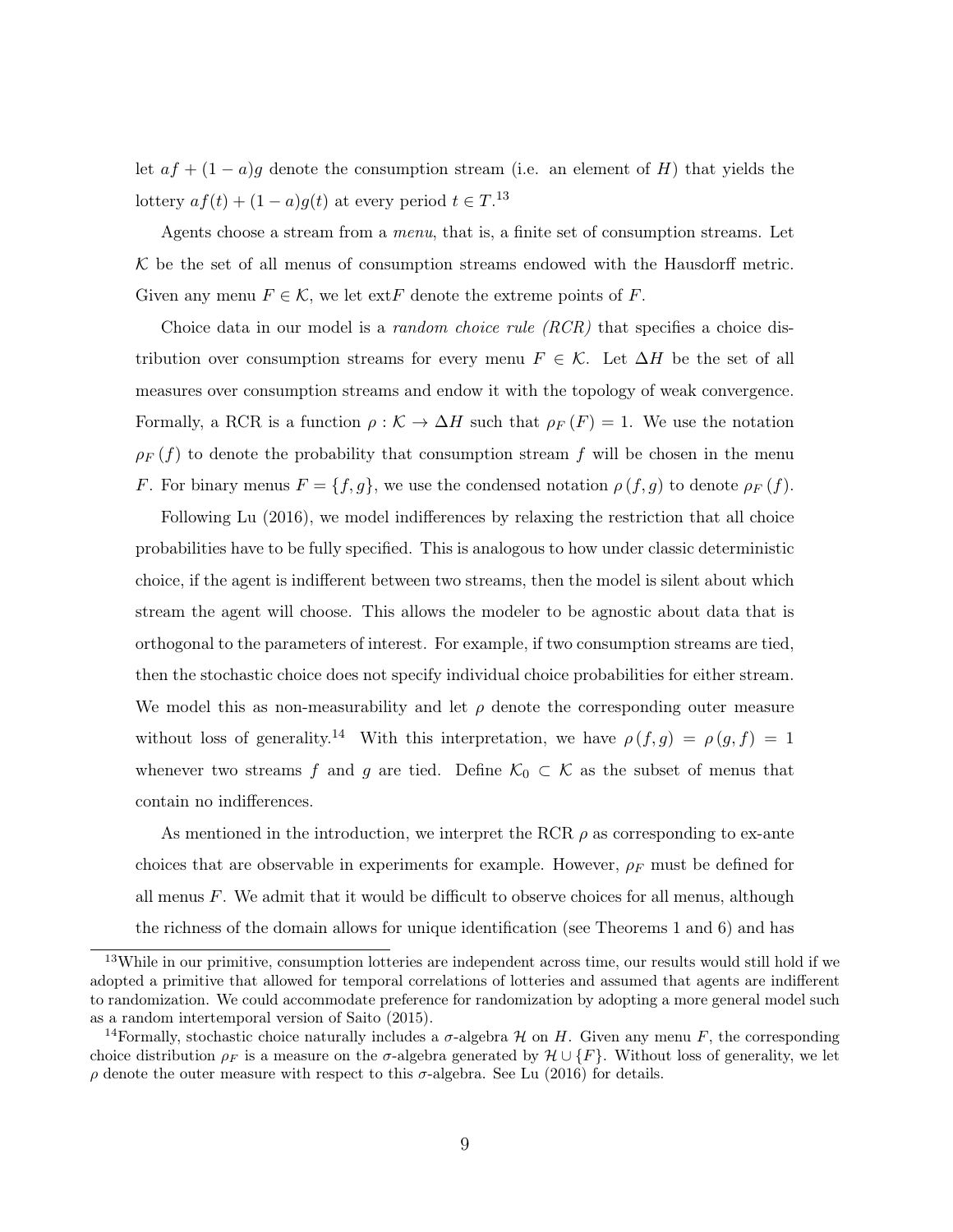let $af + (1-a)g$ denote the consumption stream (i.e. an element of $H$) that yields the lottery $af(t) + (1-a)g(t)$ at every period $t \in T$.[13]

Agents choose a stream from a *menu*, that is, a finite set of consumption streams. Let $\mathcal{K}$ be the set of all menus of consumption streams endowed with the Hausdorff metric. Given any menu $F \in \mathcal{K}$, we let $\text{ext}F$ denote the extreme points of $F$.

Choice data in our model is a *random choice rule (RCR)* that specifies a choice distribution over consumption streams for every menu $F \in \mathcal{K}$. Let $\Delta H$ be the set of all measures over consumption streams and endow it with the topology of weak convergence. Formally, a RCR is a function $\rho : \mathcal{K} \to \Delta H$ such that $\rho_F(F) = 1$. We use the notation $\rho_F(f)$ to denote the probability that consumption stream $f$ will be chosen in the menu $F$. For binary menus $F = \{f, g\}$, we use the condensed notation $\rho(f, g)$ to denote $\rho_F(f)$.

Following Lu (2016), we model indifferences by relaxing the restriction that all choice probabilities have to be fully specified. This is analogous to how under classic deterministic choice, if the agent is indifferent between two streams, then the model is silent about which stream the agent will choose. This allows the modeler to be agnostic about data that is orthogonal to the parameters of interest. For example, if two consumption streams are tied, then the stochastic choice does not specify individual choice probabilities for either stream. We model this as non-measurability and let $\rho$ denote the corresponding outer measure without loss of generality.[14] With this interpretation, we have $\rho(f, g) = \rho(g, f) = 1$ whenever two streams $f$ and $g$ are tied. Define $\mathcal{K}_0 \subset \mathcal{K}$ as the subset of menus that contain no indifferences.

As mentioned in the introduction, we interpret the RCR $\rho$ as corresponding to ex-ante choices that are observable in experiments for example. However, $\rho_F$ must be defined for all menus $F$. We admit that it would be difficult to observe choices for all menus, although the richness of the domain allows for unique identification (see Theorems 1 and 6) and has

[13]While in our primitive, consumption lotteries are independent across time, our results would still hold if we adopted a primitive that allowed for temporal correlations of lotteries and assumed that agents are indifferent to randomization. We could accommodate preference for randomization by adopting a more general model such as a random intertemporal version of Saito (2015).

[14]Formally, stochastic choice naturally includes a $\sigma$-algebra $\mathcal{H}$ on $H$. Given any menu $F$, the corresponding choice distribution $\rho_F$ is a measure on the $\sigma$-algebra generated by $\mathcal{H} \cup \{F\}$. Without loss of generality, we let $\rho$ denote the outer measure with respect to this $\sigma$-algebra. See Lu (2016) for details.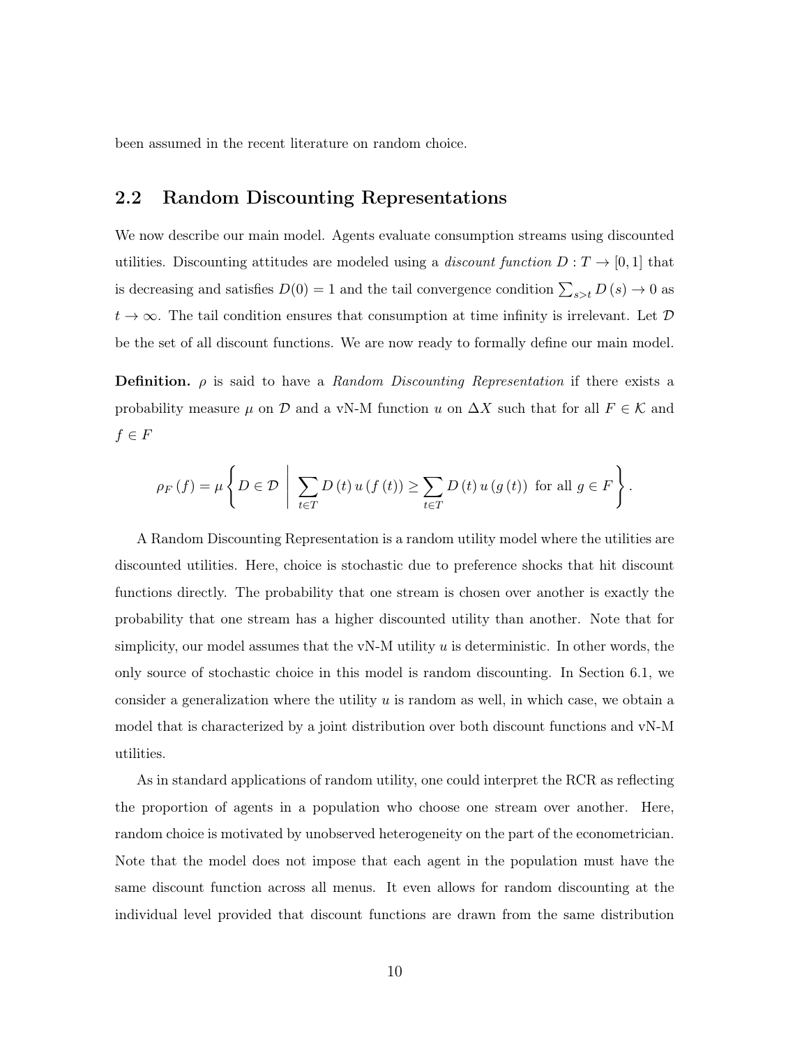been assumed in the recent literature on random choice.

## 2.2 Random Discounting Representations

We now describe our main model. Agents evaluate consumption streams using discounted utilities. Discounting attitudes are modeled using a *discount function* $D : T \to [0, 1]$ that is decreasing and satisfies $D(0) = 1$ and the tail convergence condition $\sum_{s>t} D(s) \to 0$ as $t \to \infty$. The tail condition ensures that consumption at time infinity is irrelevant. Let $\mathcal{D}$ be the set of all discount functions. We are now ready to formally define our main model.

**Definition.** $\rho$ is said to have a *Random Discounting Representation* if there exists a probability measure $\mu$ on $\mathcal{D}$ and a vN-M function $u$ on $\Delta X$ such that for all $F \in \mathcal{K}$ and $f \in F$

$$\rho_F(f) = \mu \left\{ D \in \mathcal{D} \;\middle|\; \sum_{t \in T} D(t)\, u(f(t)) \geq \sum_{t \in T} D(t)\, u(g(t)) \text{ for all } g \in F \right\}.$$

A Random Discounting Representation is a random utility model where the utilities are discounted utilities. Here, choice is stochastic due to preference shocks that hit discount functions directly. The probability that one stream is chosen over another is exactly the probability that one stream has a higher discounted utility than another. Note that for simplicity, our model assumes that the vN-M utility $u$ is deterministic. In other words, the only source of stochastic choice in this model is random discounting. In Section 6.1, we consider a generalization where the utility $u$ is random as well, in which case, we obtain a model that is characterized by a joint distribution over both discount functions and vN-M utilities.

As in standard applications of random utility, one could interpret the RCR as reflecting the proportion of agents in a population who choose one stream over another. Here, random choice is motivated by unobserved heterogeneity on the part of the econometrician. Note that the model does not impose that each agent in the population must have the same discount function across all menus. It even allows for random discounting at the individual level provided that discount functions are drawn from the same distribution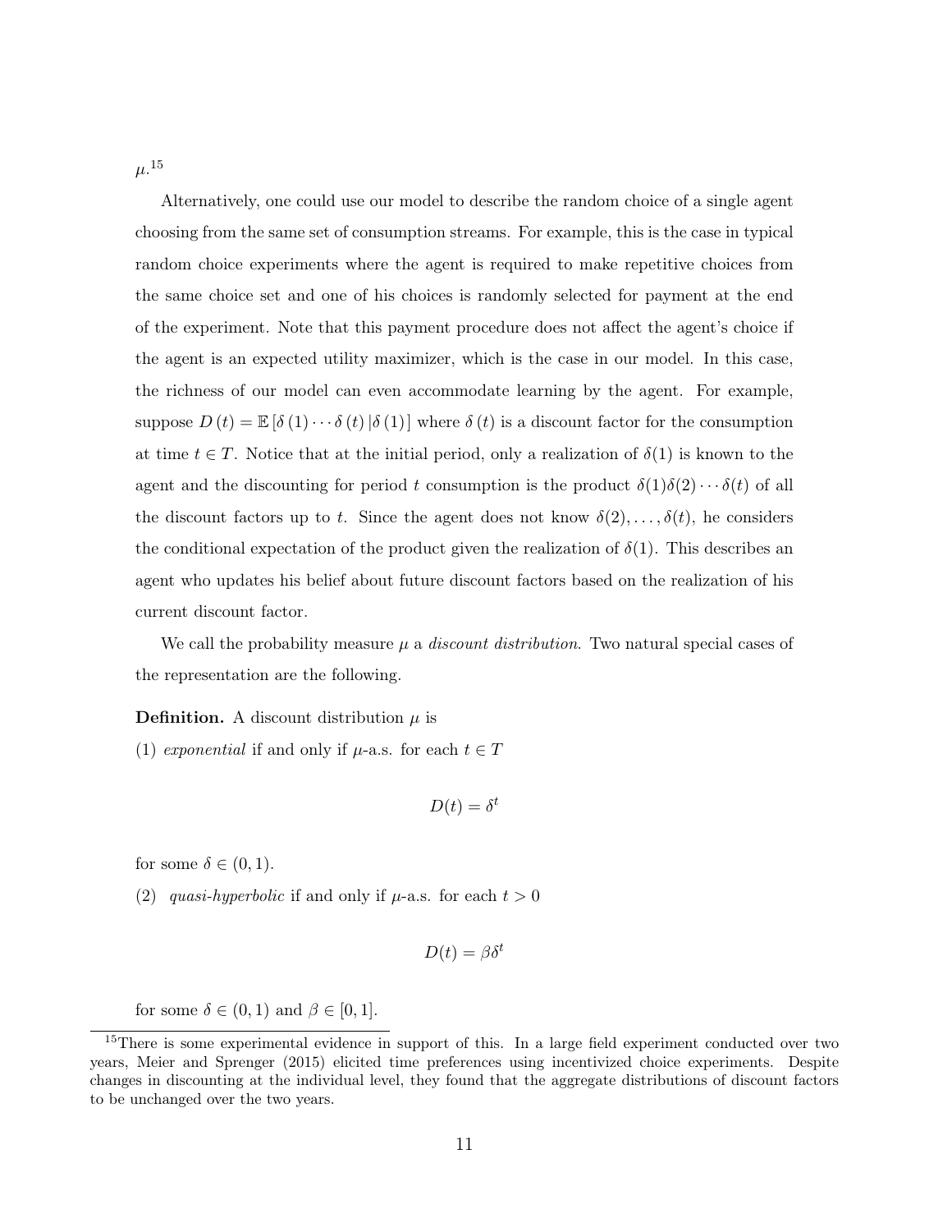$\mu$.[15]

Alternatively, one could use our model to describe the random choice of a single agent choosing from the same set of consumption streams. For example, this is the case in typical random choice experiments where the agent is required to make repetitive choices from the same choice set and one of his choices is randomly selected for payment at the end of the experiment. Note that this payment procedure does not affect the agent's choice if the agent is an expected utility maximizer, which is the case in our model. In this case, the richness of our model can even accommodate learning by the agent. For example, suppose $D(t) = \mathbb{E}[\delta(1) \cdots \delta(t) | \delta(1)]$ where $\delta(t)$ is a discount factor for the consumption at time $t \in T$. Notice that at the initial period, only a realization of $\delta(1)$ is known to the agent and the discounting for period $t$ consumption is the product $\delta(1)\delta(2) \cdots \delta(t)$ of all the discount factors up to $t$. Since the agent does not know $\delta(2), \ldots, \delta(t)$, he considers the conditional expectation of the product given the realization of $\delta(1)$. This describes an agent who updates his belief about future discount factors based on the realization of his current discount factor.

We call the probability measure $\mu$ a *discount distribution*. Two natural special cases of the representation are the following.

**Definition.** A discount distribution $\mu$ is

(1) *exponential* if and only if $\mu$-a.s. for each $t \in T$

$$D(t) = \delta^t$$

for some $\delta \in (0, 1)$.

(2) *quasi-hyperbolic* if and only if $\mu$-a.s. for each $t > 0$

$$D(t) = \beta\delta^t$$

for some $\delta \in (0, 1)$ and $\beta \in [0, 1]$.

[15] There is some experimental evidence in support of this. In a large field experiment conducted over two years, Meier and Sprenger (2015) elicited time preferences using incentivized choice experiments. Despite changes in discounting at the individual level, they found that the aggregate distributions of discount factors to be unchanged over the two years.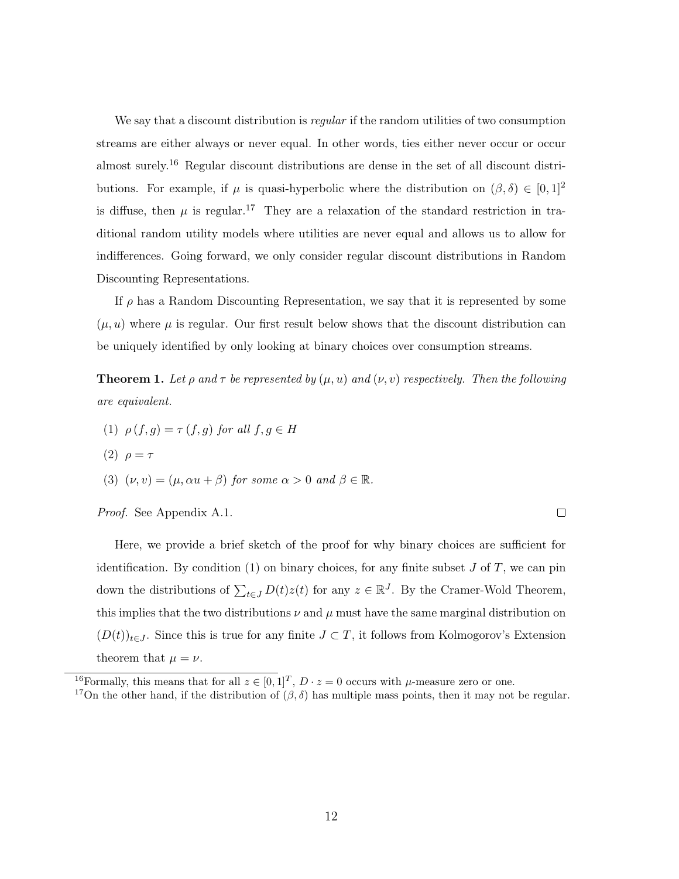We say that a discount distribution is *regular* if the random utilities of two consumption streams are either always or never equal. In other words, ties either never occur or occur almost surely.[16] Regular discount distributions are dense in the set of all discount distributions. For example, if $\mu$ is quasi-hyperbolic where the distribution on $(\beta, \delta) \in [0,1]^2$ is diffuse, then $\mu$ is regular.[17] They are a relaxation of the standard restriction in traditional random utility models where utilities are never equal and allows us to allow for indifferences. Going forward, we only consider regular discount distributions in Random Discounting Representations.

If $\rho$ has a Random Discounting Representation, we say that it is represented by some $(\mu, u)$ where $\mu$ is regular. Our first result below shows that the discount distribution can be uniquely identified by only looking at binary choices over consumption streams.

**Theorem 1.** *Let $\rho$ and $\tau$ be represented by $(\mu, u)$ and $(\nu, v)$ respectively. Then the following are equivalent.*

(1) $\rho(f, g) = \tau(f, g)$ *for all* $f, g \in H$

(2) $\rho = \tau$

(3) $(\nu, v) = (\mu, \alpha u + \beta)$ *for some* $\alpha > 0$ *and* $\beta \in \mathbb{R}$.

*Proof.* See Appendix A.1. □

Here, we provide a brief sketch of the proof for why binary choices are sufficient for identification. By condition (1) on binary choices, for any finite subset $J$ of $T$, we can pin down the distributions of $\sum_{t \in J} D(t) z(t)$ for any $z \in \mathbb{R}^J$. By the Cramer-Wold Theorem, this implies that the two distributions $\nu$ and $\mu$ must have the same marginal distribution on $(D(t))_{t \in J}$. Since this is true for any finite $J \subset T$, it follows from Kolmogorov's Extension theorem that $\mu = \nu$.

[16] Formally, this means that for all $z \in [0,1]^T$, $D \cdot z = 0$ occurs with $\mu$-measure zero or one.

[17] On the other hand, if the distribution of $(\beta, \delta)$ has multiple mass points, then it may not be regular.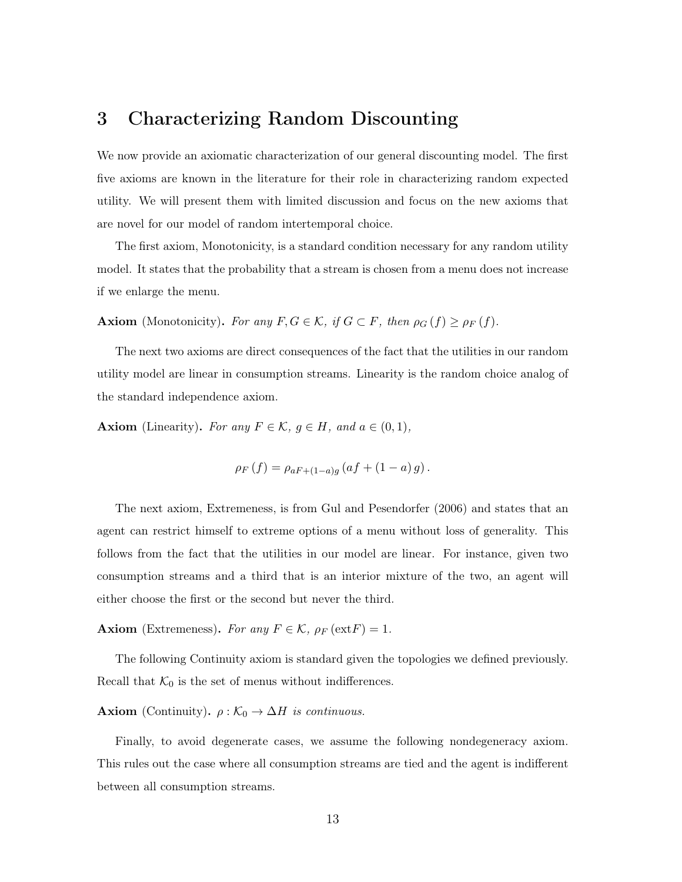# 3 Characterizing Random Discounting

We now provide an axiomatic characterization of our general discounting model. The first five axioms are known in the literature for their role in characterizing random expected utility. We will present them with limited discussion and focus on the new axioms that are novel for our model of random intertemporal choice.

The first axiom, Monotonicity, is a standard condition necessary for any random utility model. It states that the probability that a stream is chosen from a menu does not increase if we enlarge the menu.

**Axiom** (Monotonicity)**.** *For any $F, G \in \mathcal{K}$, if $G \subset F$, then $\rho_G(f) \geq \rho_F(f)$.*

The next two axioms are direct consequences of the fact that the utilities in our random utility model are linear in consumption streams. Linearity is the random choice analog of the standard independence axiom.

**Axiom** (Linearity)**.** *For any $F \in \mathcal{K}$, $g \in H$, and $a \in (0,1)$,*

$$\rho_F(f) = \rho_{aF+(1-a)g}(af + (1-a)g).$$

The next axiom, Extremeness, is from Gul and Pesendorfer (2006) and states that an agent can restrict himself to extreme options of a menu without loss of generality. This follows from the fact that the utilities in our model are linear. For instance, given two consumption streams and a third that is an interior mixture of the two, an agent will either choose the first or the second but never the third.

**Axiom** (Extremeness)**.** *For any $F \in \mathcal{K}$, $\rho_F(\text{ext}F) = 1$.*

The following Continuity axiom is standard given the topologies we defined previously. Recall that $\mathcal{K}_0$ is the set of menus without indifferences.

**Axiom** (Continuity)**.** *$\rho : \mathcal{K}_0 \rightarrow \Delta H$ is continuous.*

Finally, to avoid degenerate cases, we assume the following nondegeneracy axiom. This rules out the case where all consumption streams are tied and the agent is indifferent between all consumption streams.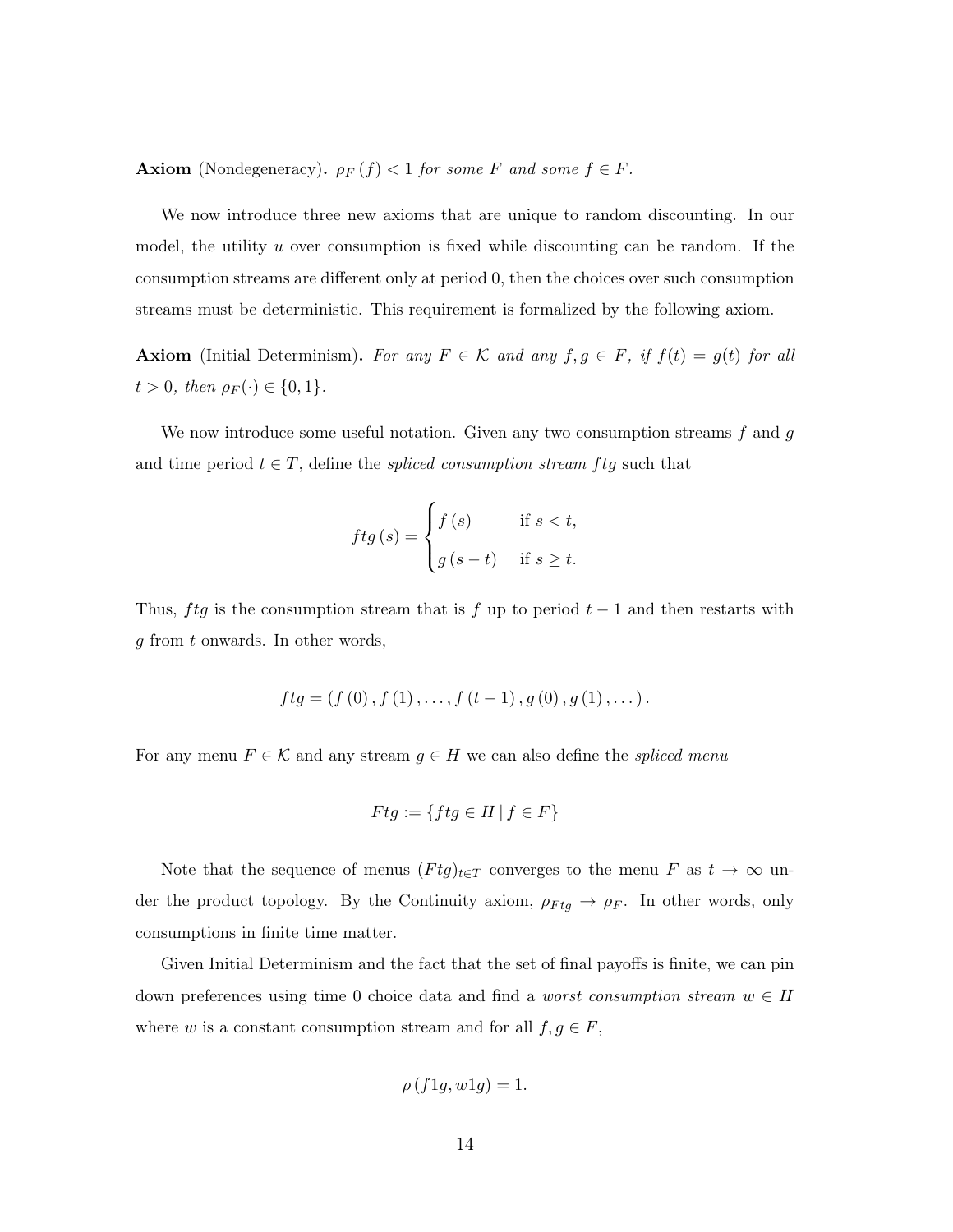**Axiom** (Nondegeneracy). *$\rho_F(f) < 1$ for some $F$ and some $f \in F$.*

We now introduce three new axioms that are unique to random discounting. In our model, the utility $u$ over consumption is fixed while discounting can be random. If the consumption streams are different only at period 0, then the choices over such consumption streams must be deterministic. This requirement is formalized by the following axiom.

**Axiom** (Initial Determinism). *For any $F \in \mathcal{K}$ and any $f, g \in F$, if $f(t) = g(t)$ for all $t > 0$, then $\rho_F(\cdot) \in \{0, 1\}$.*

We now introduce some useful notation. Given any two consumption streams $f$ and $g$ and time period $t \in T$, define the *spliced consumption stream* $ftg$ such that

$$ftg(s) = \begin{cases} f(s) & \text{if } s < t, \\ g(s-t) & \text{if } s \geq t. \end{cases}$$

Thus, $ftg$ is the consumption stream that is $f$ up to period $t-1$ and then restarts with $g$ from $t$ onwards. In other words,

$$ftg = (f(0), f(1), \ldots, f(t-1), g(0), g(1), \ldots).$$

For any menu $F \in \mathcal{K}$ and any stream $g \in H$ we can also define the *spliced menu*

$$Ftg := \{ftg \in H \mid f \in F\}$$

Note that the sequence of menus $(Ftg)_{t \in T}$ converges to the menu $F$ as $t \to \infty$ under the product topology. By the Continuity axiom, $\rho_{Ftg} \to \rho_F$. In other words, only consumptions in finite time matter.

Given Initial Determinism and the fact that the set of final payoffs is finite, we can pin down preferences using time 0 choice data and find a *worst consumption stream* $w \in H$ where $w$ is a constant consumption stream and for all $f, g \in F$,

$$\rho(f1g, w1g) = 1.$$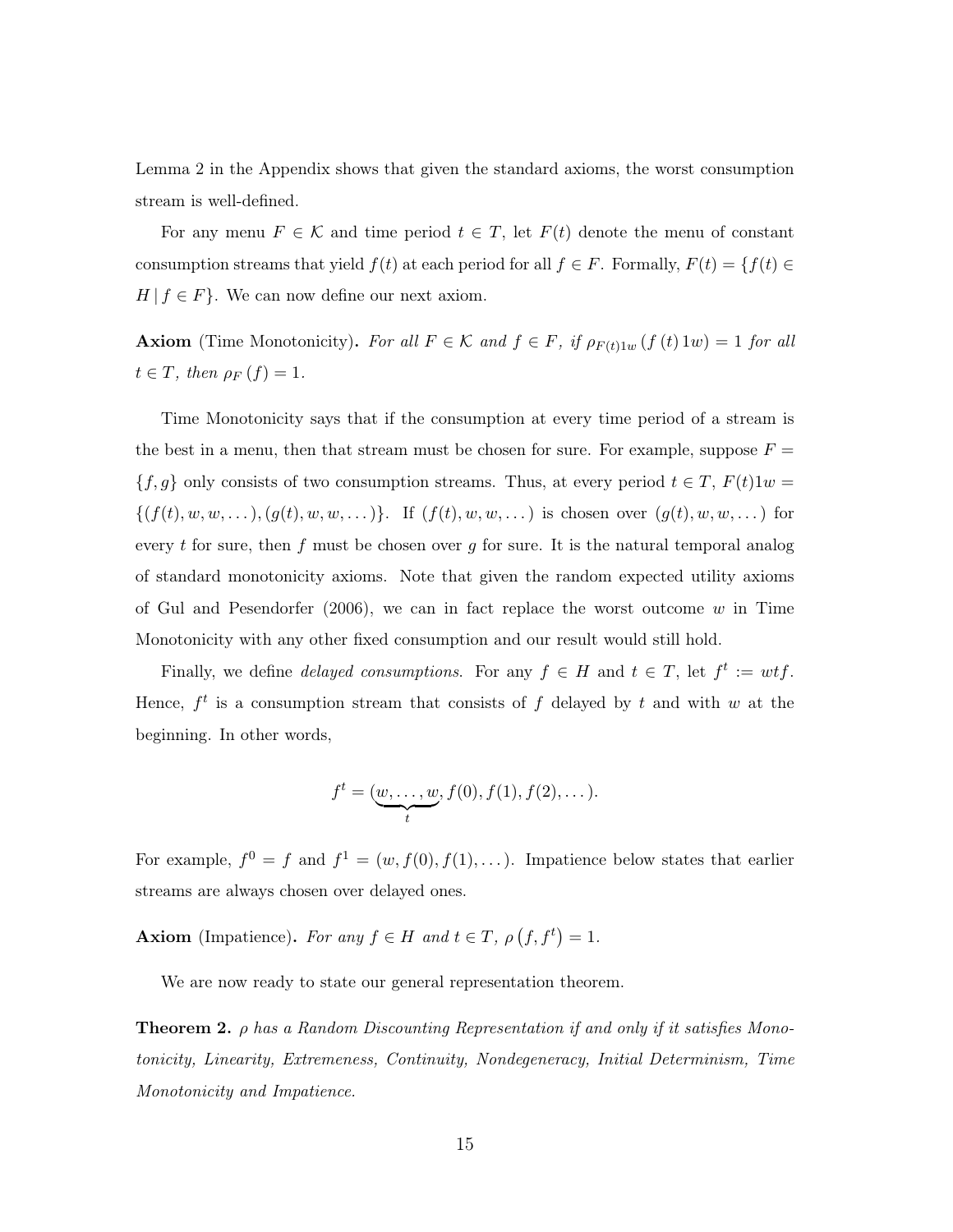Lemma 2 in the Appendix shows that given the standard axioms, the worst consumption stream is well-defined.

For any menu $F \in \mathcal{K}$ and time period $t \in T$, let $F(t)$ denote the menu of constant consumption streams that yield $f(t)$ at each period for all $f \in F$. Formally, $F(t) = \{f(t) \in H \mid f \in F\}$. We can now define our next axiom.

**Axiom** (Time Monotonicity)**.** *For all $F \in \mathcal{K}$ and $f \in F$, if $\rho_{F(t)1w}(f(t)\,1w) = 1$ for all $t \in T$, then $\rho_F(f) = 1$.*

Time Monotonicity says that if the consumption at every time period of a stream is the best in a menu, then that stream must be chosen for sure. For example, suppose $F = \{f, g\}$ only consists of two consumption streams. Thus, at every period $t \in T$, $F(t)1w = \{(f(t), w, w, \dots), (g(t), w, w, \dots)\}$. If $(f(t), w, w, \dots)$ is chosen over $(g(t), w, w, \dots)$ for every $t$ for sure, then $f$ must be chosen over $g$ for sure. It is the natural temporal analog of standard monotonicity axioms. Note that given the random expected utility axioms of Gul and Pesendorfer (2006), we can in fact replace the worst outcome $w$ in Time Monotonicity with any other fixed consumption and our result would still hold.

Finally, we define *delayed consumptions*. For any $f \in H$ and $t \in T$, let $f^t := wtf$. Hence, $f^t$ is a consumption stream that consists of $f$ delayed by $t$ and with $w$ at the beginning. In other words,

$$f^t = (\underbrace{w, \dots, w}_{t}, f(0), f(1), f(2), \dots).$$

For example, $f^0 = f$ and $f^1 = (w, f(0), f(1), \dots)$. Impatience below states that earlier streams are always chosen over delayed ones.

**Axiom** (Impatience)**.** *For any $f \in H$ and $t \in T$, $\rho(f, f^t) = 1$.*

We are now ready to state our general representation theorem.

**Theorem 2.** *$\rho$ has a Random Discounting Representation if and only if it satisfies Monotonicity, Linearity, Extremeness, Continuity, Nondegeneracy, Initial Determinism, Time Monotonicity and Impatience.*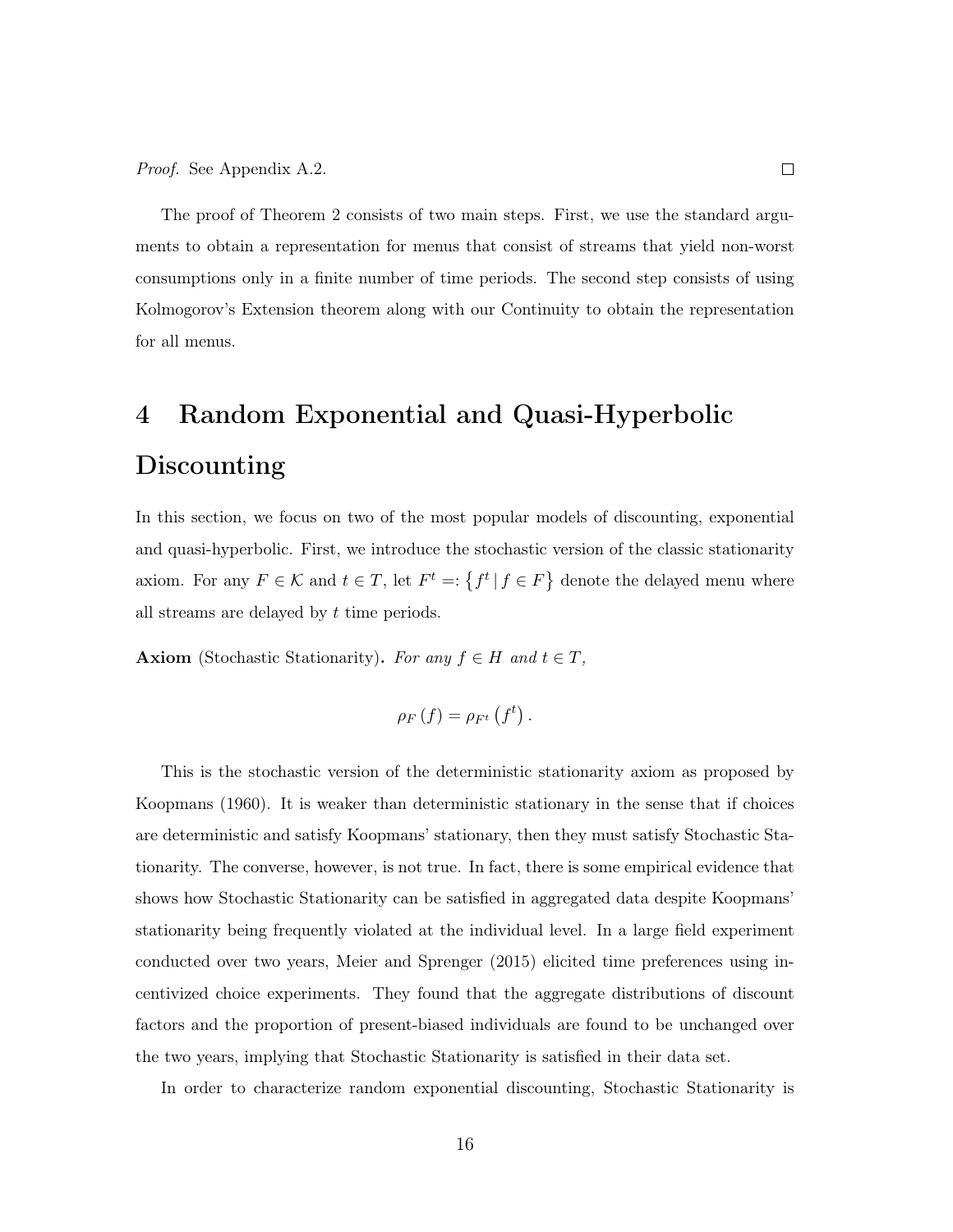*Proof.* See Appendix A.2. □

The proof of Theorem 2 consists of two main steps. First, we use the standard arguments to obtain a representation for menus that consist of streams that yield non-worst consumptions only in a finite number of time periods. The second step consists of using Kolmogorov's Extension theorem along with our Continuity to obtain the representation for all menus.

# 4 Random Exponential and Quasi-Hyperbolic Discounting

In this section, we focus on two of the most popular models of discounting, exponential and quasi-hyperbolic. First, we introduce the stochastic version of the classic stationarity axiom. For any $F \in \mathcal{K}$ and $t \in T$, let $F^t =: \{f^t \mid f \in F\}$ denote the delayed menu where all streams are delayed by $t$ time periods.

**Axiom** (Stochastic Stationarity)**.** *For any $f \in H$ and $t \in T$,*

$$\rho_F(f) = \rho_{F^t}(f^t).$$

This is the stochastic version of the deterministic stationarity axiom as proposed by Koopmans (1960). It is weaker than deterministic stationary in the sense that if choices are deterministic and satisfy Koopmans' stationary, then they must satisfy Stochastic Stationarity. The converse, however, is not true. In fact, there is some empirical evidence that shows how Stochastic Stationarity can be satisfied in aggregated data despite Koopmans' stationarity being frequently violated at the individual level. In a large field experiment conducted over two years, Meier and Sprenger (2015) elicited time preferences using incentivized choice experiments. They found that the aggregate distributions of discount factors and the proportion of present-biased individuals are found to be unchanged over the two years, implying that Stochastic Stationarity is satisfied in their data set.

In order to characterize random exponential discounting, Stochastic Stationarity is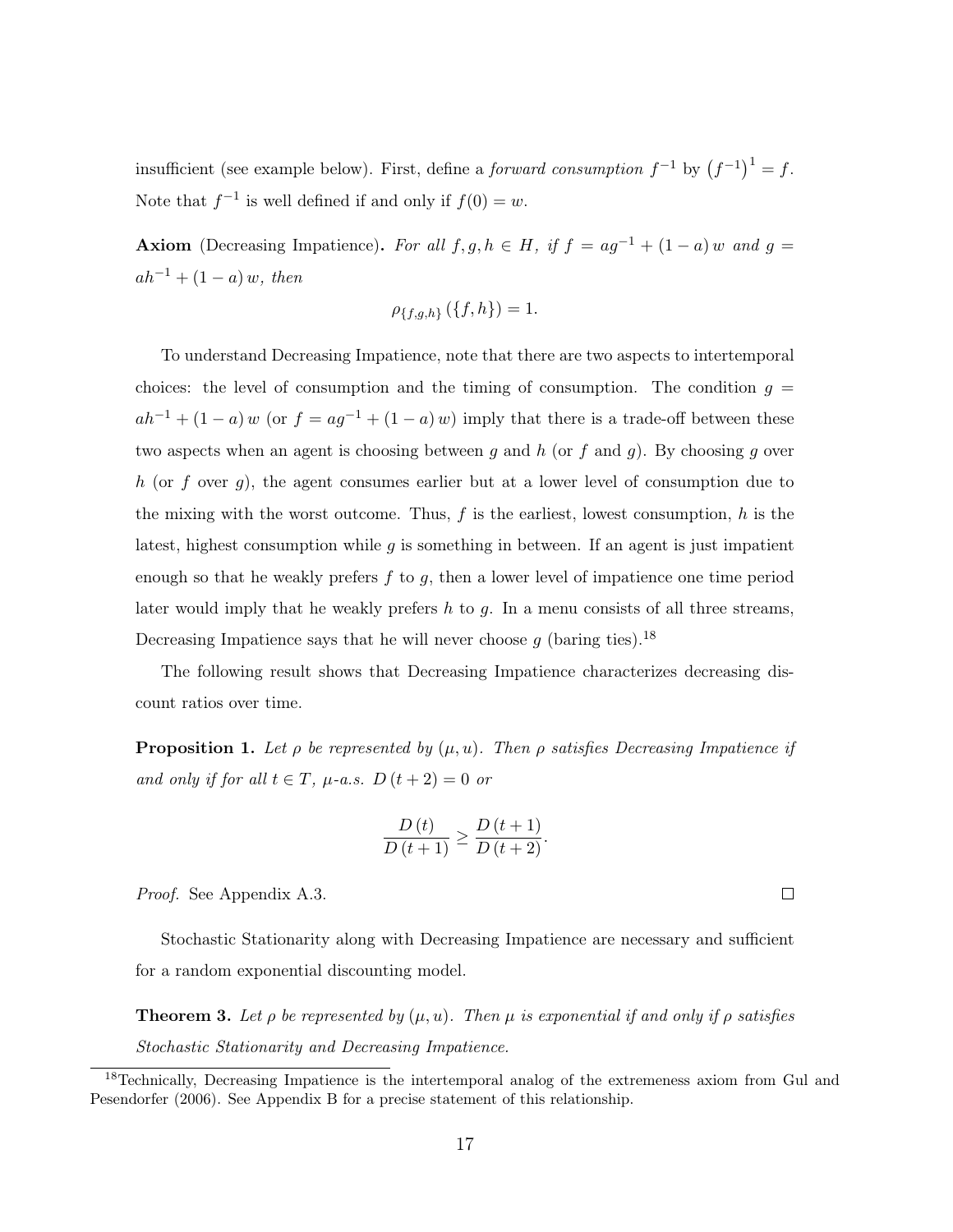insufficient (see example below). First, define a *forward consumption* $f^{-1}$ by $\left(f^{-1}\right)^{1} = f$. Note that $f^{-1}$ is well defined if and only if $f(0) = w$.

**Axiom** (Decreasing Impatience)**.** *For all $f, g, h \in H$, if $f = ag^{-1} + (1-a)\,w$ and $g = ah^{-1} + (1-a)\,w$, then*

$$\rho_{\{f,g,h\}}\left(\{f,h\}\right) = 1.$$

To understand Decreasing Impatience, note that there are two aspects to intertemporal choices: the level of consumption and the timing of consumption. The condition $g = ah^{-1} + (1-a)\,w$ (or $f = ag^{-1} + (1-a)\,w$) imply that there is a trade-off between these two aspects when an agent is choosing between $g$ and $h$ (or $f$ and $g$). By choosing $g$ over $h$ (or $f$ over $g$), the agent consumes earlier but at a lower level of consumption due to the mixing with the worst outcome. Thus, $f$ is the earliest, lowest consumption, $h$ is the latest, highest consumption while $g$ is something in between. If an agent is just impatient enough so that he weakly prefers $f$ to $g$, then a lower level of impatience one time period later would imply that he weakly prefers $h$ to $g$. In a menu consists of all three streams, Decreasing Impatience says that he will never choose $g$ (baring ties).[18]

The following result shows that Decreasing Impatience characterizes decreasing discount ratios over time.

**Proposition 1.** *Let $\rho$ be represented by $(\mu, u)$. Then $\rho$ satisfies Decreasing Impatience if and only if for all $t \in T$, $\mu$-a.s. $D(t+2) = 0$ or*

$$\frac{D(t)}{D(t+1)} \geq \frac{D(t+1)}{D(t+2)}.$$

*Proof.* See Appendix A.3. □

Stochastic Stationarity along with Decreasing Impatience are necessary and sufficient for a random exponential discounting model.

**Theorem 3.** *Let $\rho$ be represented by $(\mu, u)$. Then $\mu$ is exponential if and only if $\rho$ satisfies Stochastic Stationarity and Decreasing Impatience.*

[18] Technically, Decreasing Impatience is the intertemporal analog of the extremeness axiom from Gul and Pesendorfer (2006). See Appendix B for a precise statement of this relationship.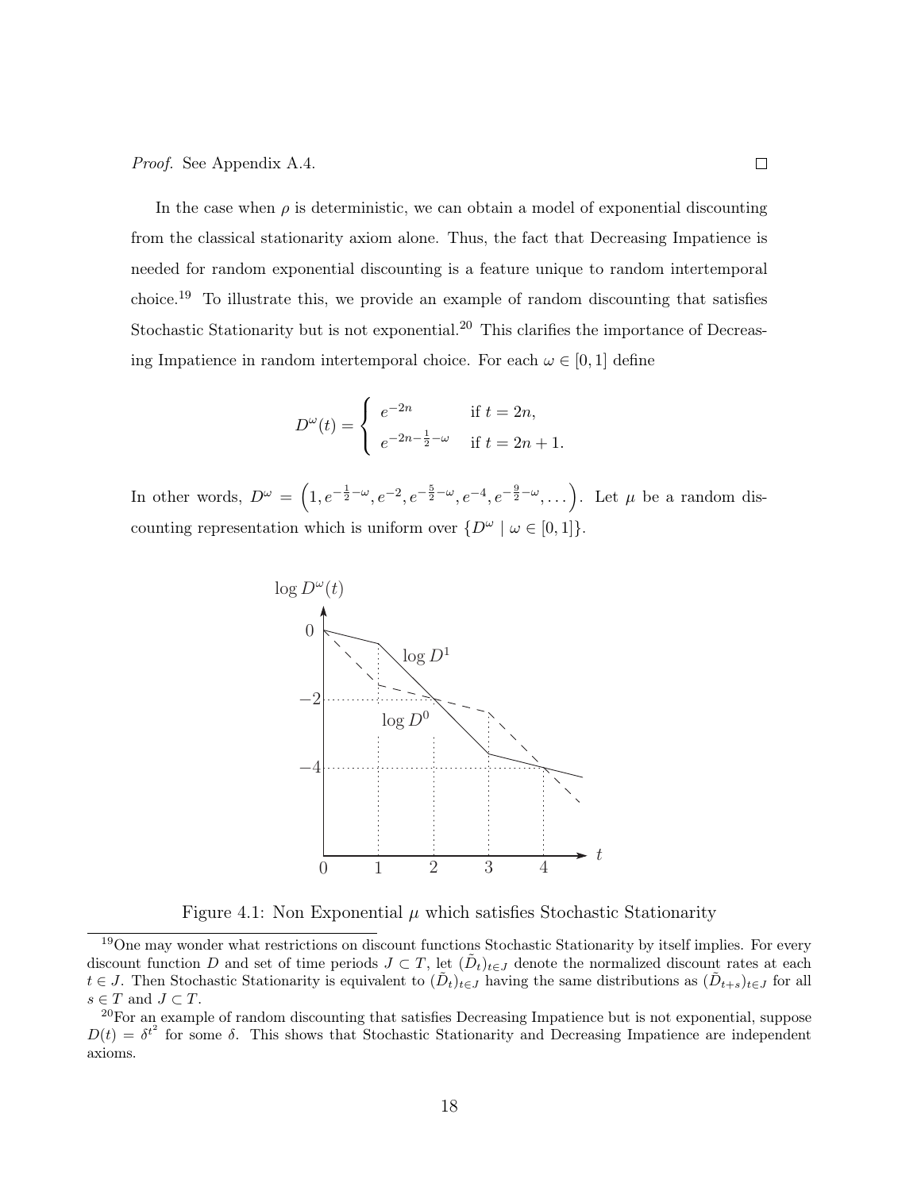*Proof.* See Appendix A.4. □

In the case when $\rho$ is deterministic, we can obtain a model of exponential discounting from the classical stationarity axiom alone. Thus, the fact that Decreasing Impatience is needed for random exponential discounting is a feature unique to random intertemporal choice.[19] To illustrate this, we provide an example of random discounting that satisfies Stochastic Stationarity but is not exponential.[20] This clarifies the importance of Decreasing Impatience in random intertemporal choice. For each $\omega \in [0, 1]$ define

$$D^\omega(t) = \begin{cases} e^{-2n} & \text{if } t = 2n, \\ e^{-2n-\frac{1}{2}-\omega} & \text{if } t = 2n+1. \end{cases}$$

In other words, $D^\omega = \left(1, e^{-\frac{1}{2}-\omega}, e^{-2}, e^{-\frac{5}{2}-\omega}, e^{-4}, e^{-\frac{9}{2}-\omega}, \dots\right)$. Let $\mu$ be a random discounting representation which is uniform over $\{D^\omega \mid \omega \in [0, 1]\}$.

Figure 4.1: Non Exponential $\mu$ which satisfies Stochastic Stationarity

[19] One may wonder what restrictions on discount functions Stochastic Stationarity by itself implies. For every discount function $D$ and set of time periods $J \subset T$, let $(\tilde{D}_t)_{t \in J}$ denote the normalized discount rates at each $t \in J$. Then Stochastic Stationarity is equivalent to $(\tilde{D}_t)_{t \in J}$ having the same distributions as $(\tilde{D}_{t+s})_{t \in J}$ for all $s \in T$ and $J \subset T$.

[20] For an example of random discounting that satisfies Decreasing Impatience but is not exponential, suppose $D(t) = \delta^{t^2}$ for some $\delta$. This shows that Stochastic Stationarity and Decreasing Impatience are independent axioms.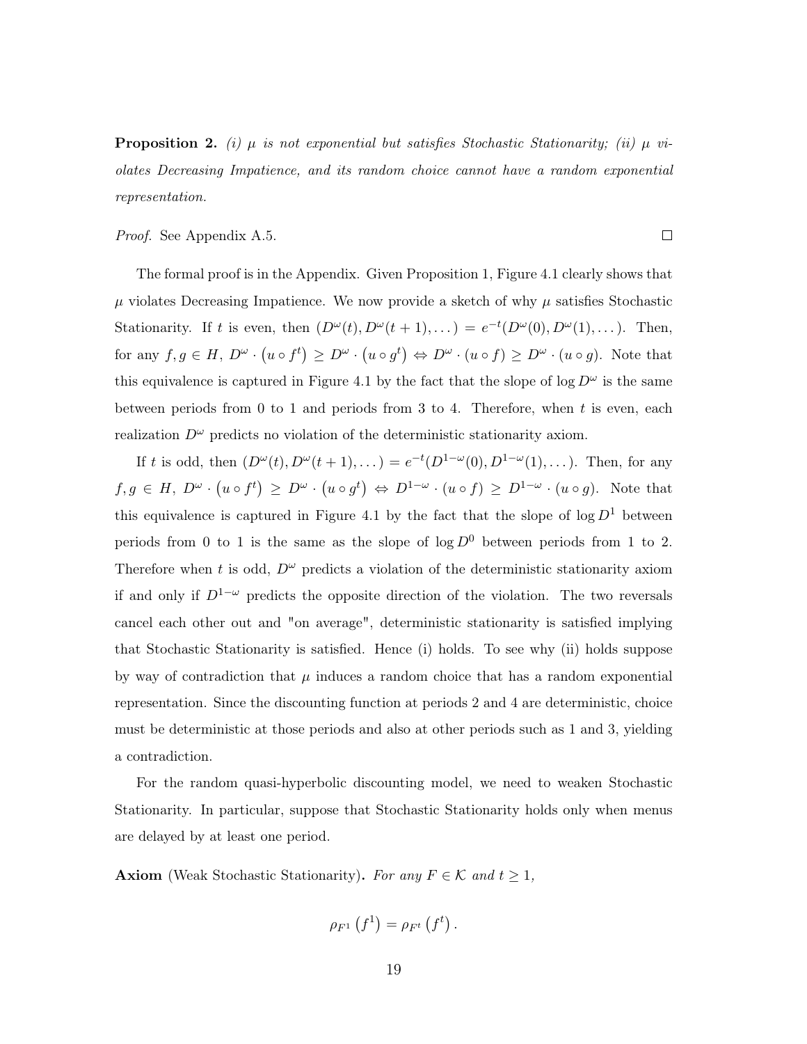**Proposition 2.** *(i) $\mu$ is not exponential but satisfies Stochastic Stationarity; (ii) $\mu$ violates Decreasing Impatience, and its random choice cannot have a random exponential representation.*

*Proof.* See Appendix A.5. $\square$

The formal proof is in the Appendix. Given Proposition 1, Figure 4.1 clearly shows that $\mu$ violates Decreasing Impatience. We now provide a sketch of why $\mu$ satisfies Stochastic Stationarity. If $t$ is even, then $(D^{\omega}(t), D^{\omega}(t+1), \dots) = e^{-t}(D^{\omega}(0), D^{\omega}(1), \dots)$. Then, for any $f, g \in H$, $D^{\omega} \cdot \left(u \circ f^{t}\right) \geq D^{\omega} \cdot \left(u \circ g^{t}\right) \Leftrightarrow D^{\omega} \cdot (u \circ f) \geq D^{\omega} \cdot (u \circ g)$. Note that this equivalence is captured in Figure 4.1 by the fact that the slope of $\log D^{\omega}$ is the same between periods from 0 to 1 and periods from 3 to 4. Therefore, when $t$ is even, each realization $D^{\omega}$ predicts no violation of the deterministic stationarity axiom.

If $t$ is odd, then $(D^{\omega}(t), D^{\omega}(t+1), \dots) = e^{-t}(D^{1-\omega}(0), D^{1-\omega}(1), \dots)$. Then, for any $f, g \in H$, $D^{\omega} \cdot \left(u \circ f^{t}\right) \geq D^{\omega} \cdot \left(u \circ g^{t}\right) \Leftrightarrow D^{1-\omega} \cdot (u \circ f) \geq D^{1-\omega} \cdot (u \circ g)$. Note that this equivalence is captured in Figure 4.1 by the fact that the slope of $\log D^{1}$ between periods from 0 to 1 is the same as the slope of $\log D^{0}$ between periods from 1 to 2. Therefore when $t$ is odd, $D^{\omega}$ predicts a violation of the deterministic stationarity axiom if and only if $D^{1-\omega}$ predicts the opposite direction of the violation. The two reversals cancel each other out and "on average", deterministic stationarity is satisfied implying that Stochastic Stationarity is satisfied. Hence (i) holds. To see why (ii) holds suppose by way of contradiction that $\mu$ induces a random choice that has a random exponential representation. Since the discounting function at periods 2 and 4 are deterministic, choice must be deterministic at those periods and also at other periods such as 1 and 3, yielding a contradiction.

For the random quasi-hyperbolic discounting model, we need to weaken Stochastic Stationarity. In particular, suppose that Stochastic Stationarity holds only when menus are delayed by at least one period.

**Axiom** (Weak Stochastic Stationarity)**.** *For any $F \in \mathcal{K}$ and $t \geq 1$,*

$$\rho_{F^{1}}\left(f^{1}\right) = \rho_{F^{t}}\left(f^{t}\right).$$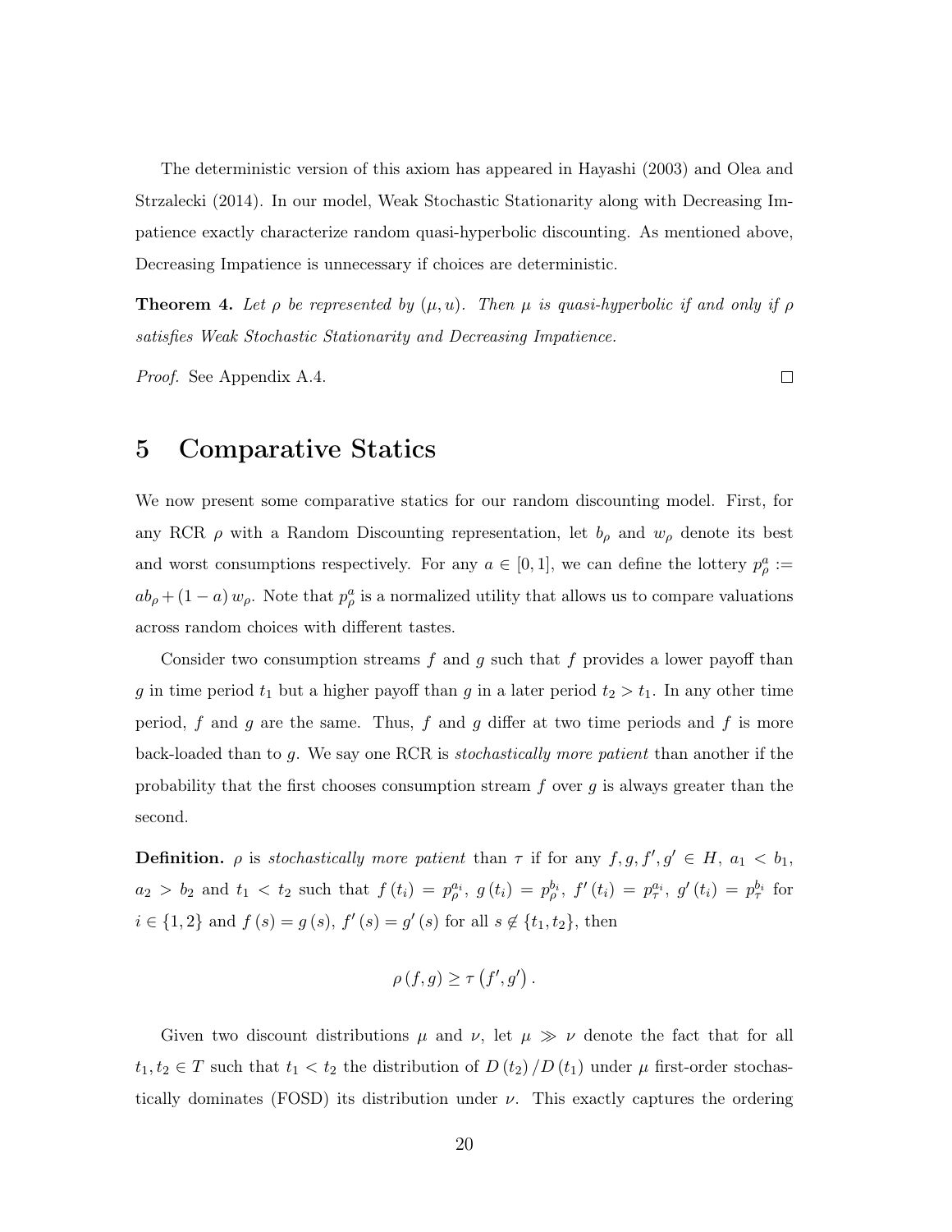The deterministic version of this axiom has appeared in Hayashi (2003) and Olea and Strzalecki (2014). In our model, Weak Stochastic Stationarity along with Decreasing Impatience exactly characterize random quasi-hyperbolic discounting. As mentioned above, Decreasing Impatience is unnecessary if choices are deterministic.

**Theorem 4.** *Let $\rho$ be represented by $(\mu, u)$. Then $\mu$ is quasi-hyperbolic if and only if $\rho$ satisfies Weak Stochastic Stationarity and Decreasing Impatience.*

*Proof.* See Appendix A.4. □

# 5 Comparative Statics

We now present some comparative statics for our random discounting model. First, for any RCR $\rho$ with a Random Discounting representation, let $b_\rho$ and $w_\rho$ denote its best and worst consumptions respectively. For any $a \in [0,1]$, we can define the lottery $p_\rho^a := ab_\rho + (1-a)\, w_\rho$. Note that $p_\rho^a$ is a normalized utility that allows us to compare valuations across random choices with different tastes.

Consider two consumption streams $f$ and $g$ such that $f$ provides a lower payoff than $g$ in time period $t_1$ but a higher payoff than $g$ in a later period $t_2 > t_1$. In any other time period, $f$ and $g$ are the same. Thus, $f$ and $g$ differ at two time periods and $f$ is more back-loaded than to $g$. We say one RCR is *stochastically more patient* than another if the probability that the first chooses consumption stream $f$ over $g$ is always greater than the second.

**Definition.** $\rho$ is *stochastically more patient* than $\tau$ if for any $f, g, f', g' \in H$, $a_1 < b_1$, $a_2 > b_2$ and $t_1 < t_2$ such that $f(t_i) = p_\rho^{a_i}$, $g(t_i) = p_\rho^{b_i}$, $f'(t_i) = p_\tau^{a_i}$, $g'(t_i) = p_\tau^{b_i}$ for $i \in \{1,2\}$ and $f(s) = g(s)$, $f'(s) = g'(s)$ for all $s \notin \{t_1, t_2\}$, then

$$\rho(f,g) \geq \tau(f', g').$$

Given two discount distributions $\mu$ and $\nu$, let $\mu \gg \nu$ denote the fact that for all $t_1, t_2 \in T$ such that $t_1 < t_2$ the distribution of $D(t_2)/D(t_1)$ under $\mu$ first-order stochastically dominates (FOSD) its distribution under $\nu$. This exactly captures the ordering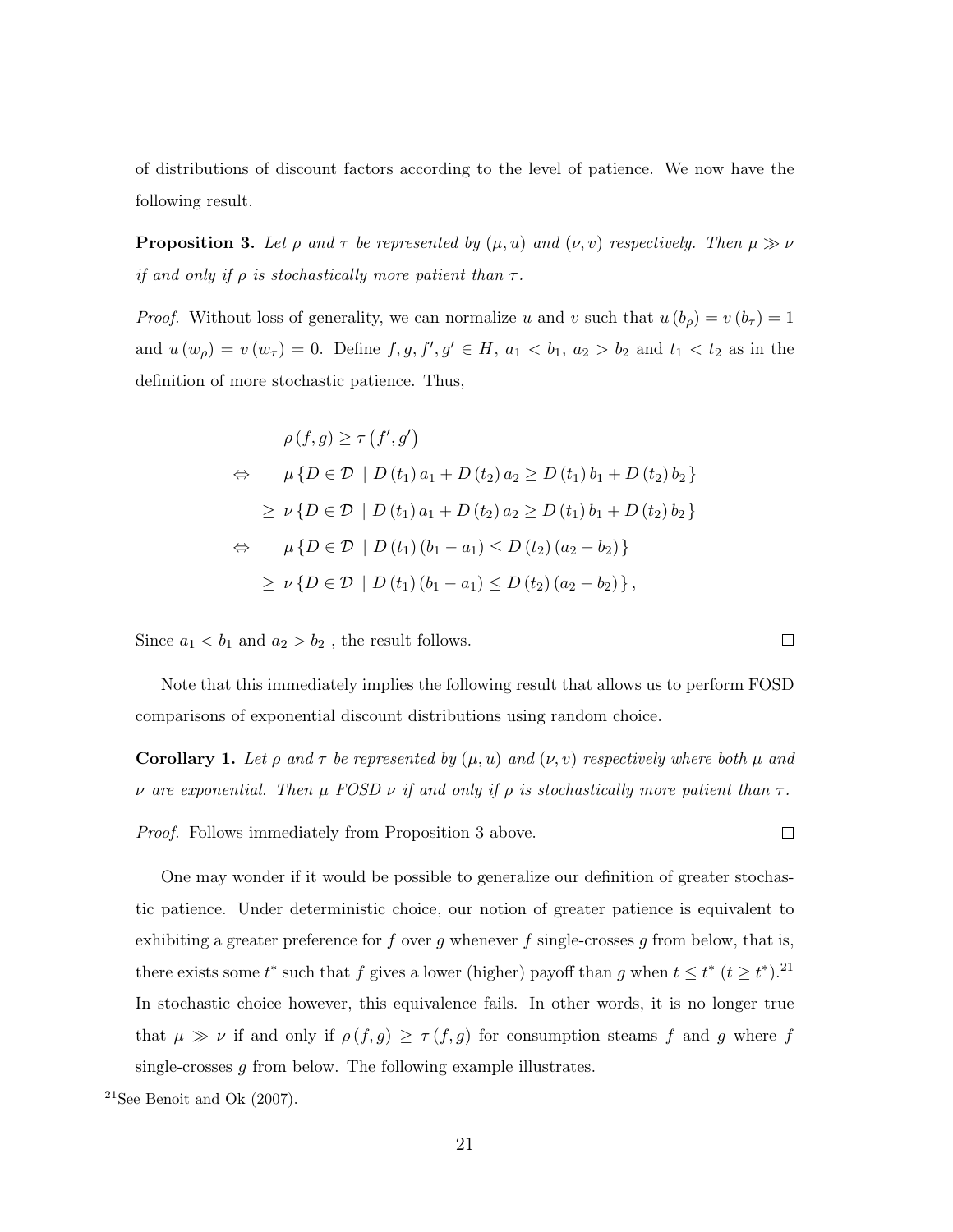of distributions of discount factors according to the level of patience. We now have the following result.

**Proposition 3.** *Let $\rho$ and $\tau$ be represented by $(\mu, u)$ and $(\nu, v)$ respectively. Then $\mu \gg \nu$ if and only if $\rho$ is stochastically more patient than $\tau$.*

*Proof.* Without loss of generality, we can normalize $u$ and $v$ such that $u(b_\rho) = v(b_\tau) = 1$ and $u(w_\rho) = v(w_\tau) = 0$. Define $f, g, f', g' \in H$, $a_1 < b_1$, $a_2 > b_2$ and $t_1 < t_2$ as in the definition of more stochastic patience. Thus,

$$
\begin{aligned}
& \rho(f, g) \geq \tau(f', g') \\
\Leftrightarrow \quad & \mu \{ D \in \mathcal{D} \mid D(t_1) a_1 + D(t_2) a_2 \geq D(t_1) b_1 + D(t_2) b_2 \} \\
& \geq \nu \{ D \in \mathcal{D} \mid D(t_1) a_1 + D(t_2) a_2 \geq D(t_1) b_1 + D(t_2) b_2 \} \\
\Leftrightarrow \quad & \mu \{ D \in \mathcal{D} \mid D(t_1)(b_1 - a_1) \leq D(t_2)(a_2 - b_2) \} \\
& \geq \nu \{ D \in \mathcal{D} \mid D(t_1)(b_1 - a_1) \leq D(t_2)(a_2 - b_2) \},
\end{aligned}
$$

Since $a_1 < b_1$ and $a_2 > b_2$ , the result follows. □

Note that this immediately implies the following result that allows us to perform FOSD comparisons of exponential discount distributions using random choice.

**Corollary 1.** *Let $\rho$ and $\tau$ be represented by $(\mu, u)$ and $(\nu, v)$ respectively where both $\mu$ and $\nu$ are exponential. Then $\mu$ FOSD $\nu$ if and only if $\rho$ is stochastically more patient than $\tau$.*

*Proof.* Follows immediately from Proposition 3 above. □

One may wonder if it would be possible to generalize our definition of greater stochastic patience. Under deterministic choice, our notion of greater patience is equivalent to exhibiting a greater preference for $f$ over $g$ whenever $f$ single-crosses $g$ from below, that is, there exists some $t^*$ such that $f$ gives a lower (higher) payoff than $g$ when $t \leq t^*$ ($t \geq t^*$).[21] In stochastic choice however, this equivalence fails. In other words, it is no longer true that $\mu \gg \nu$ if and only if $\rho(f, g) \geq \tau(f, g)$ for consumption steams $f$ and $g$ where $f$ single-crosses $g$ from below. The following example illustrates.

[21] See Benoit and Ok (2007).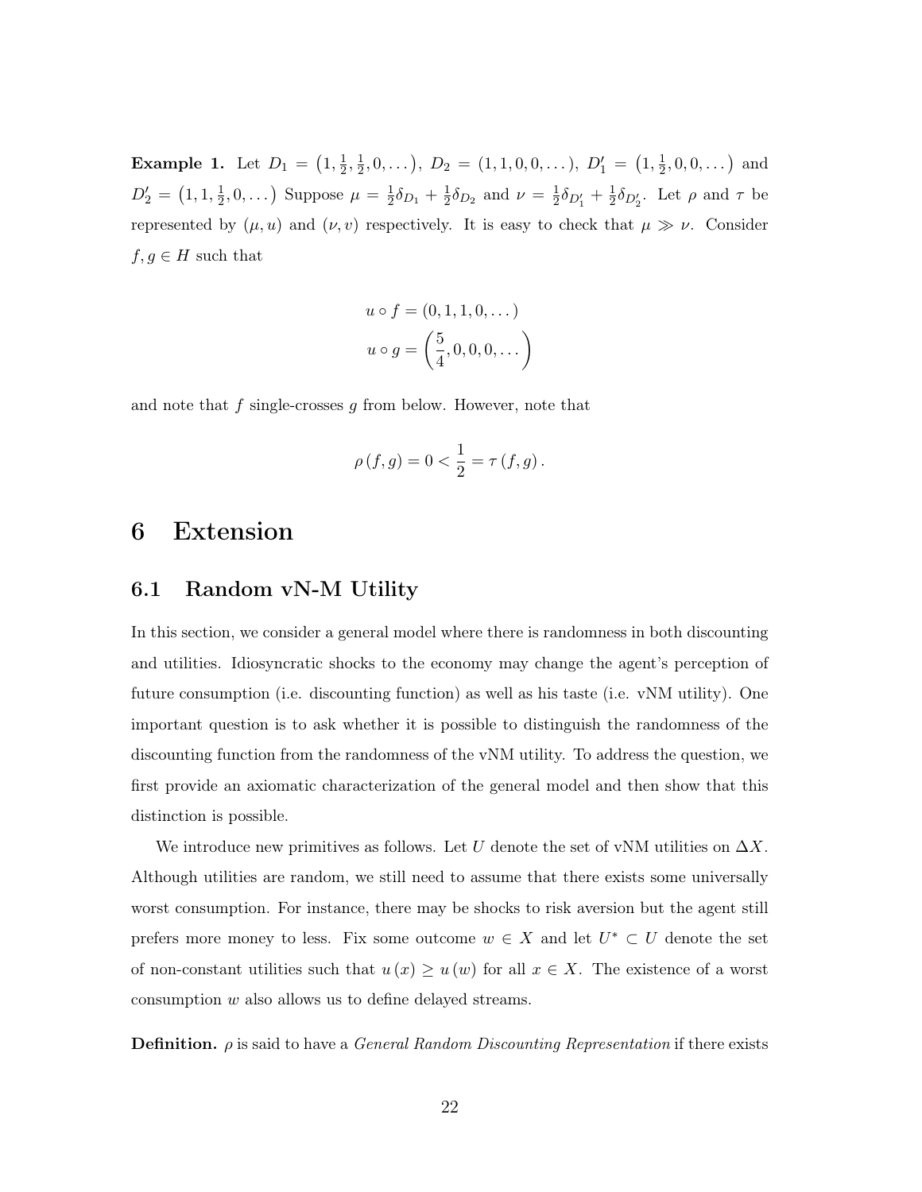**Example 1.** Let $D_1 = \left(1, \frac{1}{2}, \frac{1}{2}, 0, \dots\right)$, $D_2 = (1, 1, 0, 0, \dots)$, $D_1' = \left(1, \frac{1}{2}, 0, 0, \dots\right)$ and $D_2' = \left(1, 1, \frac{1}{2}, 0, \dots\right)$ Suppose $\mu = \frac{1}{2}\delta_{D_1} + \frac{1}{2}\delta_{D_2}$ and $\nu = \frac{1}{2}\delta_{D_1'} + \frac{1}{2}\delta_{D_2'}$. Let $\rho$ and $\tau$ be represented by $(\mu, u)$ and $(\nu, v)$ respectively. It is easy to check that $\mu \gg \nu$. Consider $f, g \in H$ such that

$$u \circ f = (0, 1, 1, 0, \dots)$$
$$u \circ g = \left(\frac{5}{4}, 0, 0, 0, \dots\right)$$

and note that $f$ single-crosses $g$ from below. However, note that

$$\rho(f, g) = 0 < \frac{1}{2} = \tau(f, g).$$

# 6 Extension

## 6.1 Random vN-M Utility

In this section, we consider a general model where there is randomness in both discounting and utilities. Idiosyncratic shocks to the economy may change the agent's perception of future consumption (i.e. discounting function) as well as his taste (i.e. vNM utility). One important question is to ask whether it is possible to distinguish the randomness of the discounting function from the randomness of the vNM utility. To address the question, we first provide an axiomatic characterization of the general model and then show that this distinction is possible.

We introduce new primitives as follows. Let $U$ denote the set of vNM utilities on $\Delta X$. Although utilities are random, we still need to assume that there exists some universally worst consumption. For instance, there may be shocks to risk aversion but the agent still prefers more money to less. Fix some outcome $w \in X$ and let $U^* \subset U$ denote the set of non-constant utilities such that $u(x) \geq u(w)$ for all $x \in X$. The existence of a worst consumption $w$ also allows us to define delayed streams.

**Definition.** $\rho$ is said to have a *General Random Discounting Representation* if there exists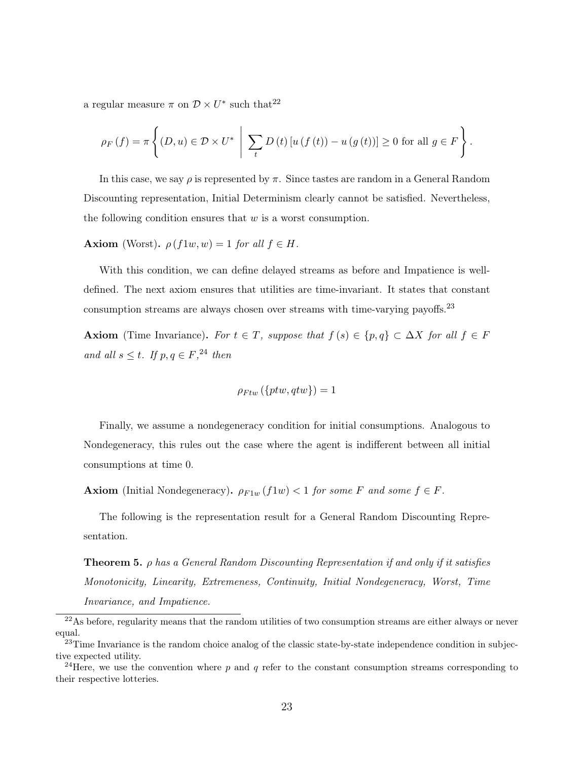a regular measure $\pi$ on $\mathcal{D} \times U^*$ such that[22]

$$\rho_F(f) = \pi \left\{ (D, u) \in \mathcal{D} \times U^* \;\middle|\; \sum_t D(t) \left[ u(f(t)) - u(g(t)) \right] \geq 0 \text{ for all } g \in F \right\}.$$

In this case, we say $\rho$ is represented by $\pi$. Since tastes are random in a General Random Discounting representation, Initial Determinism clearly cannot be satisfied. Nevertheless, the following condition ensures that $w$ is a worst consumption.

**Axiom** (Worst)**.** *$\rho(f1w, w) = 1$ for all $f \in H$.*

With this condition, we can define delayed streams as before and Impatience is well-defined. The next axiom ensures that utilities are time-invariant. It states that constant consumption streams are always chosen over streams with time-varying payoffs.[23]

**Axiom** (Time Invariance)**.** *For $t \in T$, suppose that $f(s) \in \{p, q\} \subset \Delta X$ for all $f \in F$ and all $s \leq t$. If $p, q \in F$,[24] then*

$$\rho_{Ftw}(\{ptw, qtw\}) = 1$$

Finally, we assume a nondegeneracy condition for initial consumptions. Analogous to Nondegeneracy, this rules out the case where the agent is indifferent between all initial consumptions at time 0.

**Axiom** (Initial Nondegeneracy)**.** *$\rho_{F1w}(f1w) < 1$ for some $F$ and some $f \in F$.*

The following is the representation result for a General Random Discounting Representation.

**Theorem 5.** *$\rho$ has a General Random Discounting Representation if and only if it satisfies Monotonicity, Linearity, Extremeness, Continuity, Initial Nondegeneracy, Worst, Time Invariance, and Impatience.*

---

[22] As before, regularity means that the random utilities of two consumption streams are either always or never equal.

[23] Time Invariance is the random choice analog of the classic state-by-state independence condition in subjective expected utility.

[24] Here, we use the convention where $p$ and $q$ refer to the constant consumption streams corresponding to their respective lotteries.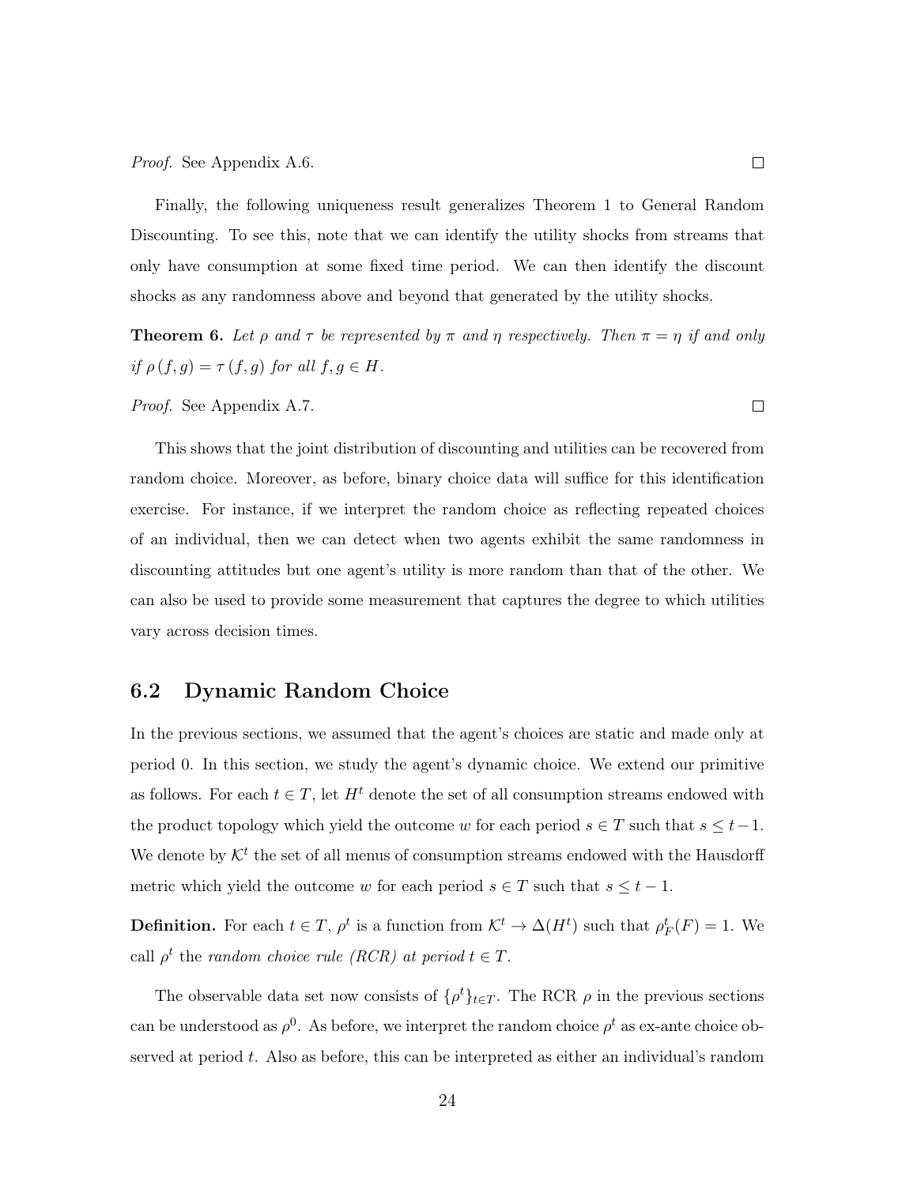*Proof.* See Appendix A.6. □

Finally, the following uniqueness result generalizes Theorem 1 to General Random Discounting. To see this, note that we can identify the utility shocks from streams that only have consumption at some fixed time period. We can then identify the discount shocks as any randomness above and beyond that generated by the utility shocks.

**Theorem 6.** *Let $\rho$ and $\tau$ be represented by $\pi$ and $\eta$ respectively. Then $\pi = \eta$ if and only if $\rho(f, g) = \tau(f, g)$ for all $f, g \in H$.*

*Proof.* See Appendix A.7. □

This shows that the joint distribution of discounting and utilities can be recovered from random choice. Moreover, as before, binary choice data will suffice for this identification exercise. For instance, if we interpret the random choice as reflecting repeated choices of an individual, then we can detect when two agents exhibit the same randomness in discounting attitudes but one agent's utility is more random than that of the other. We can also be used to provide some measurement that captures the degree to which utilities vary across decision times.

## 6.2 Dynamic Random Choice

In the previous sections, we assumed that the agent's choices are static and made only at period 0. In this section, we study the agent's dynamic choice. We extend our primitive as follows. For each $t \in T$, let $H^t$ denote the set of all consumption streams endowed with the product topology which yield the outcome $w$ for each period $s \in T$ such that $s \leq t-1$. We denote by $\mathcal{K}^t$ the set of all menus of consumption streams endowed with the Hausdorff metric which yield the outcome $w$ for each period $s \in T$ such that $s \leq t-1$.

**Definition.** For each $t \in T$, $\rho^t$ is a function from $\mathcal{K}^t \to \Delta(H^t)$ such that $\rho^t_F(F) = 1$. We call $\rho^t$ the *random choice rule (RCR) at period $t \in T$*.

The observable data set now consists of $\{\rho^t\}_{t \in T}$. The RCR $\rho$ in the previous sections can be understood as $\rho^0$. As before, we interpret the random choice $\rho^t$ as ex-ante choice observed at period $t$. Also as before, this can be interpreted as either an individual's random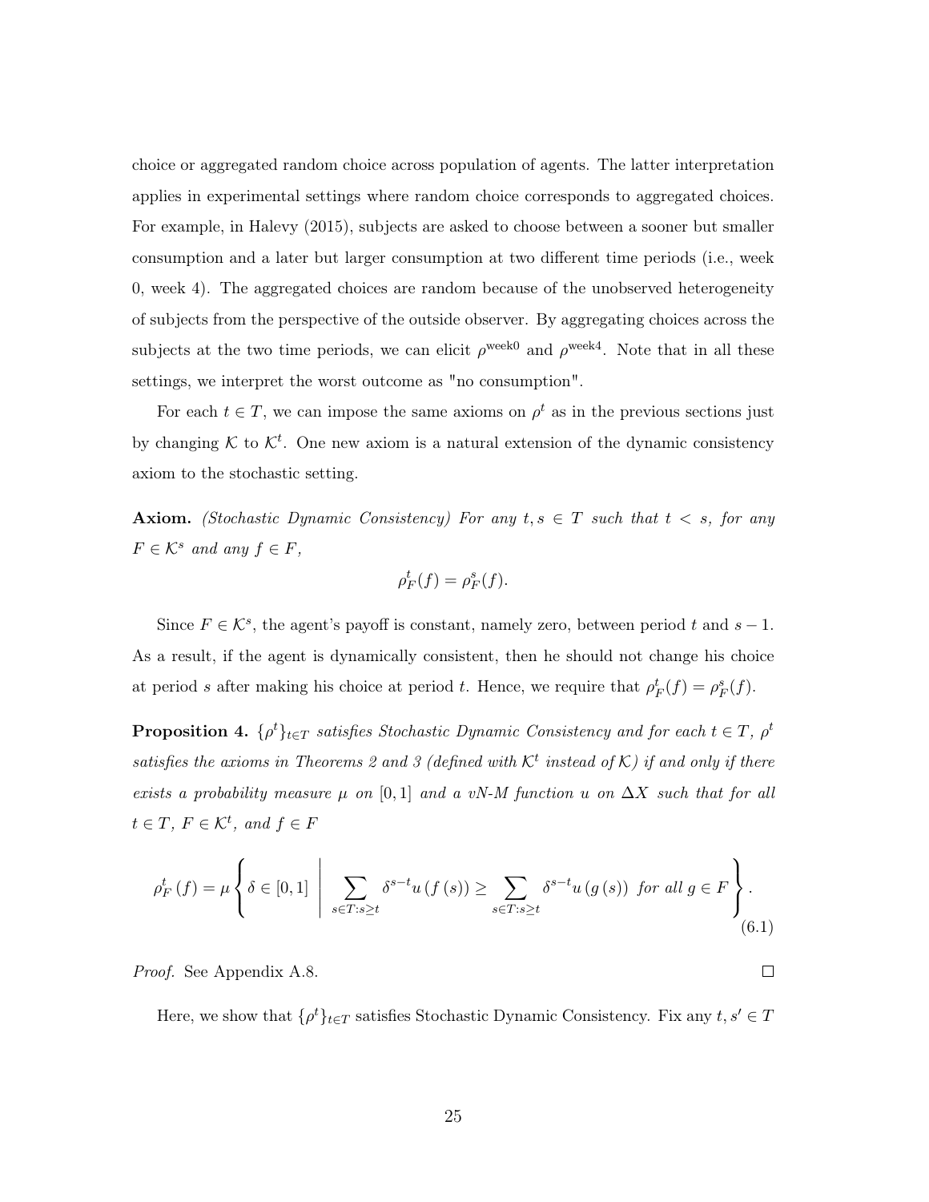choice or aggregated random choice across population of agents. The latter interpretation applies in experimental settings where random choice corresponds to aggregated choices. For example, in Halevy (2015), subjects are asked to choose between a sooner but smaller consumption and a later but larger consumption at two different time periods (i.e., week 0, week 4). The aggregated choices are random because of the unobserved heterogeneity of subjects from the perspective of the outside observer. By aggregating choices across the subjects at the two time periods, we can elicit $\rho^{\text{week0}}$ and $\rho^{\text{week4}}$. Note that in all these settings, we interpret the worst outcome as "no consumption".

For each $t \in T$, we can impose the same axioms on $\rho^t$ as in the previous sections just by changing $\mathcal{K}$ to $\mathcal{K}^t$. One new axiom is a natural extension of the dynamic consistency axiom to the stochastic setting.

**Axiom.** *(Stochastic Dynamic Consistency) For any $t, s \in T$ such that $t < s$, for any $F \in \mathcal{K}^s$ and any $f \in F$,*

$$\rho^t_F(f) = \rho^s_F(f).$$

Since $F \in \mathcal{K}^s$, the agent's payoff is constant, namely zero, between period $t$ and $s-1$. As a result, if the agent is dynamically consistent, then he should not change his choice at period $s$ after making his choice at period $t$. Hence, we require that $\rho^t_F(f) = \rho^s_F(f)$.

**Proposition 4.** *$\{\rho^t\}_{t \in T}$ satisfies Stochastic Dynamic Consistency and for each $t \in T$, $\rho^t$ satisfies the axioms in Theorems 2 and 3 (defined with $\mathcal{K}^t$ instead of $\mathcal{K}$) if and only if there exists a probability measure $\mu$ on $[0,1]$ and a vN-M function $u$ on $\Delta X$ such that for all $t \in T$, $F \in \mathcal{K}^t$, and $f \in F$*

$$\rho^t_F(f) = \mu \left\{ \delta \in [0,1] \;\middle|\; \sum_{s \in T: s \geq t} \delta^{s-t} u(f(s)) \geq \sum_{s \in T: s \geq t} \delta^{s-t} u(g(s)) \text{ for all } g \in F \right\}. \tag{6.1}$$

*Proof.* See Appendix A.8. $\square$

Here, we show that $\{\rho^t\}_{t \in T}$ satisfies Stochastic Dynamic Consistency. Fix any $t, s' \in T$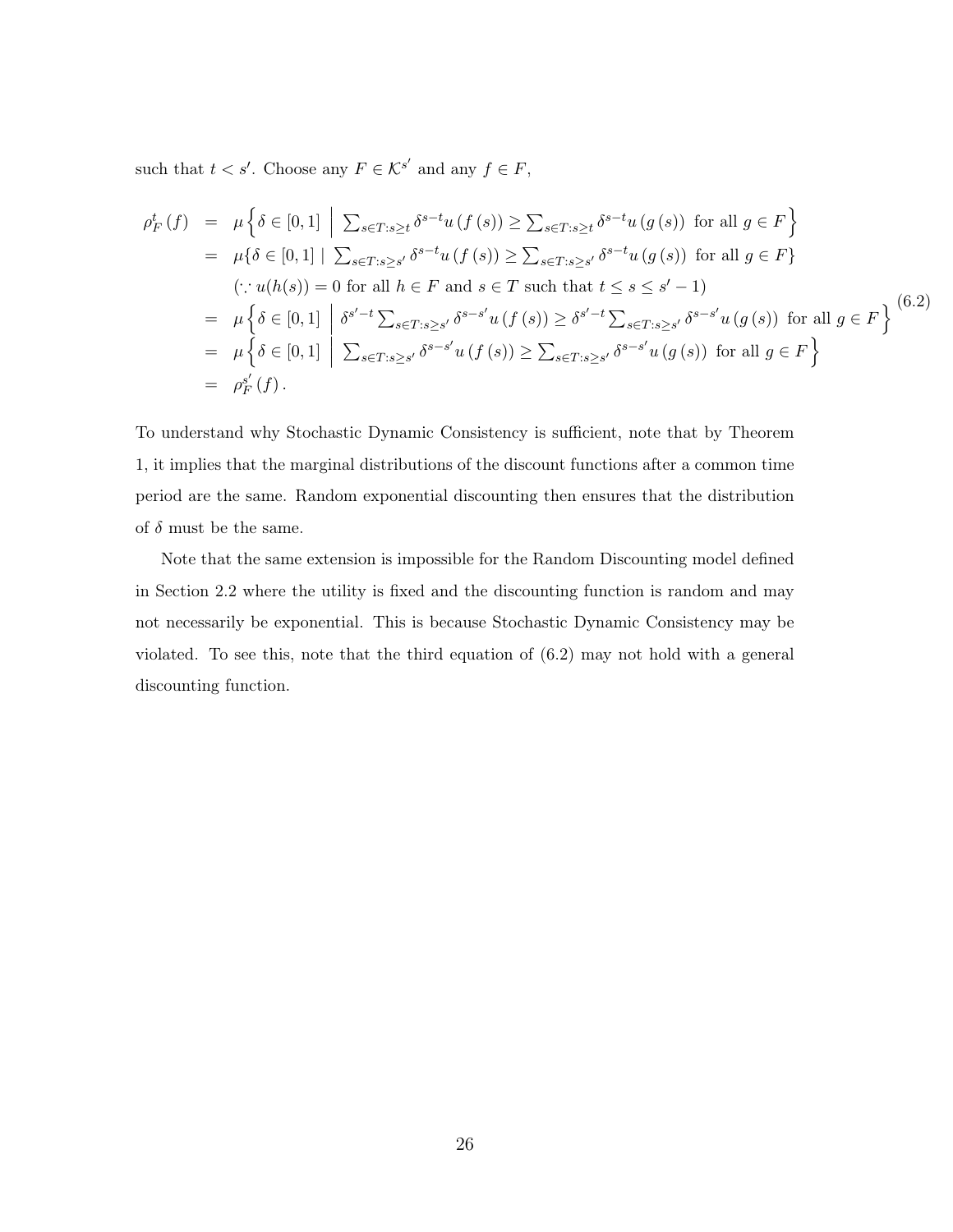such that $t < s'$. Choose any $F \in \mathcal{K}^{s'}$ and any $f \in F$,

$$
\begin{aligned}
\rho_F^t(f) &= \mu\left\{\delta \in [0,1] \;\middle|\; \textstyle\sum_{s \in T: s \geq t} \delta^{s-t} u(f(s)) \geq \sum_{s \in T: s \geq t} \delta^{s-t} u(g(s)) \text{ for all } g \in F\right\} \\
&= \mu\{\delta \in [0,1] \mid \textstyle\sum_{s \in T: s \geq s'} \delta^{s-t} u(f(s)) \geq \sum_{s \in T: s \geq s'} \delta^{s-t} u(g(s)) \text{ for all } g \in F\} \\
&\quad (\because u(h(s)) = 0 \text{ for all } h \in F \text{ and } s \in T \text{ such that } t \leq s \leq s'-1) \\
&= \mu\left\{\delta \in [0,1] \;\middle|\; \delta^{s'-t} \textstyle\sum_{s \in T: s \geq s'} \delta^{s-s'} u(f(s)) \geq \delta^{s'-t} \sum_{s \in T: s \geq s'} \delta^{s-s'} u(g(s)) \text{ for all } g \in F\right\} \\
&= \mu\left\{\delta \in [0,1] \;\middle|\; \textstyle\sum_{s \in T: s \geq s'} \delta^{s-s'} u(f(s)) \geq \sum_{s \in T: s \geq s'} \delta^{s-s'} u(g(s)) \text{ for all } g \in F\right\} \\
&= \rho_F^{s'}(f).
\end{aligned}
\tag{6.2}
$$

To understand why Stochastic Dynamic Consistency is sufficient, note that by Theorem 1, it implies that the marginal distributions of the discount functions after a common time period are the same. Random exponential discounting then ensures that the distribution of $\delta$ must be the same.

Note that the same extension is impossible for the Random Discounting model defined in Section 2.2 where the utility is fixed and the discounting function is random and may not necessarily be exponential. This is because Stochastic Dynamic Consistency may be violated. To see this, note that the third equation of (6.2) may not hold with a general discounting function.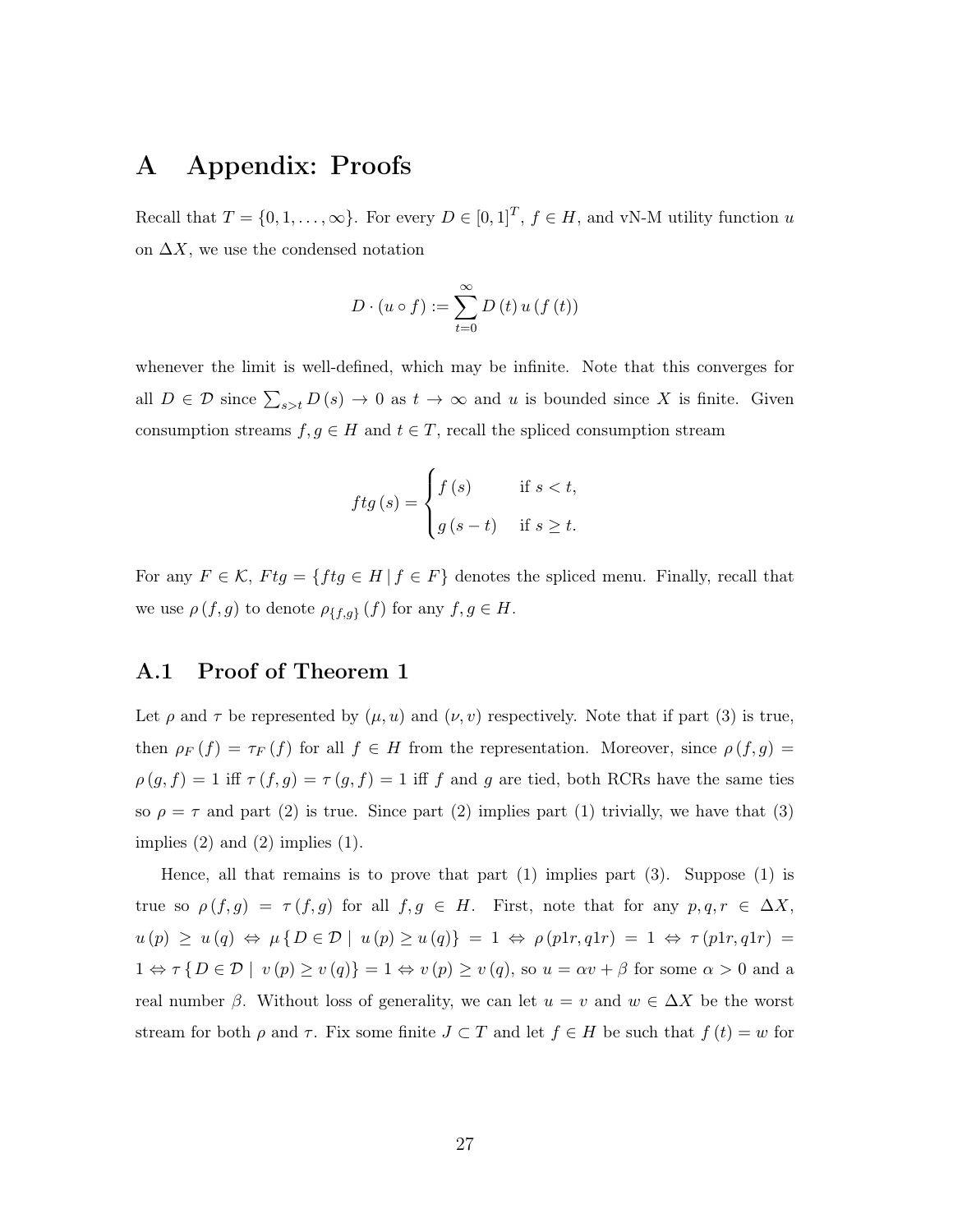# A Appendix: Proofs

Recall that $T = \{0, 1, \dots, \infty\}$. For every $D \in [0,1]^T$, $f \in H$, and vN-M utility function $u$ on $\Delta X$, we use the condensed notation

$$D \cdot (u \circ f) := \sum_{t=0}^{\infty} D(t)\, u(f(t))$$

whenever the limit is well-defined, which may be infinite. Note that this converges for all $D \in \mathcal{D}$ since $\sum_{s>t} D(s) \to 0$ as $t \to \infty$ and $u$ is bounded since $X$ is finite. Given consumption streams $f, g \in H$ and $t \in T$, recall the spliced consumption stream

$$ftg(s) = \begin{cases} f(s) & \text{if } s < t, \\ g(s-t) & \text{if } s \geq t. \end{cases}$$

For any $F \in \mathcal{K}$, $Ftg = \{ftg \in H \mid f \in F\}$ denotes the spliced menu. Finally, recall that we use $\rho(f,g)$ to denote $\rho_{\{f,g\}}(f)$ for any $f, g \in H$.

## A.1 Proof of Theorem 1

Let $\rho$ and $\tau$ be represented by $(\mu, u)$ and $(\nu, v)$ respectively. Note that if part (3) is true, then $\rho_F(f) = \tau_F(f)$ for all $f \in H$ from the representation. Moreover, since $\rho(f,g) = \rho(g,f) = 1$ iff $\tau(f,g) = \tau(g,f) = 1$ iff $f$ and $g$ are tied, both RCRs have the same ties so $\rho = \tau$ and part (2) is true. Since part (2) implies part (1) trivially, we have that (3) implies (2) and (2) implies (1).

Hence, all that remains is to prove that part (1) implies part (3). Suppose (1) is true so $\rho(f,g) = \tau(f,g)$ for all $f, g \in H$. First, note that for any $p, q, r \in \Delta X$, $u(p) \geq u(q) \Leftrightarrow \mu\{D \in \mathcal{D} \mid u(p) \geq u(q)\} = 1 \Leftrightarrow \rho(p1r, q1r) = 1 \Leftrightarrow \tau(p1r, q1r) = 1 \Leftrightarrow \tau\{D \in \mathcal{D} \mid v(p) \geq v(q)\} = 1 \Leftrightarrow v(p) \geq v(q)$, so $u = \alpha v + \beta$ for some $\alpha > 0$ and a real number $\beta$. Without loss of generality, we can let $u = v$ and $w \in \Delta X$ be the worst stream for both $\rho$ and $\tau$. Fix some finite $J \subset T$ and let $f \in H$ be such that $f(t) = w$ for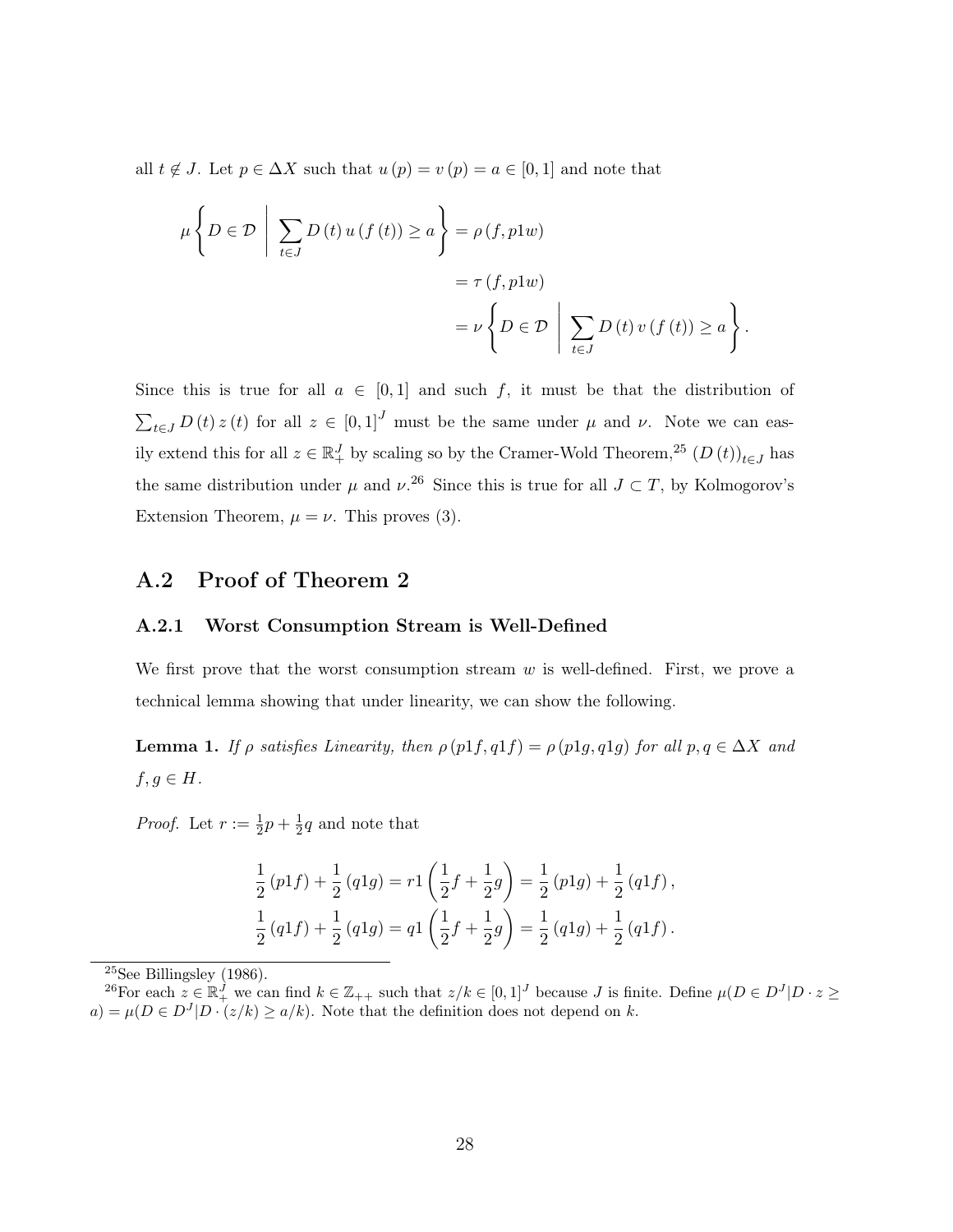all $t \notin J$. Let $p \in \Delta X$ such that $u(p) = v(p) = a \in [0,1]$ and note that

$$\begin{aligned}
\mu \left\{ D \in \mathcal{D} \;\middle|\; \sum_{t \in J} D(t)\, u(f(t)) \geq a \right\} &= \rho(f, p1w) \\
&= \tau(f, p1w) \\
&= \nu \left\{ D \in \mathcal{D} \;\middle|\; \sum_{t \in J} D(t)\, v(f(t)) \geq a \right\}.
\end{aligned}$$

Since this is true for all $a \in [0,1]$ and such $f$, it must be that the distribution of $\sum_{t \in J} D(t)\, z(t)$ for all $z \in [0,1]^J$ must be the same under $\mu$ and $\nu$. Note we can easily extend this for all $z \in \mathbb{R}_+^J$ by scaling so by the Cramer-Wold Theorem,[25] $(D(t))_{t \in J}$ has the same distribution under $\mu$ and $\nu$.[26] Since this is true for all $J \subset T$, by Kolmogorov's Extension Theorem, $\mu = \nu$. This proves (3).

## A.2 Proof of Theorem 2

### A.2.1 Worst Consumption Stream is Well-Defined

We first prove that the worst consumption stream $w$ is well-defined. First, we prove a technical lemma showing that under linearity, we can show the following.

**Lemma 1.** *If $\rho$ satisfies Linearity, then $\rho(p1f, q1f) = \rho(p1g, q1g)$ for all $p, q \in \Delta X$ and $f, g \in H$.*

*Proof.* Let $r := \frac{1}{2}p + \frac{1}{2}q$ and note that

$$\frac{1}{2}(p1f) + \frac{1}{2}(q1g) = r1\left(\frac{1}{2}f + \frac{1}{2}g\right) = \frac{1}{2}(p1g) + \frac{1}{2}(q1f),$$

$$\frac{1}{2}(q1f) + \frac{1}{2}(q1g) = q1\left(\frac{1}{2}f + \frac{1}{2}g\right) = \frac{1}{2}(q1g) + \frac{1}{2}(q1f).$$

---

[25] See Billingsley (1986).

[26] For each $z \in \mathbb{R}_+^J$ we can find $k \in \mathbb{Z}_{++}$ such that $z/k \in [0,1]^J$ because $J$ is finite. Define $\mu(D \in D^J | D \cdot z \geq a) = \mu(D \in D^J | D \cdot (z/k) \geq a/k)$. Note that the definition does not depend on $k$.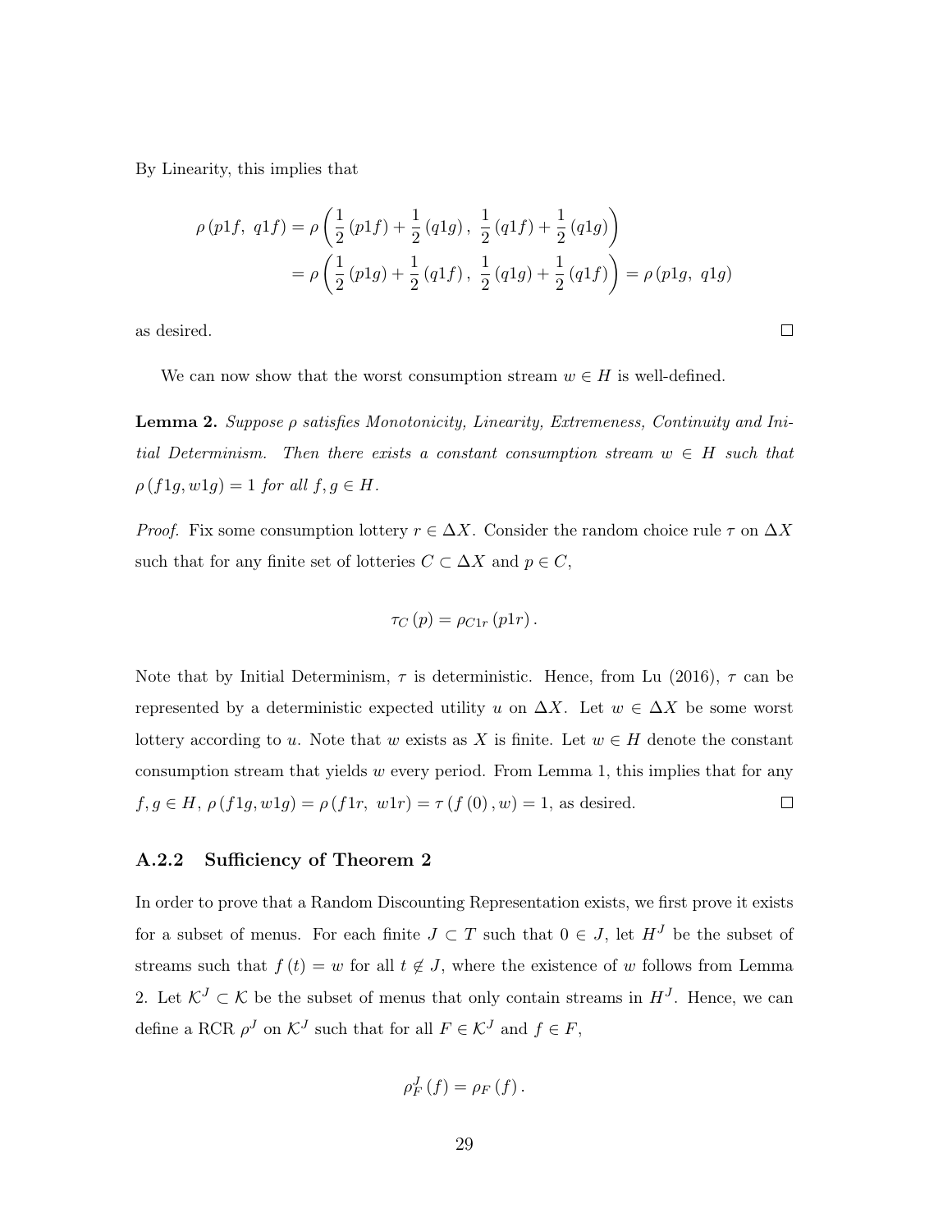By Linearity, this implies that

$$
\begin{aligned}
\rho\left(p1f,\ q1f\right) &= \rho\left(\frac{1}{2}\left(p1f\right)+\frac{1}{2}\left(q1g\right),\ \frac{1}{2}\left(q1f\right)+\frac{1}{2}\left(q1g\right)\right) \\
&= \rho\left(\frac{1}{2}\left(p1g\right)+\frac{1}{2}\left(q1f\right),\ \frac{1}{2}\left(q1g\right)+\frac{1}{2}\left(q1f\right)\right) = \rho\left(p1g,\ q1g\right)
\end{aligned}
$$

as desired. $\square$

We can now show that the worst consumption stream $w \in H$ is well-defined.

**Lemma 2.** *Suppose $\rho$ satisfies Monotonicity, Linearity, Extremeness, Continuity and Initial Determinism. Then there exists a constant consumption stream $w \in H$ such that $\rho\left(f1g, w1g\right) = 1$ for all $f, g \in H$.*

*Proof.* Fix some consumption lottery $r \in \Delta X$. Consider the random choice rule $\tau$ on $\Delta X$ such that for any finite set of lotteries $C \subset \Delta X$ and $p \in C$,

$$
\tau_C\left(p\right) = \rho_{C1r}\left(p1r\right).
$$

Note that by Initial Determinism, $\tau$ is deterministic. Hence, from Lu (2016), $\tau$ can be represented by a deterministic expected utility $u$ on $\Delta X$. Let $w \in \Delta X$ be some worst lottery according to $u$. Note that $w$ exists as $X$ is finite. Let $w \in H$ denote the constant consumption stream that yields $w$ every period. From Lemma 1, this implies that for any $f, g \in H$, $\rho\left(f1g, w1g\right) = \rho\left(f1r,\ w1r\right) = \tau\left(f\left(0\right), w\right) = 1$, as desired. $\square$

### A.2.2 Sufficiency of Theorem 2

In order to prove that a Random Discounting Representation exists, we first prove it exists for a subset of menus. For each finite $J \subset T$ such that $0 \in J$, let $H^J$ be the subset of streams such that $f\left(t\right) = w$ for all $t \notin J$, where the existence of $w$ follows from Lemma 2. Let $\mathcal{K}^J \subset \mathcal{K}$ be the subset of menus that only contain streams in $H^J$. Hence, we can define a RCR $\rho^J$ on $\mathcal{K}^J$ such that for all $F \in \mathcal{K}^J$ and $f \in F$,

$$
\rho^J_F\left(f\right) = \rho_F\left(f\right).
$$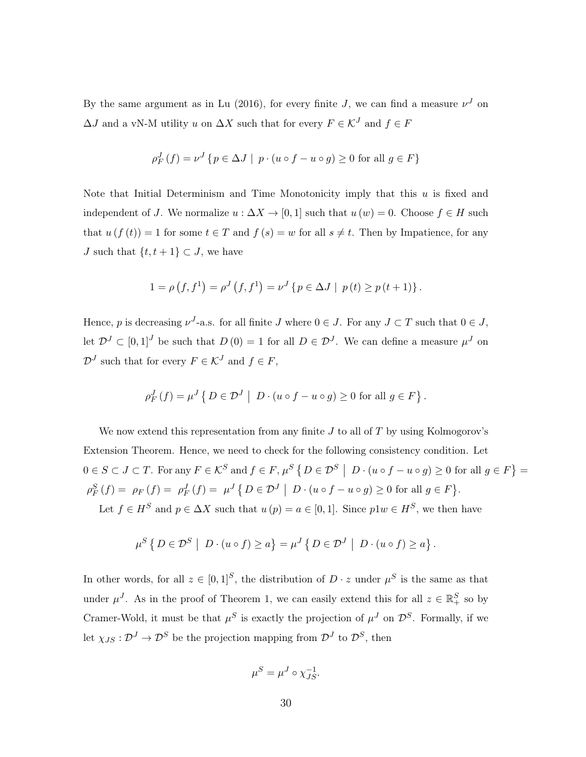By the same argument as in Lu (2016), for every finite $J$, we can find a measure $\nu^J$ on $\Delta J$ and a vN-M utility $u$ on $\Delta X$ such that for every $F \in \mathcal{K}^J$ and $f \in F$

$$\rho_F^J(f) = \nu^J \{p \in \Delta J \mid p \cdot (u \circ f - u \circ g) \geq 0 \text{ for all } g \in F\}$$

Note that Initial Determinism and Time Monotonicity imply that this $u$ is fixed and independent of $J$. We normalize $u : \Delta X \to [0,1]$ such that $u(w) = 0$. Choose $f \in H$ such that $u(f(t)) = 1$ for some $t \in T$ and $f(s) = w$ for all $s \neq t$. Then by Impatience, for any $J$ such that $\{t, t+1\} \subset J$, we have

$$1 = \rho(f, f^1) = \rho^J(f, f^1) = \nu^J \{p \in \Delta J \mid p(t) \geq p(t+1)\}.$$

Hence, $p$ is decreasing $\nu^J$-a.s. for all finite $J$ where $0 \in J$. For any $J \subset T$ such that $0 \in J$, let $\mathcal{D}^J \subset [0,1]^J$ be such that $D(0) = 1$ for all $D \in \mathcal{D}^J$. We can define a measure $\mu^J$ on $\mathcal{D}^J$ such that for every $F \in \mathcal{K}^J$ and $f \in F$,

$$\rho_F^J(f) = \mu^J \left\{ D \in \mathcal{D}^J \mid D \cdot (u \circ f - u \circ g) \geq 0 \text{ for all } g \in F \right\}.$$

We now extend this representation from any finite $J$ to all of $T$ by using Kolmogorov's Extension Theorem. Hence, we need to check for the following consistency condition. Let $0 \in S \subset J \subset T$. For any $F \in \mathcal{K}^S$ and $f \in F$, $\mu^S \left\{ D \in \mathcal{D}^S \mid D \cdot (u \circ f - u \circ g) \geq 0 \text{ for all } g \in F \right\} = \rho_F^S(f) = \rho_F(f) = \rho_F^J(f) = \mu^J \left\{ D \in \mathcal{D}^J \mid D \cdot (u \circ f - u \circ g) \geq 0 \text{ for all } g \in F \right\}$.

Let $f \in H^S$ and $p \in \Delta X$ such that $u(p) = a \in [0,1]$. Since $p1w \in H^S$, we then have

$$\mu^S \left\{ D \in \mathcal{D}^S \mid D \cdot (u \circ f) \geq a \right\} = \mu^J \left\{ D \in \mathcal{D}^J \mid D \cdot (u \circ f) \geq a \right\}.$$

In other words, for all $z \in [0,1]^S$, the distribution of $D \cdot z$ under $\mu^S$ is the same as that under $\mu^J$. As in the proof of Theorem 1, we can easily extend this for all $z \in \mathbb{R}_+^S$ so by Cramer-Wold, it must be that $\mu^S$ is exactly the projection of $\mu^J$ on $\mathcal{D}^S$. Formally, if we let $\chi_{JS} : \mathcal{D}^J \to \mathcal{D}^S$ be the projection mapping from $\mathcal{D}^J$ to $\mathcal{D}^S$, then

$$\mu^S = \mu^J \circ \chi_{JS}^{-1}.$$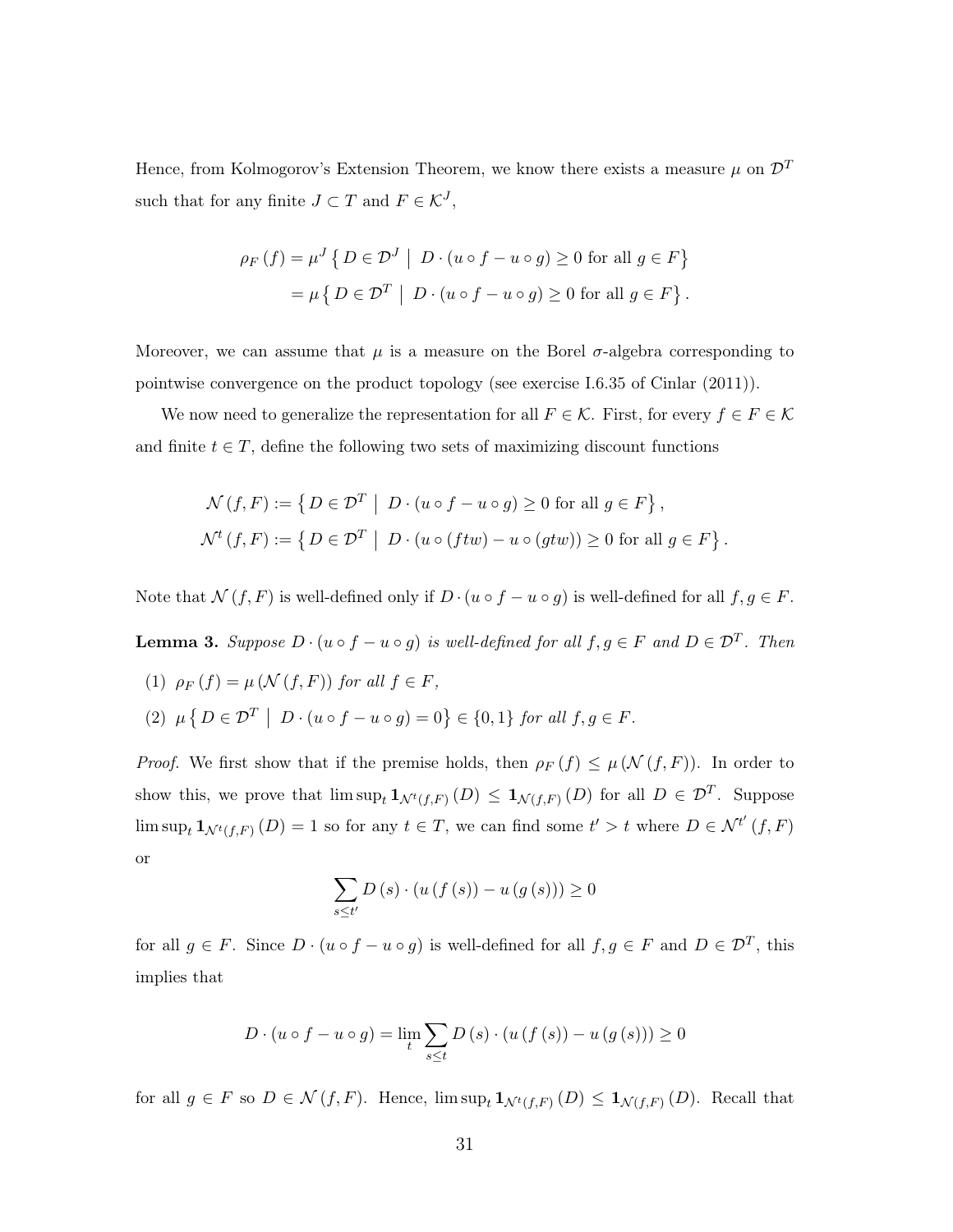Hence, from Kolmogorov's Extension Theorem, we know there exists a measure $\mu$ on $\mathcal{D}^T$ such that for any finite $J \subset T$ and $F \in \mathcal{K}^J$,

$$
\begin{aligned}
\rho_F(f) &= \mu^J \left\{ D \in \mathcal{D}^J \;\middle|\; D \cdot (u \circ f - u \circ g) \geq 0 \text{ for all } g \in F \right\} \\
&= \mu \left\{ D \in \mathcal{D}^T \;\middle|\; D \cdot (u \circ f - u \circ g) \geq 0 \text{ for all } g \in F \right\}.
\end{aligned}
$$

Moreover, we can assume that $\mu$ is a measure on the Borel $\sigma$-algebra corresponding to pointwise convergence on the product topology (see exercise I.6.35 of Cinlar (2011)).

We now need to generalize the representation for all $F \in \mathcal{K}$. First, for every $f \in F \in \mathcal{K}$ and finite $t \in T$, define the following two sets of maximizing discount functions

$$
\begin{aligned}
\mathcal{N}(f, F) &:= \left\{ D \in \mathcal{D}^T \;\middle|\; D \cdot (u \circ f - u \circ g) \geq 0 \text{ for all } g \in F \right\}, \\
\mathcal{N}^t(f, F) &:= \left\{ D \in \mathcal{D}^T \;\middle|\; D \cdot (u \circ (ftw) - u \circ (gtw)) \geq 0 \text{ for all } g \in F \right\}.
\end{aligned}
$$

Note that $\mathcal{N}(f, F)$ is well-defined only if $D \cdot (u \circ f - u \circ g)$ is well-defined for all $f, g \in F$.

**Lemma 3.** *Suppose $D \cdot (u \circ f - u \circ g)$ is well-defined for all $f, g \in F$ and $D \in \mathcal{D}^T$. Then*

(1) *$\rho_F(f) = \mu(\mathcal{N}(f, F))$ for all $f \in F$,*

(2) *$\mu \left\{ D \in \mathcal{D}^T \;\middle|\; D \cdot (u \circ f - u \circ g) = 0 \right\} \in \{0, 1\}$ for all $f, g \in F$.*

*Proof.* We first show that if the premise holds, then $\rho_F(f) \leq \mu(\mathcal{N}(f, F))$. In order to show this, we prove that $\limsup_t \mathbf{1}_{\mathcal{N}^t(f,F)}(D) \leq \mathbf{1}_{\mathcal{N}(f,F)}(D)$ for all $D \in \mathcal{D}^T$. Suppose $\limsup_t \mathbf{1}_{\mathcal{N}^t(f,F)}(D) = 1$ so for any $t \in T$, we can find some $t' > t$ where $D \in \mathcal{N}^{t'}(f, F)$ or

$$
\sum_{s \leq t'} D(s) \cdot (u(f(s)) - u(g(s))) \geq 0
$$

for all $g \in F$. Since $D \cdot (u \circ f - u \circ g)$ is well-defined for all $f, g \in F$ and $D \in \mathcal{D}^T$, this implies that

$$
D \cdot (u \circ f - u \circ g) = \lim_t \sum_{s \leq t} D(s) \cdot (u(f(s)) - u(g(s))) \geq 0
$$

for all $g \in F$ so $D \in \mathcal{N}(f, F)$. Hence, $\limsup_t \mathbf{1}_{\mathcal{N}^t(f,F)}(D) \leq \mathbf{1}_{\mathcal{N}(f,F)}(D)$. Recall that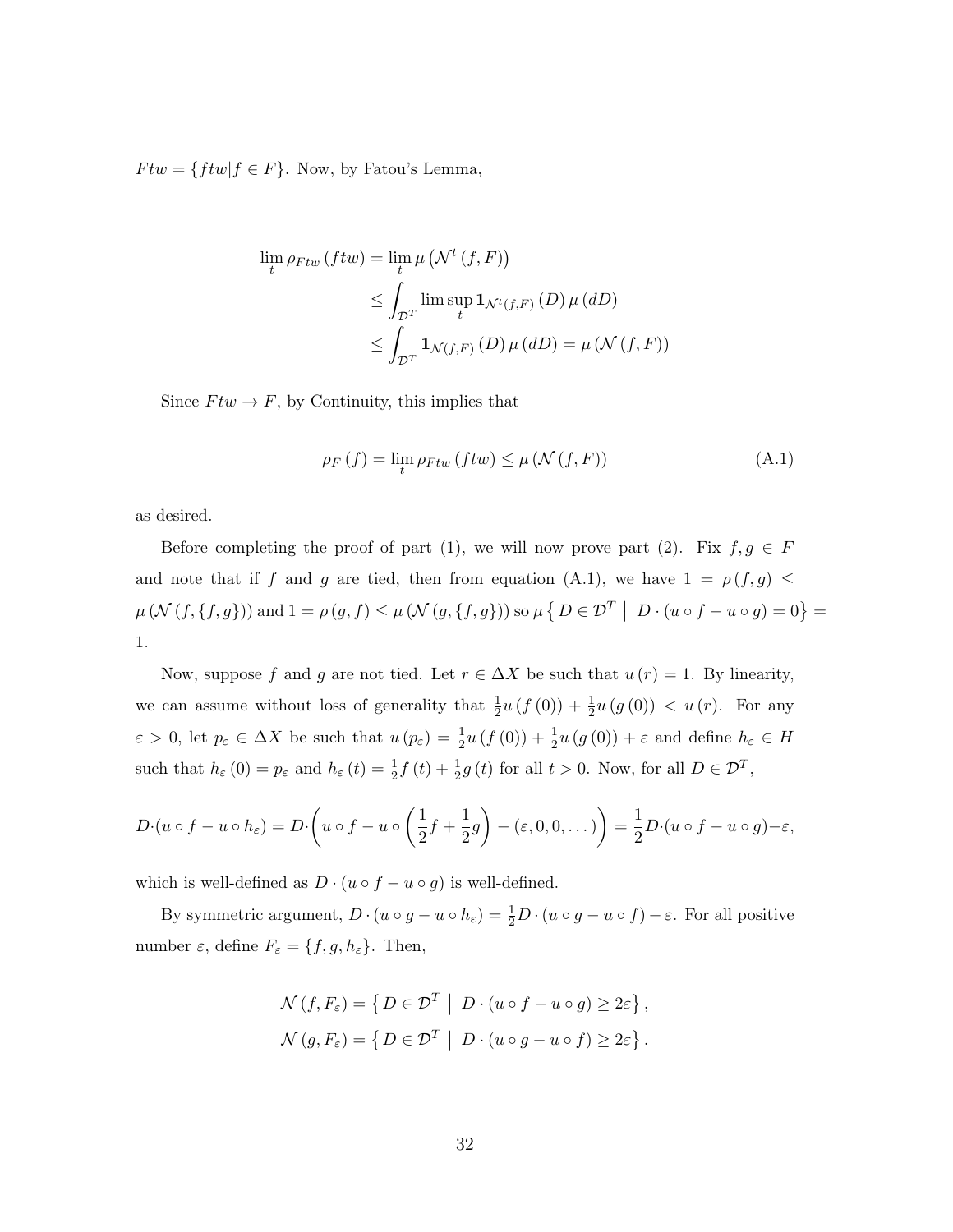$Ftw = \{ftw | f \in F\}$. Now, by Fatou's Lemma,

$$
\begin{aligned}
\lim_t \rho_{Ftw}(ftw) &= \lim_t \mu\left(\mathcal{N}^t(f, F)\right) \\
&\leq \int_{\mathcal{D}^T} \limsup_t \mathbf{1}_{\mathcal{N}^t(f,F)}(D)\, \mu(dD) \\
&\leq \int_{\mathcal{D}^T} \mathbf{1}_{\mathcal{N}(f,F)}(D)\, \mu(dD) = \mu(\mathcal{N}(f, F))
\end{aligned}
$$

Since $Ftw \to F$, by Continuity, this implies that

$$
\rho_F(f) = \lim_t \rho_{Ftw}(ftw) \leq \mu(\mathcal{N}(f, F)) \tag{A.1}
$$

as desired.

Before completing the proof of part (1), we will now prove part (2). Fix $f, g \in F$ and note that if $f$ and $g$ are tied, then from equation (A.1), we have $1 = \rho(f, g) \leq \mu(\mathcal{N}(f, \{f, g\}))$ and $1 = \rho(g, f) \leq \mu(\mathcal{N}(g, \{f, g\}))$ so $\mu\left\{ D \in \mathcal{D}^T \;\middle|\; D \cdot (u \circ f - u \circ g) = 0 \right\} = 1$.

Now, suppose $f$ and $g$ are not tied. Let $r \in \Delta X$ be such that $u(r) = 1$. By linearity, we can assume without loss of generality that $\frac{1}{2}u(f(0)) + \frac{1}{2}u(g(0)) < u(r)$. For any $\varepsilon > 0$, let $p_\varepsilon \in \Delta X$ be such that $u(p_\varepsilon) = \frac{1}{2}u(f(0)) + \frac{1}{2}u(g(0)) + \varepsilon$ and define $h_\varepsilon \in H$ such that $h_\varepsilon(0) = p_\varepsilon$ and $h_\varepsilon(t) = \frac{1}{2}f(t) + \frac{1}{2}g(t)$ for all $t > 0$. Now, for all $D \in \mathcal{D}^T$,

$$
D \cdot (u \circ f - u \circ h_\varepsilon) = D \cdot \left( u \circ f - u \circ \left( \frac{1}{2}f + \frac{1}{2}g \right) - (\varepsilon, 0, 0, \dots) \right) = \frac{1}{2} D \cdot (u \circ f - u \circ g) - \varepsilon,
$$

which is well-defined as $D \cdot (u \circ f - u \circ g)$ is well-defined.

By symmetric argument, $D \cdot (u \circ g - u \circ h_\varepsilon) = \frac{1}{2}D \cdot (u \circ g - u \circ f) - \varepsilon$. For all positive number $\varepsilon$, define $F_\varepsilon = \{f, g, h_\varepsilon\}$. Then,

$$
\begin{aligned}
\mathcal{N}(f, F_\varepsilon) &= \left\{ D \in \mathcal{D}^T \;\middle|\; D \cdot (u \circ f - u \circ g) \geq 2\varepsilon \right\}, \\
\mathcal{N}(g, F_\varepsilon) &= \left\{ D \in \mathcal{D}^T \;\middle|\; D \cdot (u \circ g - u \circ f) \geq 2\varepsilon \right\}.
\end{aligned}
$$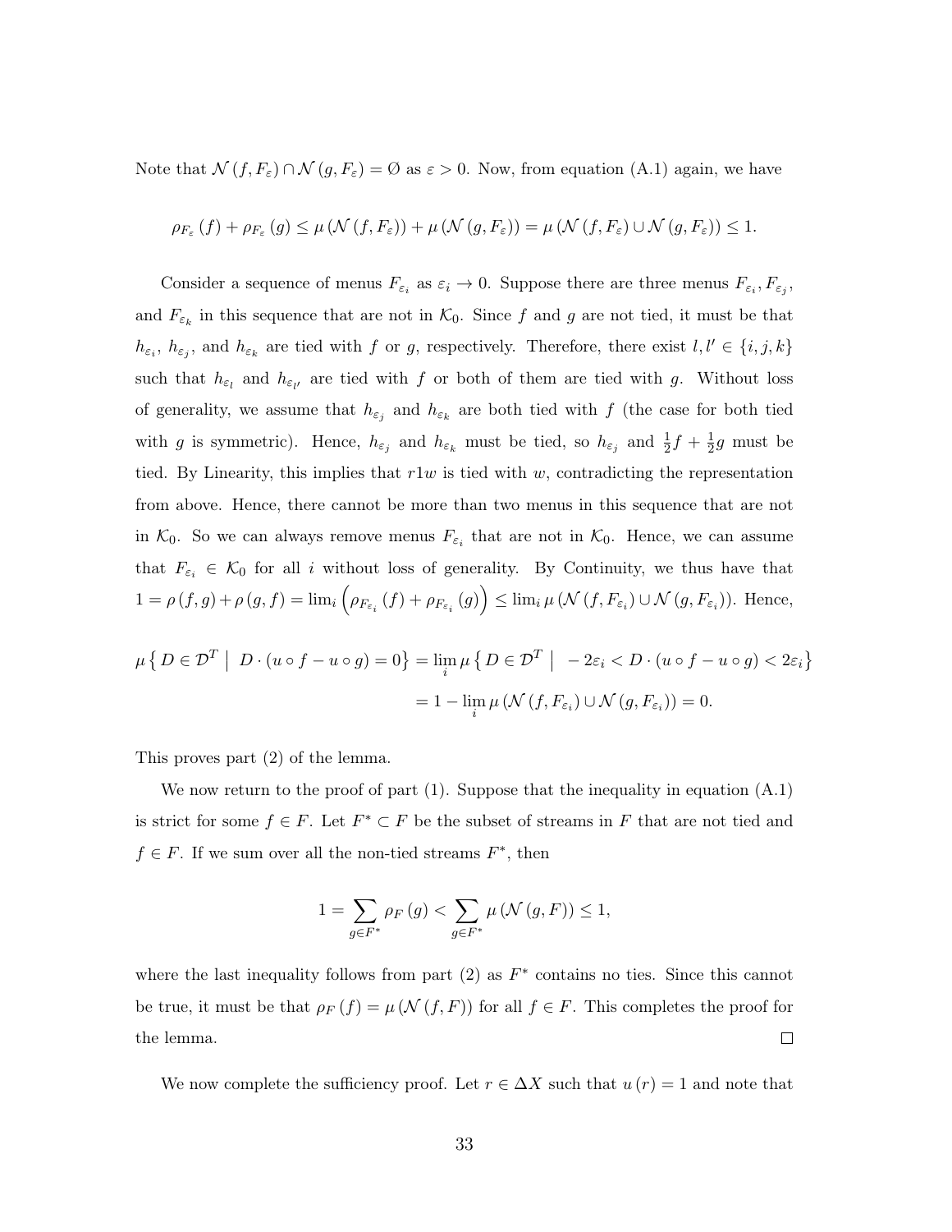Note that $\mathcal{N}(f, F_\varepsilon) \cap \mathcal{N}(g, F_\varepsilon) = \emptyset$ as $\varepsilon > 0$. Now, from equation (A.1) again, we have

$$\rho_{F_\varepsilon}(f) + \rho_{F_\varepsilon}(g) \leq \mu(\mathcal{N}(f, F_\varepsilon)) + \mu(\mathcal{N}(g, F_\varepsilon)) = \mu(\mathcal{N}(f, F_\varepsilon) \cup \mathcal{N}(g, F_\varepsilon)) \leq 1.$$

Consider a sequence of menus $F_{\varepsilon_i}$ as $\varepsilon_i \to 0$. Suppose there are three menus $F_{\varepsilon_i}, F_{\varepsilon_j}$, and $F_{\varepsilon_k}$ in this sequence that are not in $\mathcal{K}_0$. Since $f$ and $g$ are not tied, it must be that $h_{\varepsilon_i}$, $h_{\varepsilon_j}$, and $h_{\varepsilon_k}$ are tied with $f$ or $g$, respectively. Therefore, there exist $l, l' \in \{i, j, k\}$ such that $h_{\varepsilon_l}$ and $h_{\varepsilon_{l'}}$ are tied with $f$ or both of them are tied with $g$. Without loss of generality, we assume that $h_{\varepsilon_j}$ and $h_{\varepsilon_k}$ are both tied with $f$ (the case for both tied with $g$ is symmetric). Hence, $h_{\varepsilon_j}$ and $h_{\varepsilon_k}$ must be tied, so $h_{\varepsilon_j}$ and $\frac{1}{2}f + \frac{1}{2}g$ must be tied. By Linearity, this implies that $r1w$ is tied with $w$, contradicting the representation from above. Hence, there cannot be more than two menus in this sequence that are not in $\mathcal{K}_0$. So we can always remove menus $F_{\varepsilon_i}$ that are not in $\mathcal{K}_0$. Hence, we can assume that $F_{\varepsilon_i} \in \mathcal{K}_0$ for all $i$ without loss of generality. By Continuity, we thus have that $1 = \rho(f, g) + \rho(g, f) = \lim_i \left(\rho_{F_{\varepsilon_i}}(f) + \rho_{F_{\varepsilon_i}}(g)\right) \leq \lim_i \mu(\mathcal{N}(f, F_{\varepsilon_i}) \cup \mathcal{N}(g, F_{\varepsilon_i}))$. Hence,

$$\begin{aligned}
\mu\left\{ D \in \mathcal{D}^T \;\middle|\; D \cdot (u \circ f - u \circ g) = 0 \right\} &= \lim_i \mu\left\{ D \in \mathcal{D}^T \;\middle|\; -2\varepsilon_i < D \cdot (u \circ f - u \circ g) < 2\varepsilon_i \right\} \\
&= 1 - \lim_i \mu(\mathcal{N}(f, F_{\varepsilon_i}) \cup \mathcal{N}(g, F_{\varepsilon_i})) = 0.
\end{aligned}$$

This proves part (2) of the lemma.

We now return to the proof of part (1). Suppose that the inequality in equation (A.1) is strict for some $f \in F$. Let $F^* \subset F$ be the subset of streams in $F$ that are not tied and $f \in F$. If we sum over all the non-tied streams $F^*$, then

$$1 = \sum_{g \in F^*} \rho_F(g) < \sum_{g \in F^*} \mu(\mathcal{N}(g, F)) \leq 1,$$

where the last inequality follows from part (2) as $F^*$ contains no ties. Since this cannot be true, it must be that $\rho_F(f) = \mu(\mathcal{N}(f, F))$ for all $f \in F$. This completes the proof for the lemma. $\square$

We now complete the sufficiency proof. Let $r \in \Delta X$ such that $u(r) = 1$ and note that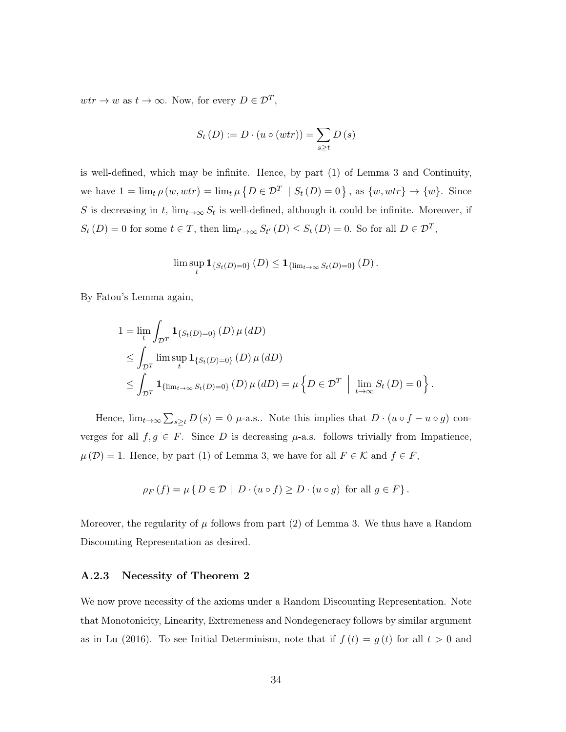$wtr \to w$ as $t \to \infty$. Now, for every $D \in \mathcal{D}^T$,

$$S_t(D) := D \cdot (u \circ (wtr)) = \sum_{s \geq t} D(s)$$

is well-defined, which may be infinite. Hence, by part (1) of Lemma 3 and Continuity, we have $1 = \lim_t \rho(w, wtr) = \lim_t \mu \{ D \in \mathcal{D}^T \mid S_t(D) = 0 \}$, as $\{w, wtr\} \to \{w\}$. Since $S$ is decreasing in $t$, $\lim_{t\to\infty} S_t$ is well-defined, although it could be infinite. Moreover, if $S_t(D) = 0$ for some $t \in T$, then $\lim_{t'\to\infty} S_{t'}(D) \leq S_t(D) = 0$. So for all $D \in \mathcal{D}^T$,

$$\limsup_t \mathbf{1}_{\{S_t(D)=0\}}(D) \leq \mathbf{1}_{\{\lim_{t\to\infty} S_t(D)=0\}}(D).$$

By Fatou's Lemma again,

$$\begin{aligned}
1 &= \lim_t \int_{\mathcal{D}^T} \mathbf{1}_{\{S_t(D)=0\}}(D)\, \mu(dD) \\
&\leq \int_{\mathcal{D}^T} \limsup_t \mathbf{1}_{\{S_t(D)=0\}}(D)\, \mu(dD) \\
&\leq \int_{\mathcal{D}^T} \mathbf{1}_{\{\lim_{t\to\infty} S_t(D)=0\}}(D)\, \mu(dD) = \mu \left\{ D \in \mathcal{D}^T \;\middle|\; \lim_{t\to\infty} S_t(D) = 0 \right\}.
\end{aligned}$$

Hence, $\lim_{t\to\infty} \sum_{s\geq t} D(s) = 0$ $\mu$-a.s.. Note this implies that $D \cdot (u \circ f - u \circ g)$ converges for all $f, g \in F$. Since $D$ is decreasing $\mu$-a.s. follows trivially from Impatience, $\mu(\mathcal{D}) = 1$. Hence, by part (1) of Lemma 3, we have for all $F \in \mathcal{K}$ and $f \in F$,

$$\rho_F(f) = \mu \{ D \in \mathcal{D} \mid D \cdot (u \circ f) \geq D \cdot (u \circ g) \text{ for all } g \in F \}.$$

Moreover, the regularity of $\mu$ follows from part (2) of Lemma 3. We thus have a Random Discounting Representation as desired.

### A.2.3 Necessity of Theorem 2

We now prove necessity of the axioms under a Random Discounting Representation. Note that Monotonicity, Linearity, Extremeness and Nondegeneracy follows by similar argument as in Lu (2016). To see Initial Determinism, note that if $f(t) = g(t)$ for all $t > 0$ and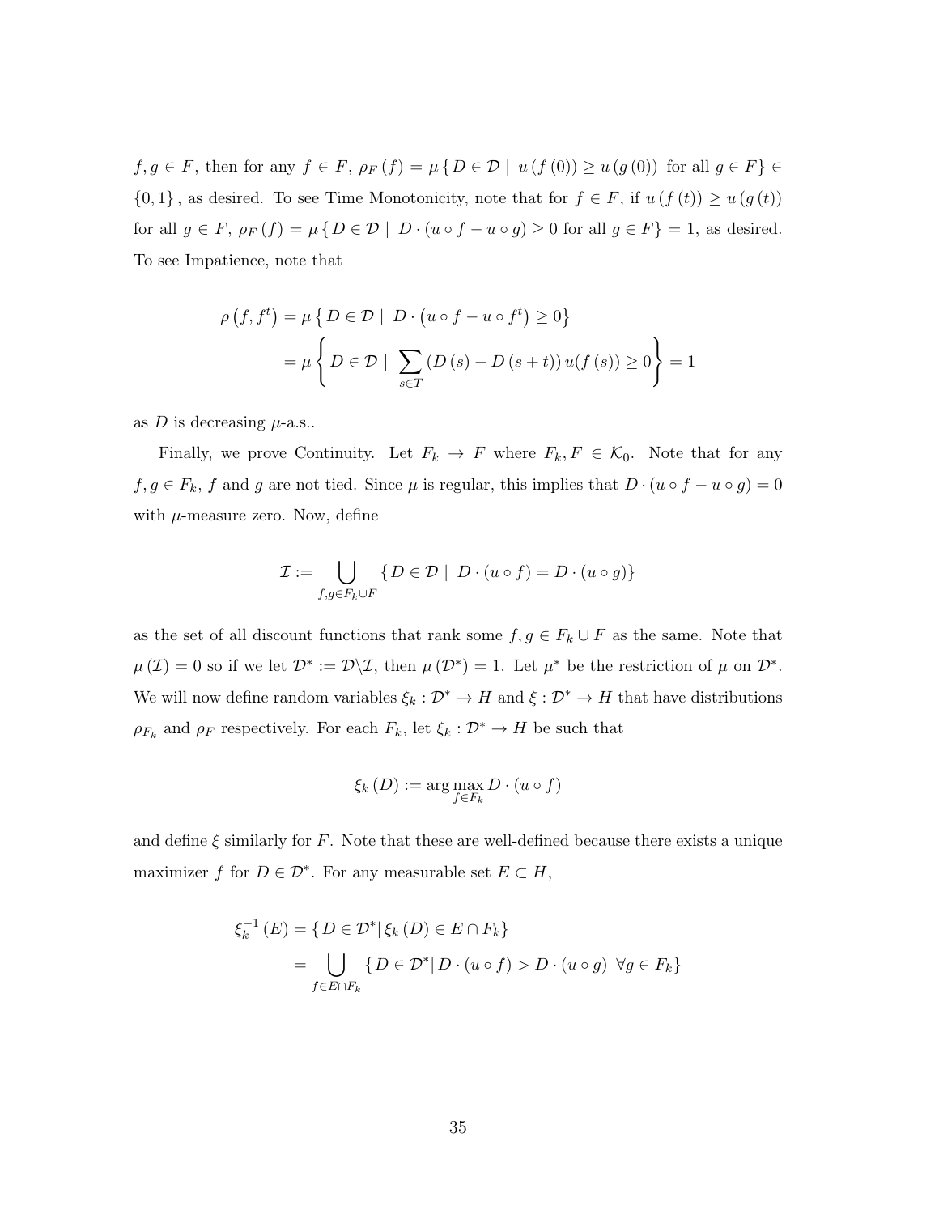$f, g \in F$, then for any $f \in F$, $\rho_F(f) = \mu\{D \in \mathcal{D} \mid u(f(0)) \geq u(g(0)) \text{ for all } g \in F\} \in \{0, 1\}$, as desired. To see Time Monotonicity, note that for $f \in F$, if $u(f(t)) \geq u(g(t))$ for all $g \in F$, $\rho_F(f) = \mu\{D \in \mathcal{D} \mid D \cdot (u \circ f - u \circ g) \geq 0 \text{ for all } g \in F\} = 1$, as desired. To see Impatience, note that

$$
\begin{aligned}
\rho(f, f^t) &= \mu\left\{D \in \mathcal{D} \mid D \cdot (u \circ f - u \circ f^t) \geq 0\right\} \\
&= \mu\left\{D \in \mathcal{D} \mid \sum_{s \in T} (D(s) - D(s+t)) u(f(s)) \geq 0\right\} = 1
\end{aligned}
$$

as $D$ is decreasing $\mu$-a.s..

Finally, we prove Continuity. Let $F_k \to F$ where $F_k, F \in \mathcal{K}_0$. Note that for any $f, g \in F_k$, $f$ and $g$ are not tied. Since $\mu$ is regular, this implies that $D \cdot (u \circ f - u \circ g) = 0$ with $\mu$-measure zero. Now, define

$$
\mathcal{I} := \bigcup_{f, g \in F_k \cup F} \{D \in \mathcal{D} \mid D \cdot (u \circ f) = D \cdot (u \circ g)\}
$$

as the set of all discount functions that rank some $f, g \in F_k \cup F$ as the same. Note that $\mu(\mathcal{I}) = 0$ so if we let $\mathcal{D}^* := \mathcal{D} \backslash \mathcal{I}$, then $\mu(\mathcal{D}^*) = 1$. Let $\mu^*$ be the restriction of $\mu$ on $\mathcal{D}^*$. We will now define random variables $\xi_k : \mathcal{D}^* \to H$ and $\xi : \mathcal{D}^* \to H$ that have distributions $\rho_{F_k}$ and $\rho_F$ respectively. For each $F_k$, let $\xi_k : \mathcal{D}^* \to H$ be such that

$$
\xi_k(D) := \arg\max_{f \in F_k} D \cdot (u \circ f)
$$

and define $\xi$ similarly for $F$. Note that these are well-defined because there exists a unique maximizer $f$ for $D \in \mathcal{D}^*$. For any measurable set $E \subset H$,

$$
\begin{aligned}
\xi_k^{-1}(E) &= \{D \in \mathcal{D}^* \mid \xi_k(D) \in E \cap F_k\} \\
&= \bigcup_{f \in E \cap F_k} \{D \in \mathcal{D}^* \mid D \cdot (u \circ f) > D \cdot (u \circ g) \ \forall g \in F_k\}
\end{aligned}
$$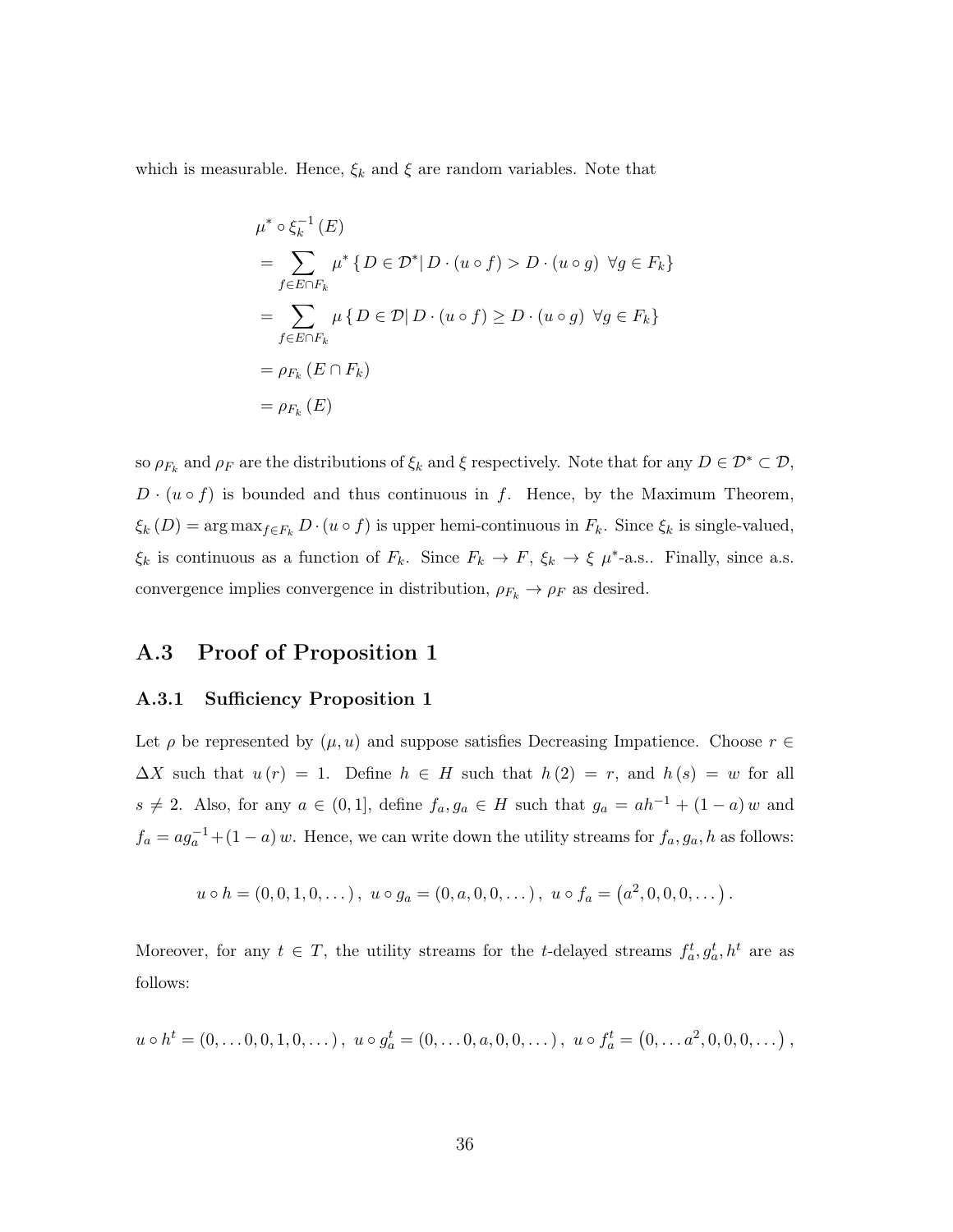which is measurable. Hence, $\xi_k$ and $\xi$ are random variables. Note that

$$
\begin{aligned}
&\mu^* \circ \xi_k^{-1}(E) \\
&= \sum_{f \in E \cap F_k} \mu^* \{ D \in \mathcal{D}^* | \, D \cdot (u \circ f) > D \cdot (u \circ g) \;\; \forall g \in F_k \} \\
&= \sum_{f \in E \cap F_k} \mu \{ D \in \mathcal{D} | \, D \cdot (u \circ f) \geq D \cdot (u \circ g) \;\; \forall g \in F_k \} \\
&= \rho_{F_k}(E \cap F_k) \\
&= \rho_{F_k}(E)
\end{aligned}
$$

so $\rho_{F_k}$ and $\rho_F$ are the distributions of $\xi_k$ and $\xi$ respectively. Note that for any $D \in \mathcal{D}^* \subset \mathcal{D}$, $D \cdot (u \circ f)$ is bounded and thus continuous in $f$. Hence, by the Maximum Theorem, $\xi_k(D) = \arg\max_{f \in F_k} D \cdot (u \circ f)$ is upper hemi-continuous in $F_k$. Since $\xi_k$ is single-valued, $\xi_k$ is continuous as a function of $F_k$. Since $F_k \to F$, $\xi_k \to \xi$ $\mu^*$-a.s.. Finally, since a.s. convergence implies convergence in distribution, $\rho_{F_k} \to \rho_F$ as desired.

## A.3 Proof of Proposition 1

### A.3.1 Sufficiency Proposition 1

Let $\rho$ be represented by $(\mu, u)$ and suppose satisfies Decreasing Impatience. Choose $r \in \Delta X$ such that $u(r) = 1$. Define $h \in H$ such that $h(2) = r$, and $h(s) = w$ for all $s \neq 2$. Also, for any $a \in (0, 1]$, define $f_a, g_a \in H$ such that $g_a = ah^{-1} + (1-a)w$ and $f_a = ag_a^{-1} + (1-a)w$. Hence, we can write down the utility streams for $f_a, g_a, h$ as follows:

$$
u \circ h = (0, 0, 1, 0, \dots), \; u \circ g_a = (0, a, 0, 0, \dots), \; u \circ f_a = (a^2, 0, 0, 0, \dots).
$$

Moreover, for any $t \in T$, the utility streams for the $t$-delayed streams $f_a^t, g_a^t, h^t$ are as follows:

$$
u \circ h^t = (0, \dots 0, 0, 1, 0, \dots), \; u \circ g_a^t = (0, \dots 0, a, 0, 0, \dots), \; u \circ f_a^t = (0, \dots a^2, 0, 0, 0, \dots),
$$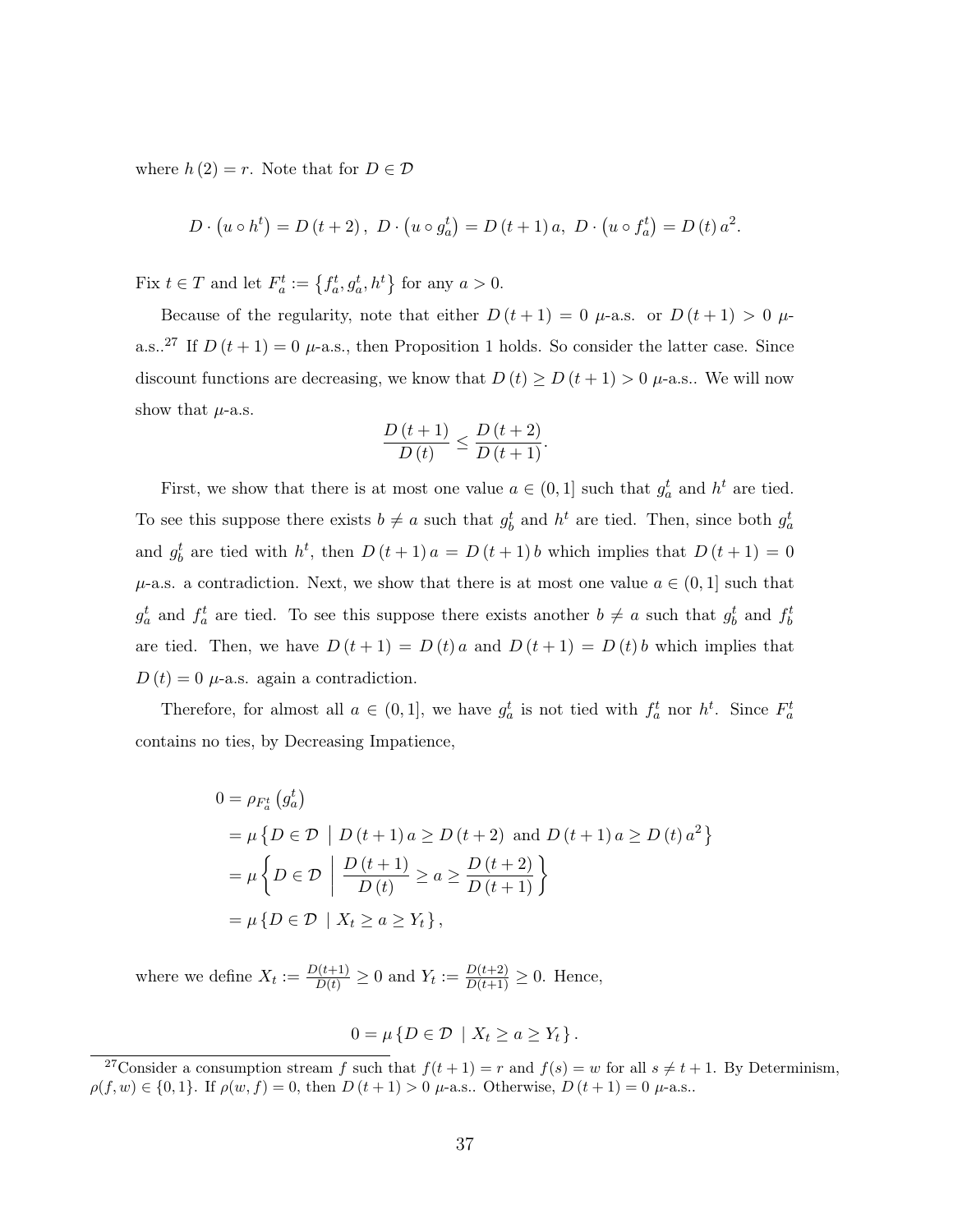where $h(2) = r$. Note that for $D \in \mathcal{D}$

$$D \cdot \left(u \circ h^t\right) = D(t+2), \; D \cdot \left(u \circ g_a^t\right) = D(t+1)\,a, \; D \cdot \left(u \circ f_a^t\right) = D(t)\,a^2.$$

Fix $t \in T$ and let $F_a^t := \left\{f_a^t, g_a^t, h^t\right\}$ for any $a > 0$.

Because of the regularity, note that either $D(t+1) = 0$ $\mu$-a.s. or $D(t+1) > 0$ $\mu$-a.s..[27] If $D(t+1) = 0$ $\mu$-a.s., then Proposition 1 holds. So consider the latter case. Since discount functions are decreasing, we know that $D(t) \geq D(t+1) > 0$ $\mu$-a.s.. We will now show that $\mu$-a.s.

$$\frac{D(t+1)}{D(t)} \leq \frac{D(t+2)}{D(t+1)}.$$

First, we show that there is at most one value $a \in (0,1]$ such that $g_a^t$ and $h^t$ are tied. To see this suppose there exists $b \neq a$ such that $g_b^t$ and $h^t$ are tied. Then, since both $g_a^t$ and $g_b^t$ are tied with $h^t$, then $D(t+1)\,a = D(t+1)\,b$ which implies that $D(t+1) = 0$ $\mu$-a.s. a contradiction. Next, we show that there is at most one value $a \in (0,1]$ such that $g_a^t$ and $f_a^t$ are tied. To see this suppose there exists another $b \neq a$ such that $g_b^t$ and $f_b^t$ are tied. Then, we have $D(t+1) = D(t)\,a$ and $D(t+1) = D(t)\,b$ which implies that $D(t) = 0$ $\mu$-a.s. again a contradiction.

Therefore, for almost all $a \in (0,1]$, we have $g_a^t$ is not tied with $f_a^t$ nor $h^t$. Since $F_a^t$ contains no ties, by Decreasing Impatience,

$$\begin{aligned}
0 &= \rho_{F_a^t}\left(g_a^t\right) \\
&= \mu\left\{D \in \mathcal{D} \;\middle|\; D(t+1)\,a \geq D(t+2) \text{ and } D(t+1)\,a \geq D(t)\,a^2\right\} \\
&= \mu\left\{D \in \mathcal{D} \;\middle|\; \frac{D(t+1)}{D(t)} \geq a \geq \frac{D(t+2)}{D(t+1)}\right\} \\
&= \mu\left\{D \in \mathcal{D} \;\middle|\; X_t \geq a \geq Y_t\right\},
\end{aligned}$$

where we define $X_t := \frac{D(t+1)}{D(t)} \geq 0$ and $Y_t := \frac{D(t+2)}{D(t+1)} \geq 0$. Hence,

$$0 = \mu\left\{D \in \mathcal{D} \;\middle|\; X_t \geq a \geq Y_t\right\}.$$

[27] Consider a consumption stream $f$ such that $f(t+1) = r$ and $f(s) = w$ for all $s \neq t+1$. By Determinism, $\rho(f, w) \in \{0, 1\}$. If $\rho(w, f) = 0$, then $D(t+1) > 0$ $\mu$-a.s.. Otherwise, $D(t+1) = 0$ $\mu$-a.s..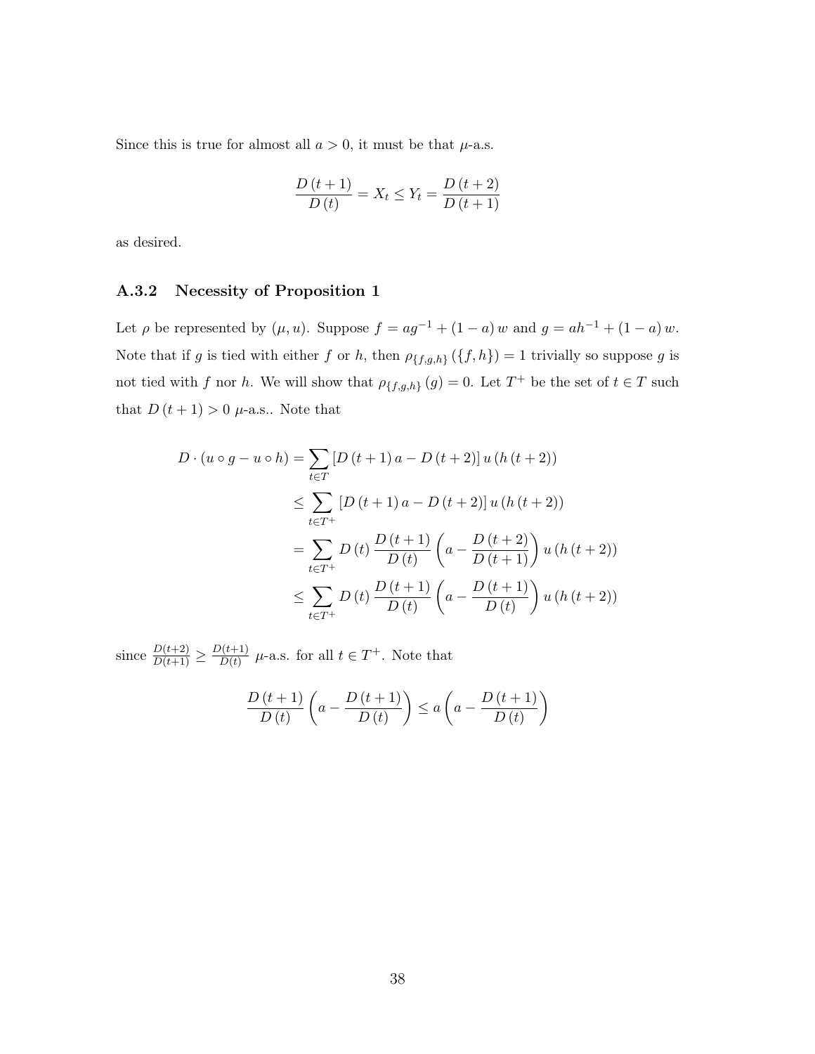Since this is true for almost all $a > 0$, it must be that $\mu$-a.s.

$$\frac{D(t+1)}{D(t)} = X_t \leq Y_t = \frac{D(t+2)}{D(t+1)}$$

as desired.

### A.3.2 Necessity of Proposition 1

Let $\rho$ be represented by $(\mu, u)$. Suppose $f = ag^{-1} + (1-a)w$ and $g = ah^{-1} + (1-a)w$. Note that if $g$ is tied with either $f$ or $h$, then $\rho_{\{f,g,h\}}(\{f,h\}) = 1$ trivially so suppose $g$ is not tied with $f$ nor $h$. We will show that $\rho_{\{f,g,h\}}(g) = 0$. Let $T^+$ be the set of $t \in T$ such that $D(t+1) > 0$ $\mu$-a.s.. Note that

$$\begin{aligned}
D \cdot (u \circ g - u \circ h) &= \sum_{t \in T} \left[ D(t+1)a - D(t+2) \right] u(h(t+2)) \\
&\leq \sum_{t \in T^+} \left[ D(t+1)a - D(t+2) \right] u(h(t+2)) \\
&= \sum_{t \in T^+} D(t) \frac{D(t+1)}{D(t)} \left( a - \frac{D(t+2)}{D(t+1)} \right) u(h(t+2)) \\
&\leq \sum_{t \in T^+} D(t) \frac{D(t+1)}{D(t)} \left( a - \frac{D(t+1)}{D(t)} \right) u(h(t+2))
\end{aligned}$$

since $\frac{D(t+2)}{D(t+1)} \geq \frac{D(t+1)}{D(t)}$ $\mu$-a.s. for all $t \in T^+$. Note that

$$\frac{D(t+1)}{D(t)} \left( a - \frac{D(t+1)}{D(t)} \right) \leq a \left( a - \frac{D(t+1)}{D(t)} \right)$$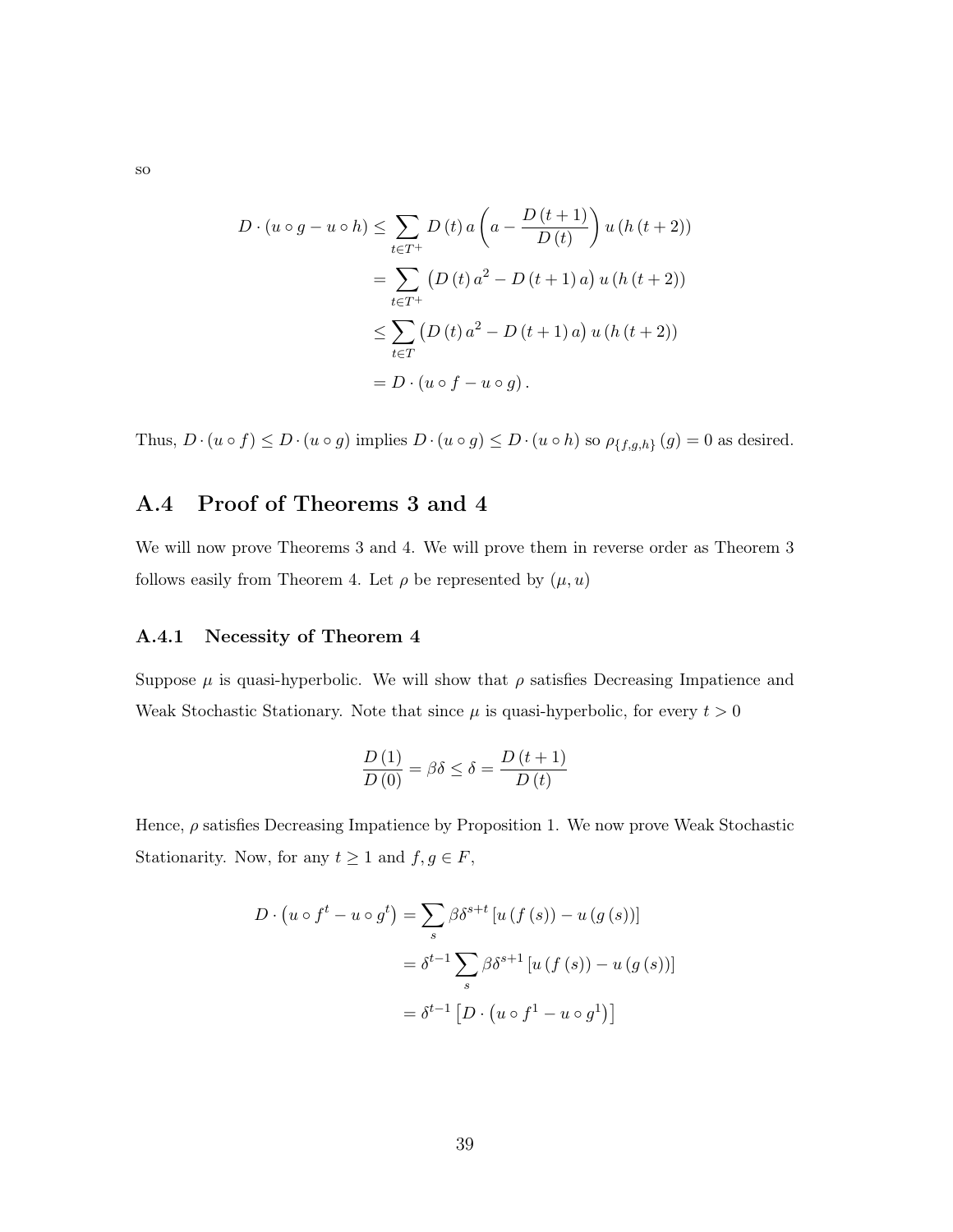so

$$
\begin{aligned}
D \cdot (u \circ g - u \circ h) &\leq \sum_{t \in T^+} D(t)\, a \left( a - \frac{D(t+1)}{D(t)} \right) u(h(t+2)) \\
&= \sum_{t \in T^+} \left( D(t)\, a^2 - D(t+1)\, a \right) u(h(t+2)) \\
&\leq \sum_{t \in T} \left( D(t)\, a^2 - D(t+1)\, a \right) u(h(t+2)) \\
&= D \cdot (u \circ f - u \circ g).
\end{aligned}
$$

Thus, $D \cdot (u \circ f) \leq D \cdot (u \circ g)$ implies $D \cdot (u \circ g) \leq D \cdot (u \circ h)$ so $\rho_{\{f,g,h\}}(g) = 0$ as desired.

## A.4 Proof of Theorems 3 and 4

We will now prove Theorems 3 and 4. We will prove them in reverse order as Theorem 3 follows easily from Theorem 4. Let $\rho$ be represented by $(\mu, u)$

### A.4.1 Necessity of Theorem 4

Suppose $\mu$ is quasi-hyperbolic. We will show that $\rho$ satisfies Decreasing Impatience and Weak Stochastic Stationary. Note that since $\mu$ is quasi-hyperbolic, for every $t > 0$

$$
\frac{D(1)}{D(0)} = \beta\delta \leq \delta = \frac{D(t+1)}{D(t)}
$$

Hence, $\rho$ satisfies Decreasing Impatience by Proposition 1. We now prove Weak Stochastic Stationarity. Now, for any $t \geq 1$ and $f, g \in F$,

$$
\begin{aligned}
D \cdot \left( u \circ f^t - u \circ g^t \right) &= \sum_s \beta\delta^{s+t} \left[ u(f(s)) - u(g(s)) \right] \\
&= \delta^{t-1} \sum_s \beta\delta^{s+1} \left[ u(f(s)) - u(g(s)) \right] \\
&= \delta^{t-1} \left[ D \cdot \left( u \circ f^1 - u \circ g^1 \right) \right]
\end{aligned}
$$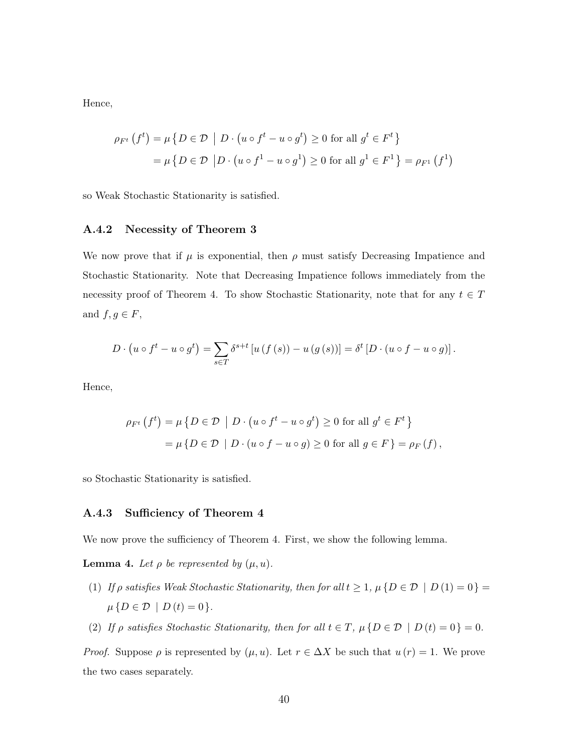Hence,

$$\rho_{F^t}\left(f^t\right) = \mu\left\{D \in \mathcal{D} \;\middle|\; D \cdot \left(u \circ f^t - u \circ g^t\right) \geq 0 \text{ for all } g^t \in F^t\right\}$$
$$= \mu\left\{D \in \mathcal{D} \;\middle|\; D \cdot \left(u \circ f^1 - u \circ g^1\right) \geq 0 \text{ for all } g^1 \in F^1\right\} = \rho_{F^1}\left(f^1\right)$$

so Weak Stochastic Stationarity is satisfied.

### A.4.2 Necessity of Theorem 3

We now prove that if $\mu$ is exponential, then $\rho$ must satisfy Decreasing Impatience and Stochastic Stationarity. Note that Decreasing Impatience follows immediately from the necessity proof of Theorem 4. To show Stochastic Stationarity, note that for any $t \in T$ and $f, g \in F$,

$$D \cdot \left(u \circ f^t - u \circ g^t\right) = \sum_{s \in T} \delta^{s+t}\left[u\left(f\left(s\right)\right) - u\left(g\left(s\right)\right)\right] = \delta^t\left[D \cdot \left(u \circ f - u \circ g\right)\right].$$

Hence,

$$\rho_{F^t}\left(f^t\right) = \mu\left\{D \in \mathcal{D} \;\middle|\; D \cdot \left(u \circ f^t - u \circ g^t\right) \geq 0 \text{ for all } g^t \in F^t\right\}$$
$$= \mu\left\{D \in \mathcal{D} \;\middle|\; D \cdot \left(u \circ f - u \circ g\right) \geq 0 \text{ for all } g \in F\right\} = \rho_F\left(f\right),$$

so Stochastic Stationarity is satisfied.

### A.4.3 Sufficiency of Theorem 4

We now prove the sufficiency of Theorem 4. First, we show the following lemma.

**Lemma 4.** *Let $\rho$ be represented by $(\mu, u)$.*

1. *If $\rho$ satisfies Weak Stochastic Stationarity, then for all $t \geq 1$, $\mu\left\{D \in \mathcal{D} \mid D\left(1\right) = 0\right\} = \mu\left\{D \in \mathcal{D} \mid D\left(t\right) = 0\right\}$.*
2. *If $\rho$ satisfies Stochastic Stationarity, then for all $t \in T$, $\mu\left\{D \in \mathcal{D} \mid D\left(t\right) = 0\right\} = 0$.*

*Proof.* Suppose $\rho$ is represented by $(\mu, u)$. Let $r \in \Delta X$ be such that $u\left(r\right) = 1$. We prove the two cases separately.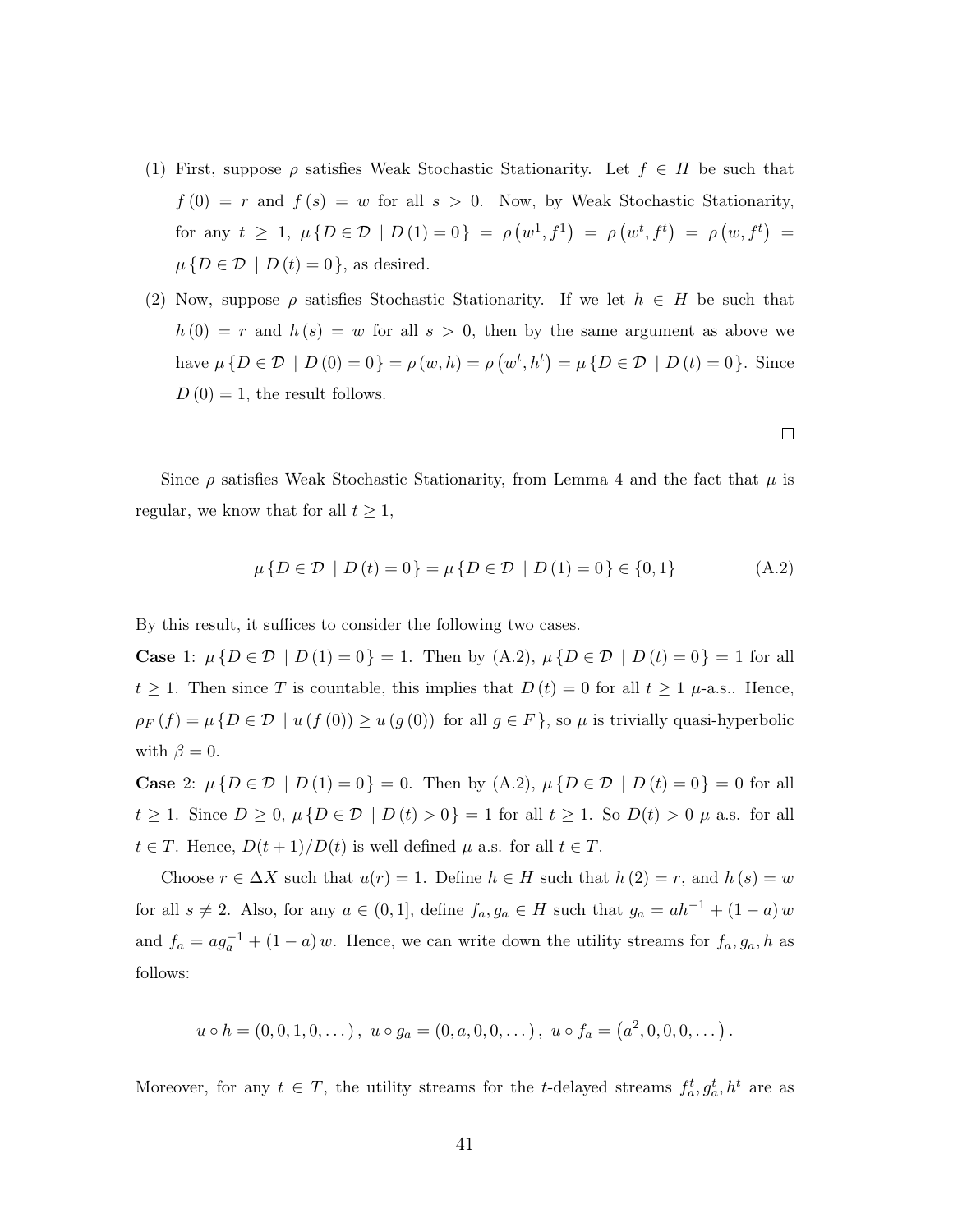(1) First, suppose $\rho$ satisfies Weak Stochastic Stationarity. Let $f \in H$ be such that $f(0) = r$ and $f(s) = w$ for all $s > 0$. Now, by Weak Stochastic Stationarity, for any $t \geq 1$, $\mu\{D \in \mathcal{D} \mid D(1) = 0\} = \rho(w^1, f^1) = \rho(w^t, f^t) = \rho(w, f^t) = \mu\{D \in \mathcal{D} \mid D(t) = 0\}$, as desired.

(2) Now, suppose $\rho$ satisfies Stochastic Stationarity. If we let $h \in H$ be such that $h(0) = r$ and $h(s) = w$ for all $s > 0$, then by the same argument as above we have $\mu\{D \in \mathcal{D} \mid D(0) = 0\} = \rho(w, h) = \rho(w^t, h^t) = \mu\{D \in \mathcal{D} \mid D(t) = 0\}$. Since $D(0) = 1$, the result follows.

□

Since $\rho$ satisfies Weak Stochastic Stationarity, from Lemma 4 and the fact that $\mu$ is regular, we know that for all $t \geq 1$,

$$\mu\{D \in \mathcal{D} \mid D(t) = 0\} = \mu\{D \in \mathcal{D} \mid D(1) = 0\} \in \{0, 1\} \tag{A.2}$$

By this result, it suffices to consider the following two cases.

**Case** 1: $\mu\{D \in \mathcal{D} \mid D(1) = 0\} = 1$. Then by (A.2), $\mu\{D \in \mathcal{D} \mid D(t) = 0\} = 1$ for all $t \geq 1$. Then since $T$ is countable, this implies that $D(t) = 0$ for all $t \geq 1$ $\mu$-a.s.. Hence, $\rho_F(f) = \mu\{D \in \mathcal{D} \mid u(f(0)) \geq u(g(0)) \text{ for all } g \in F\}$, so $\mu$ is trivially quasi-hyperbolic with $\beta = 0$.

**Case** 2: $\mu\{D \in \mathcal{D} \mid D(1) = 0\} = 0$. Then by (A.2), $\mu\{D \in \mathcal{D} \mid D(t) = 0\} = 0$ for all $t \geq 1$. Since $D \geq 0$, $\mu\{D \in \mathcal{D} \mid D(t) > 0\} = 1$ for all $t \geq 1$. So $D(t) > 0$ $\mu$ a.s. for all $t \in T$. Hence, $D(t+1)/D(t)$ is well defined $\mu$ a.s. for all $t \in T$.

Choose $r \in \Delta X$ such that $u(r) = 1$. Define $h \in H$ such that $h(2) = r$, and $h(s) = w$ for all $s \neq 2$. Also, for any $a \in (0, 1]$, define $f_a, g_a \in H$ such that $g_a = ah^{-1} + (1-a)w$ and $f_a = ag_a^{-1} + (1-a)w$. Hence, we can write down the utility streams for $f_a, g_a, h$ as follows:

$$u \circ h = (0, 0, 1, 0, \dots), \ u \circ g_a = (0, a, 0, 0, \dots), \ u \circ f_a = \left(a^2, 0, 0, 0, \dots\right).$$

Moreover, for any $t \in T$, the utility streams for the $t$-delayed streams $f_a^t, g_a^t, h^t$ are as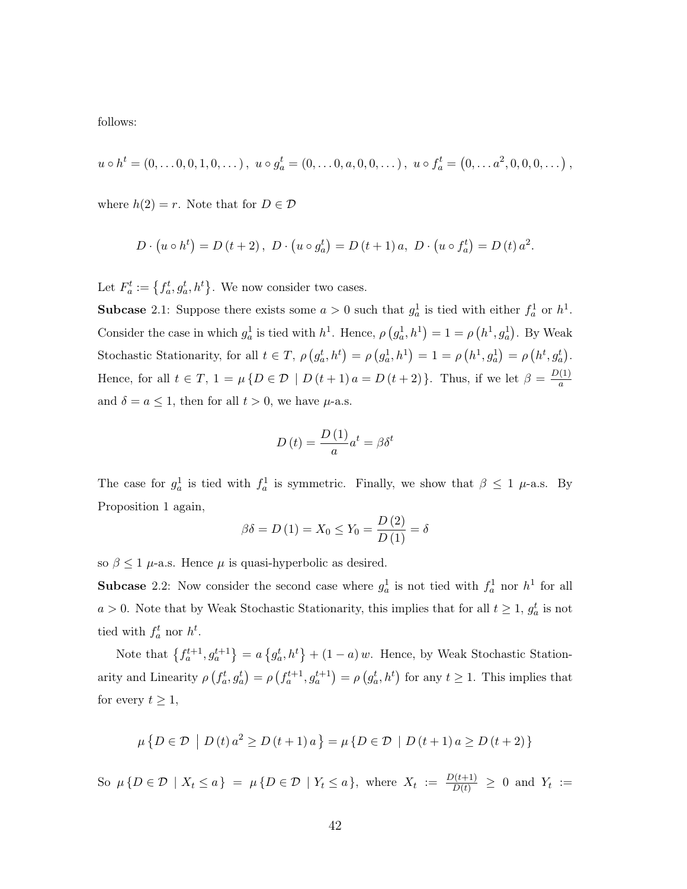follows:

$$u \circ h^t = (0, \ldots 0, 0, 1, 0, \ldots), \; u \circ g_a^t = (0, \ldots 0, a, 0, 0, \ldots), \; u \circ f_a^t = \left(0, \ldots a^2, 0, 0, 0, \ldots\right),$$

where $h(2) = r$. Note that for $D \in \mathcal{D}$

$$D \cdot \left(u \circ h^t\right) = D\left(t+2\right), \; D \cdot \left(u \circ g_a^t\right) = D\left(t+1\right)a, \; D \cdot \left(u \circ f_a^t\right) = D\left(t\right)a^2.$$

Let $F_a^t := \left\{f_a^t, g_a^t, h^t\right\}$. We now consider two cases.

**Subcase** 2.1: Suppose there exists some $a > 0$ such that $g_a^1$ is tied with either $f_a^1$ or $h^1$. Consider the case in which $g_a^1$ is tied with $h^1$. Hence, $\rho\left(g_a^1, h^1\right) = 1 = \rho\left(h^1, g_a^1\right)$. By Weak Stochastic Stationarity, for all $t \in T$, $\rho\left(g_a^t, h^t\right) = \rho\left(g_a^1, h^1\right) = 1 = \rho\left(h^1, g_a^1\right) = \rho\left(h^t, g_a^t\right)$. Hence, for all $t \in T$, $1 = \mu\left\{D \in \mathcal{D} \mid D\left(t+1\right)a = D\left(t+2\right)\right\}$. Thus, if we let $\beta = \frac{D(1)}{a}$ and $\delta = a \leq 1$, then for all $t > 0$, we have $\mu$-a.s.

$$D\left(t\right) = \frac{D\left(1\right)}{a}a^t = \beta\delta^t$$

The case for $g_a^1$ is tied with $f_a^1$ is symmetric. Finally, we show that $\beta \leq 1$ $\mu$-a.s. By Proposition 1 again,

$$\beta\delta = D\left(1\right) = X_0 \leq Y_0 = \frac{D\left(2\right)}{D\left(1\right)} = \delta$$

so $\beta \leq 1$ $\mu$-a.s. Hence $\mu$ is quasi-hyperbolic as desired.

**Subcase** 2.2: Now consider the second case where $g_a^1$ is not tied with $f_a^1$ nor $h^1$ for all $a > 0$. Note that by Weak Stochastic Stationarity, this implies that for all $t \geq 1$, $g_a^t$ is not tied with $f_a^t$ nor $h^t$.

Note that $\left\{f_a^{t+1}, g_a^{t+1}\right\} = a\left\{g_a^t, h^t\right\} + (1-a)\,w$. Hence, by Weak Stochastic Stationarity and Linearity $\rho\left(f_a^t, g_a^t\right) = \rho\left(f_a^{t+1}, g_a^{t+1}\right) = \rho\left(g_a^t, h^t\right)$ for any $t \geq 1$. This implies that for every $t \geq 1$,

$$\mu\left\{D \in \mathcal{D} \;\middle|\; D\left(t\right)a^2 \geq D\left(t+1\right)a\right\} = \mu\left\{D \in \mathcal{D} \mid D\left(t+1\right)a \geq D\left(t+2\right)\right\}$$

So $\mu\left\{D \in \mathcal{D} \mid X_t \leq a\right\} = \mu\left\{D \in \mathcal{D} \mid Y_t \leq a\right\}$, where $X_t := \frac{D(t+1)}{D(t)} \geq 0$ and $Y_t :=$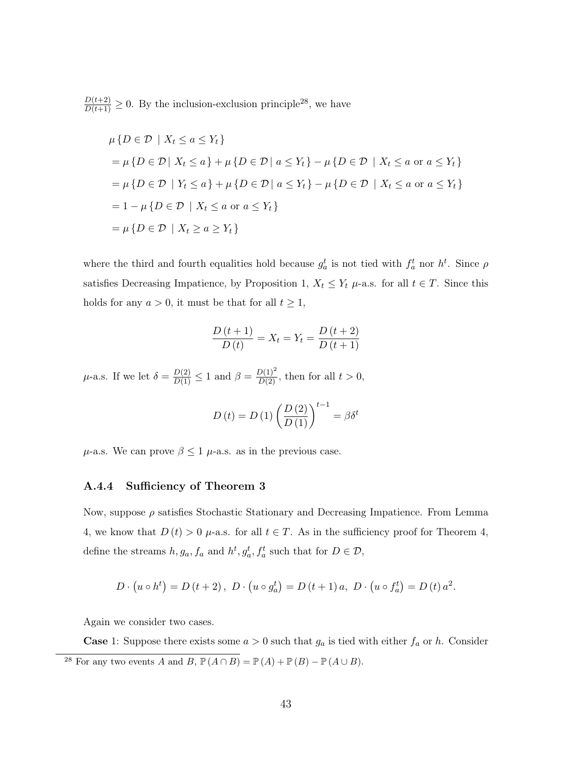$\frac{D(t+2)}{D(t+1)} \geq 0$. By the inclusion-exclusion principle[28], we have

$$\begin{aligned}
&\mu \{D \in \mathcal{D} \mid X_t \leq a \leq Y_t\} \\
&= \mu \{D \in \mathcal{D} \mid X_t \leq a\} + \mu \{D \in \mathcal{D} \mid a \leq Y_t\} - \mu \{D \in \mathcal{D} \mid X_t \leq a \text{ or } a \leq Y_t\} \\
&= \mu \{D \in \mathcal{D} \mid Y_t \leq a\} + \mu \{D \in \mathcal{D} \mid a \leq Y_t\} - \mu \{D \in \mathcal{D} \mid X_t \leq a \text{ or } a \leq Y_t\} \\
&= 1 - \mu \{D \in \mathcal{D} \mid X_t \leq a \text{ or } a \leq Y_t\} \\
&= \mu \{D \in \mathcal{D} \mid X_t \geq a \geq Y_t\}
\end{aligned}$$

where the third and fourth equalities hold because $g_a^t$ is not tied with $f_a^t$ nor $h^t$. Since $\rho$ satisfies Decreasing Impatience, by Proposition 1, $X_t \leq Y_t$ $\mu$-a.s. for all $t \in T$. Since this holds for any $a > 0$, it must be that for all $t \geq 1$,

$$\frac{D(t+1)}{D(t)} = X_t = Y_t = \frac{D(t+2)}{D(t+1)}$$

$\mu$-a.s. If we let $\delta = \frac{D(2)}{D(1)} \leq 1$ and $\beta = \frac{D(1)^2}{D(2)}$, then for all $t > 0$,

$$D(t) = D(1) \left( \frac{D(2)}{D(1)} \right)^{t-1} = \beta \delta^t$$

$\mu$-a.s. We can prove $\beta \leq 1$ $\mu$-a.s. as in the previous case.

### A.4.4 Sufficiency of Theorem 3

Now, suppose $\rho$ satisfies Stochastic Stationary and Decreasing Impatience. From Lemma 4, we know that $D(t) > 0$ $\mu$-a.s. for all $t \in T$. As in the sufficiency proof for Theorem 4, define the streams $h, g_a, f_a$ and $h^t, g_a^t, f_a^t$ such that for $D \in \mathcal{D}$,

$$D \cdot (u \circ h^t) = D(t+2), \; D \cdot (u \circ g_a^t) = D(t+1)\, a, \; D \cdot (u \circ f_a^t) = D(t)\, a^2.$$

Again we consider two cases.

**Case** 1: Suppose there exists some $a > 0$ such that $g_a$ is tied with either $f_a$ or $h$. Consider

[28] For any two events $A$ and $B$, $\mathbb{P}(A \cap B) = \mathbb{P}(A) + \mathbb{P}(B) - \mathbb{P}(A \cup B)$.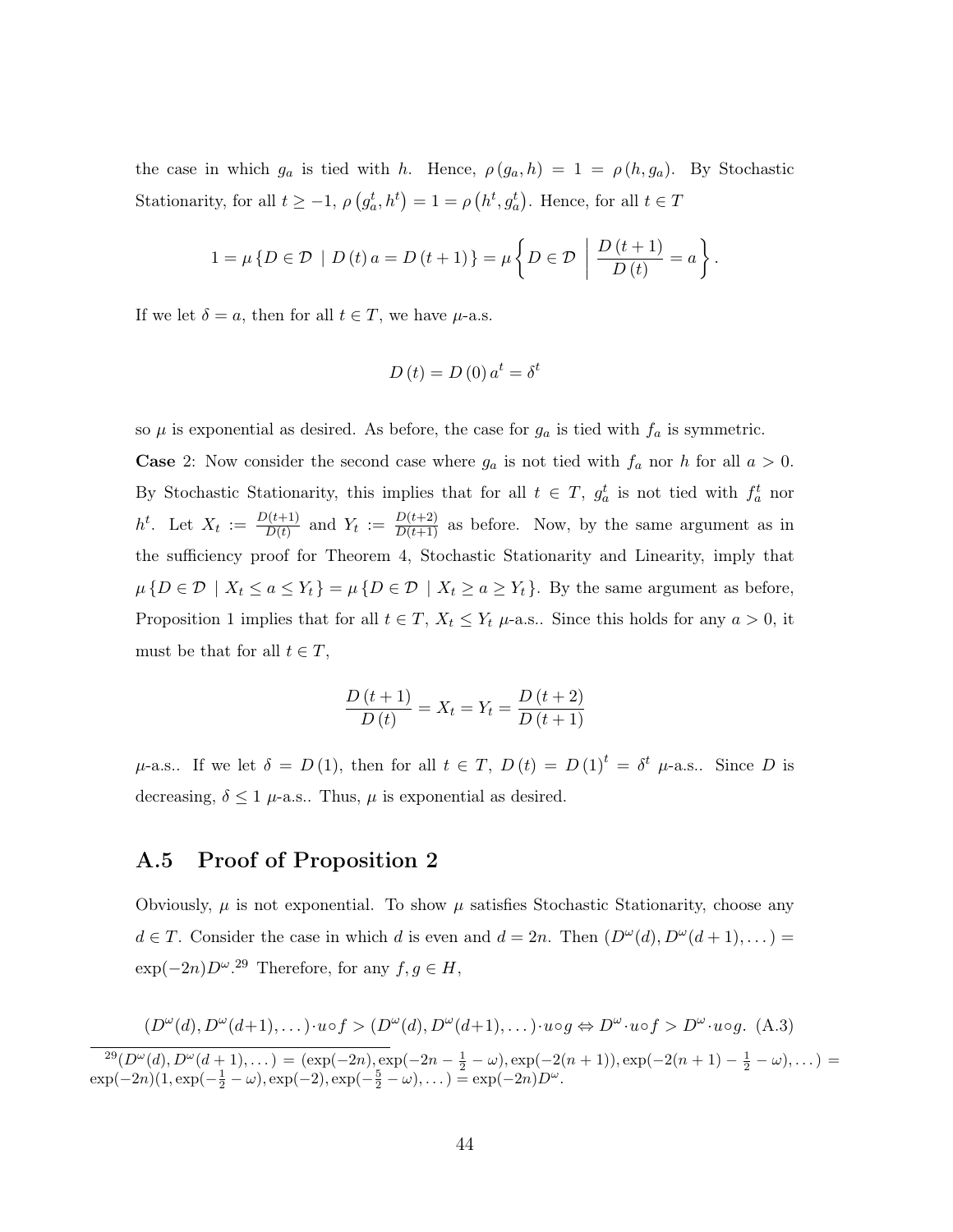the case in which $g_a$ is tied with $h$. Hence, $\rho(g_a, h) = 1 = \rho(h, g_a)$. By Stochastic Stationarity, for all $t \geq -1$, $\rho(g_a^t, h^t) = 1 = \rho(h^t, g_a^t)$. Hence, for all $t \in T$

$$1 = \mu \{ D \in \mathcal{D} \mid D(t) a = D(t+1) \} = \mu \left\{ D \in \mathcal{D} \,\middle|\, \frac{D(t+1)}{D(t)} = a \right\}.$$

If we let $\delta = a$, then for all $t \in T$, we have $\mu$-a.s.

$$D(t) = D(0) a^t = \delta^t$$

so $\mu$ is exponential as desired. As before, the case for $g_a$ is tied with $f_a$ is symmetric.

**Case** 2: Now consider the second case where $g_a$ is not tied with $f_a$ nor $h$ for all $a > 0$. By Stochastic Stationarity, this implies that for all $t \in T$, $g_a^t$ is not tied with $f_a^t$ nor $h^t$. Let $X_t := \frac{D(t+1)}{D(t)}$ and $Y_t := \frac{D(t+2)}{D(t+1)}$ as before. Now, by the same argument as in the sufficiency proof for Theorem 4, Stochastic Stationarity and Linearity, imply that $\mu \{ D \in \mathcal{D} \mid X_t \leq a \leq Y_t \} = \mu \{ D \in \mathcal{D} \mid X_t \geq a \geq Y_t \}$. By the same argument as before, Proposition 1 implies that for all $t \in T$, $X_t \leq Y_t$ $\mu$-a.s.. Since this holds for any $a > 0$, it must be that for all $t \in T$,

$$\frac{D(t+1)}{D(t)} = X_t = Y_t = \frac{D(t+2)}{D(t+1)}$$

$\mu$-a.s.. If we let $\delta = D(1)$, then for all $t \in T$, $D(t) = D(1)^t = \delta^t$ $\mu$-a.s.. Since $D$ is decreasing, $\delta \leq 1$ $\mu$-a.s.. Thus, $\mu$ is exponential as desired.

## A.5 Proof of Proposition 2

Obviously, $\mu$ is not exponential. To show $\mu$ satisfies Stochastic Stationarity, choose any $d \in T$. Consider the case in which $d$ is even and $d = 2n$. Then $(D^\omega(d), D^\omega(d+1), \dots) = \exp(-2n) D^\omega$.[29] Therefore, for any $f, g \in H$,

$$(D^\omega(d), D^\omega(d+1), \dots) \cdot u \circ f > (D^\omega(d), D^\omega(d+1), \dots) \cdot u \circ g \Leftrightarrow D^\omega \cdot u \circ f > D^\omega \cdot u \circ g. \quad \text{(A.3)}$$

[29] $(D^\omega(d), D^\omega(d+1), \dots) = (\exp(-2n), \exp(-2n - \frac{1}{2} - \omega), \exp(-2(n+1)), \exp(-2(n+1) - \frac{1}{2} - \omega), \dots) = \exp(-2n)(1, \exp(-\frac{1}{2} - \omega), \exp(-2), \exp(-\frac{5}{2} - \omega), \dots) = \exp(-2n) D^\omega$.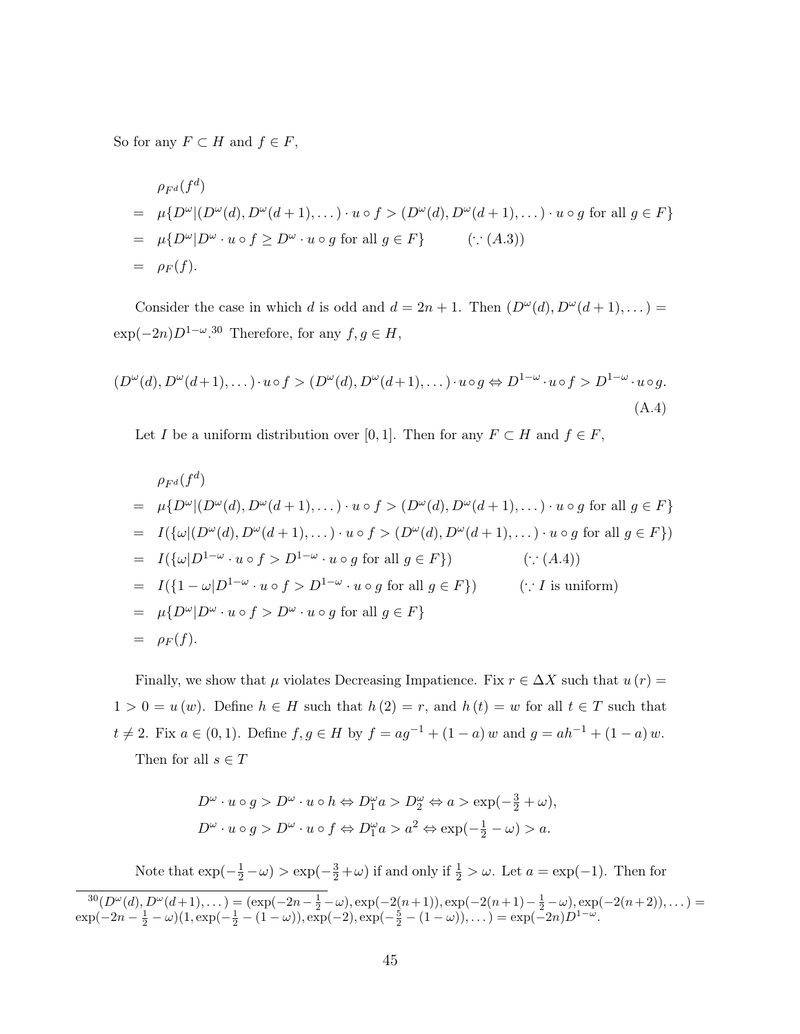So for any $F \subset H$ and $f \in F$,

$$
\begin{aligned}
& \rho_{F^d}(f^d) \\
= \; & \mu\{D^\omega | (D^\omega(d), D^\omega(d+1), \dots) \cdot u \circ f > (D^\omega(d), D^\omega(d+1), \dots) \cdot u \circ g \text{ for all } g \in F\} \\
= \; & \mu\{D^\omega | D^\omega \cdot u \circ f \geq D^\omega \cdot u \circ g \text{ for all } g \in F\} \qquad (\because (A.3)) \\
= \; & \rho_F(f).
\end{aligned}
$$

Consider the case in which $d$ is odd and $d = 2n+1$. Then $(D^\omega(d), D^\omega(d+1), \dots) = \exp(-2n) D^{1-\omega}$.[30] Therefore, for any $f, g \in H$,

$$
(D^\omega(d), D^\omega(d+1), \dots) \cdot u \circ f > (D^\omega(d), D^\omega(d+1), \dots) \cdot u \circ g \Leftrightarrow D^{1-\omega} \cdot u \circ f > D^{1-\omega} \cdot u \circ g. \tag{A.4}
$$

Let $I$ be a uniform distribution over $[0, 1]$. Then for any $F \subset H$ and $f \in F$,

$$
\begin{aligned}
& \rho_{F^d}(f^d) \\
= \; & \mu\{D^\omega | (D^\omega(d), D^\omega(d+1), \dots) \cdot u \circ f > (D^\omega(d), D^\omega(d+1), \dots) \cdot u \circ g \text{ for all } g \in F\} \\
= \; & I(\{\omega | (D^\omega(d), D^\omega(d+1), \dots) \cdot u \circ f > (D^\omega(d), D^\omega(d+1), \dots) \cdot u \circ g \text{ for all } g \in F\}) \\
= \; & I(\{\omega | D^{1-\omega} \cdot u \circ f > D^{1-\omega} \cdot u \circ g \text{ for all } g \in F\}) \qquad (\because (A.4)) \\
= \; & I(\{1-\omega | D^{1-\omega} \cdot u \circ f > D^{1-\omega} \cdot u \circ g \text{ for all } g \in F\}) \qquad (\because I \text{ is uniform}) \\
= \; & \mu\{D^\omega | D^\omega \cdot u \circ f > D^\omega \cdot u \circ g \text{ for all } g \in F\} \\
= \; & \rho_F(f).
\end{aligned}
$$

Finally, we show that $\mu$ violates Decreasing Impatience. Fix $r \in \Delta X$ such that $u(r) = 1 > 0 = u(w)$. Define $h \in H$ such that $h(2) = r$, and $h(t) = w$ for all $t \in T$ such that $t \neq 2$. Fix $a \in (0, 1)$. Define $f, g \in H$ by $f = a g^{-1} + (1-a) w$ and $g = a h^{-1} + (1-a) w$.

Then for all $s \in T$

$$
\begin{aligned}
D^\omega \cdot u \circ g > D^\omega \cdot u \circ h &\Leftrightarrow D_1^\omega a > D_2^\omega \Leftrightarrow a > \exp(-\tfrac{3}{2} + \omega), \\
D^\omega \cdot u \circ g > D^\omega \cdot u \circ f &\Leftrightarrow D_1^\omega a > a^2 \Leftrightarrow \exp(-\tfrac{1}{2} - \omega) > a.
\end{aligned}
$$

Note that $\exp(-\frac{1}{2} - \omega) > \exp(-\frac{3}{2} + \omega)$ if and only if $\frac{1}{2} > \omega$. Let $a = \exp(-1)$. Then for

[30] $(D^\omega(d), D^\omega(d+1), \dots) = (\exp(-2n - \frac{1}{2} - \omega), \exp(-2(n+1)), \exp(-2(n+1) - \frac{1}{2} - \omega), \exp(-2(n+2)), \dots) = \exp(-2n - \frac{1}{2} - \omega)(1, \exp(-\frac{1}{2} - (1-\omega)), \exp(-2), \exp(-\frac{5}{2} - (1-\omega)), \dots) = \exp(-2n) D^{1-\omega}$.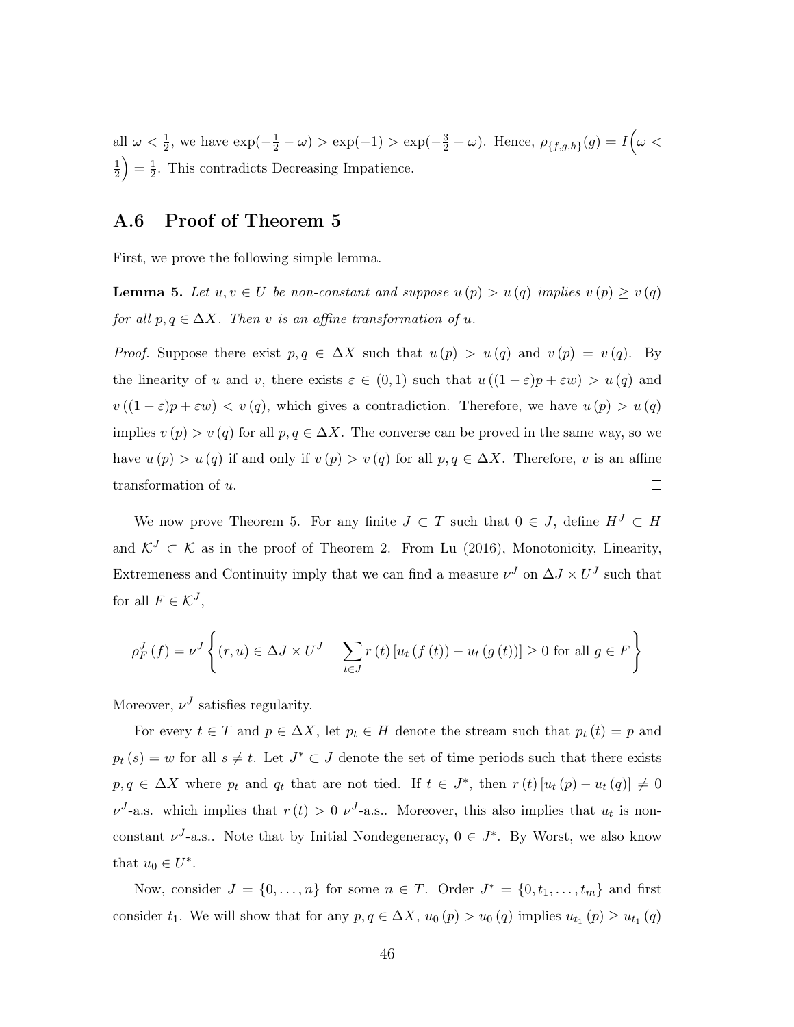all $\omega < \frac{1}{2}$, we have $\exp(-\frac{1}{2} - \omega) > \exp(-1) > \exp(-\frac{3}{2} + \omega)$. Hence, $\rho_{\{f,g,h\}}(g) = I\Big(\omega < \frac{1}{2}\Big) = \frac{1}{2}$. This contradicts Decreasing Impatience.

## A.6 Proof of Theorem 5

First, we prove the following simple lemma.

**Lemma 5.** *Let $u, v \in U$ be non-constant and suppose $u(p) > u(q)$ implies $v(p) \geq v(q)$ for all $p, q \in \Delta X$. Then $v$ is an affine transformation of $u$.*

*Proof.* Suppose there exist $p, q \in \Delta X$ such that $u(p) > u(q)$ and $v(p) = v(q)$. By the linearity of $u$ and $v$, there exists $\varepsilon \in (0, 1)$ such that $u((1-\varepsilon)p + \varepsilon w) > u(q)$ and $v((1-\varepsilon)p + \varepsilon w) < v(q)$, which gives a contradiction. Therefore, we have $u(p) > u(q)$ implies $v(p) > v(q)$ for all $p, q \in \Delta X$. The converse can be proved in the same way, so we have $u(p) > u(q)$ if and only if $v(p) > v(q)$ for all $p, q \in \Delta X$. Therefore, $v$ is an affine transformation of $u$. $\square$

We now prove Theorem 5. For any finite $J \subset T$ such that $0 \in J$, define $H^J \subset H$ and $\mathcal{K}^J \subset \mathcal{K}$ as in the proof of Theorem 2. From Lu (2016), Monotonicity, Linearity, Extremeness and Continuity imply that we can find a measure $\nu^J$ on $\Delta J \times U^J$ such that for all $F \in \mathcal{K}^J$,

$$\rho_F^J(f) = \nu^J \left\{ (r, u) \in \Delta J \times U^J \;\middle|\; \sum_{t \in J} r(t)\left[u_t(f(t)) - u_t(g(t))\right] \geq 0 \text{ for all } g \in F \right\}$$

Moreover, $\nu^J$ satisfies regularity.

For every $t \in T$ and $p \in \Delta X$, let $p_t \in H$ denote the stream such that $p_t(t) = p$ and $p_t(s) = w$ for all $s \neq t$. Let $J^* \subset J$ denote the set of time periods such that there exists $p, q \in \Delta X$ where $p_t$ and $q_t$ that are not tied. If $t \in J^*$, then $r(t)\left[u_t(p) - u_t(q)\right] \neq 0$ $\nu^J$-a.s. which implies that $r(t) > 0$ $\nu^J$-a.s.. Moreover, this also implies that $u_t$ is non-constant $\nu^J$-a.s.. Note that by Initial Nondegeneracy, $0 \in J^*$. By Worst, we also know that $u_0 \in U^*$.

Now, consider $J = \{0, \ldots, n\}$ for some $n \in T$. Order $J^* = \{0, t_1, \ldots, t_m\}$ and first consider $t_1$. We will show that for any $p, q \in \Delta X$, $u_0(p) > u_0(q)$ implies $u_{t_1}(p) \geq u_{t_1}(q)$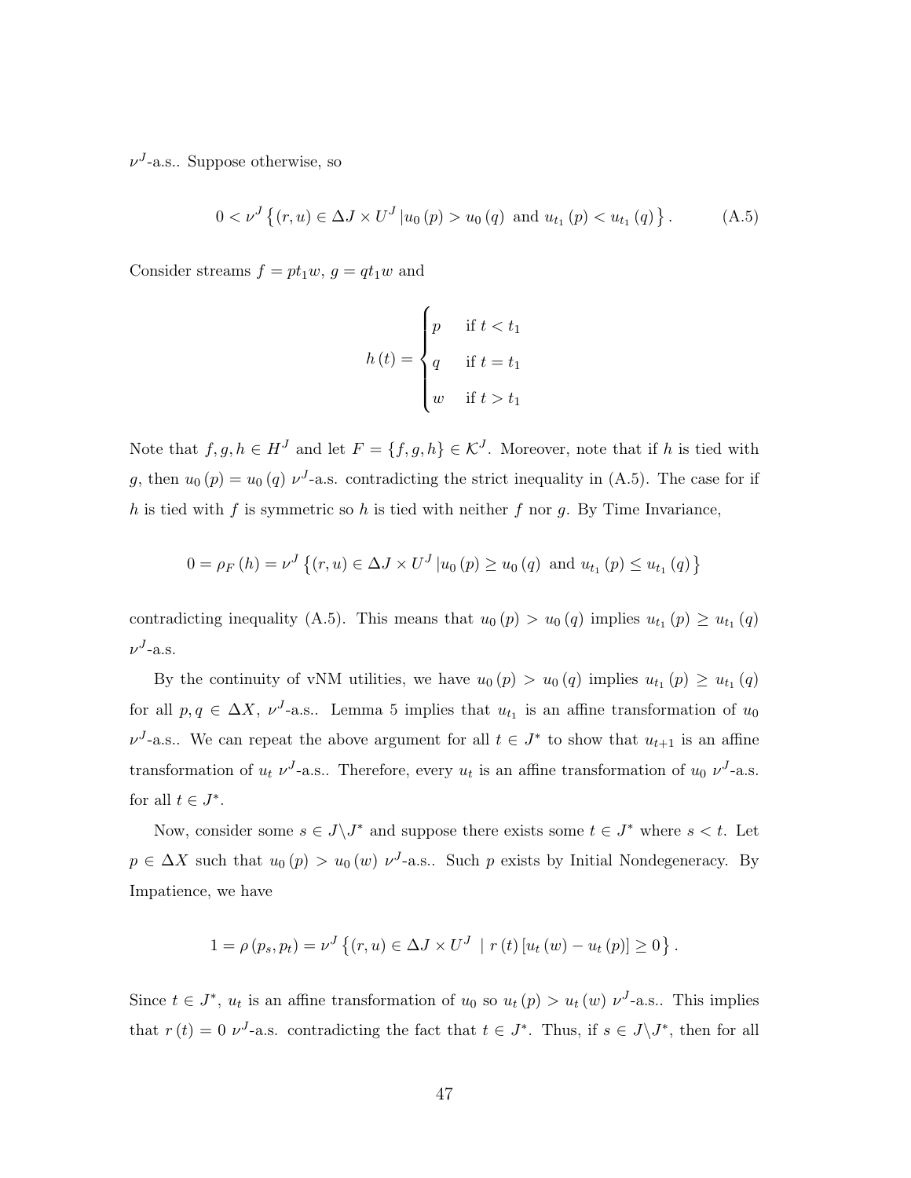$\nu^J$-a.s.. Suppose otherwise, so

$$0 < \nu^J \left\{ (r,u) \in \Delta J \times U^J \left| u_0(p) > u_0(q) \text{ and } u_{t_1}(p) < u_{t_1}(q) \right. \right\}. \tag{A.5}$$

Consider streams $f = pt_1w$, $g = qt_1w$ and

$$h(t) = \begin{cases} p & \text{if } t < t_1 \\ q & \text{if } t = t_1 \\ w & \text{if } t > t_1 \end{cases}$$

Note that $f, g, h \in H^J$ and let $F = \{f, g, h\} \in \mathcal{K}^J$. Moreover, note that if $h$ is tied with $g$, then $u_0(p) = u_0(q)$ $\nu^J$-a.s. contradicting the strict inequality in (A.5). The case for if $h$ is tied with $f$ is symmetric so $h$ is tied with neither $f$ nor $g$. By Time Invariance,

$$0 = \rho_F(h) = \nu^J \left\{ (r,u) \in \Delta J \times U^J \left| u_0(p) \geq u_0(q) \text{ and } u_{t_1}(p) \leq u_{t_1}(q) \right. \right\}$$

contradicting inequality (A.5). This means that $u_0(p) > u_0(q)$ implies $u_{t_1}(p) \geq u_{t_1}(q)$ $\nu^J$-a.s.

By the continuity of vNM utilities, we have $u_0(p) > u_0(q)$ implies $u_{t_1}(p) \geq u_{t_1}(q)$ for all $p, q \in \Delta X$, $\nu^J$-a.s.. Lemma 5 implies that $u_{t_1}$ is an affine transformation of $u_0$ $\nu^J$-a.s.. We can repeat the above argument for all $t \in J^*$ to show that $u_{t+1}$ is an affine transformation of $u_t$ $\nu^J$-a.s.. Therefore, every $u_t$ is an affine transformation of $u_0$ $\nu^J$-a.s. for all $t \in J^*$.

Now, consider some $s \in J \backslash J^*$ and suppose there exists some $t \in J^*$ where $s < t$. Let $p \in \Delta X$ such that $u_0(p) > u_0(w)$ $\nu^J$-a.s.. Such $p$ exists by Initial Nondegeneracy. By Impatience, we have

$$1 = \rho(p_s, p_t) = \nu^J \left\{ (r,u) \in \Delta J \times U^J \mid r(t) \left[ u_t(w) - u_t(p) \right] \geq 0 \right\}.$$

Since $t \in J^*$, $u_t$ is an affine transformation of $u_0$ so $u_t(p) > u_t(w)$ $\nu^J$-a.s.. This implies that $r(t) = 0$ $\nu^J$-a.s. contradicting the fact that $t \in J^*$. Thus, if $s \in J \backslash J^*$, then for all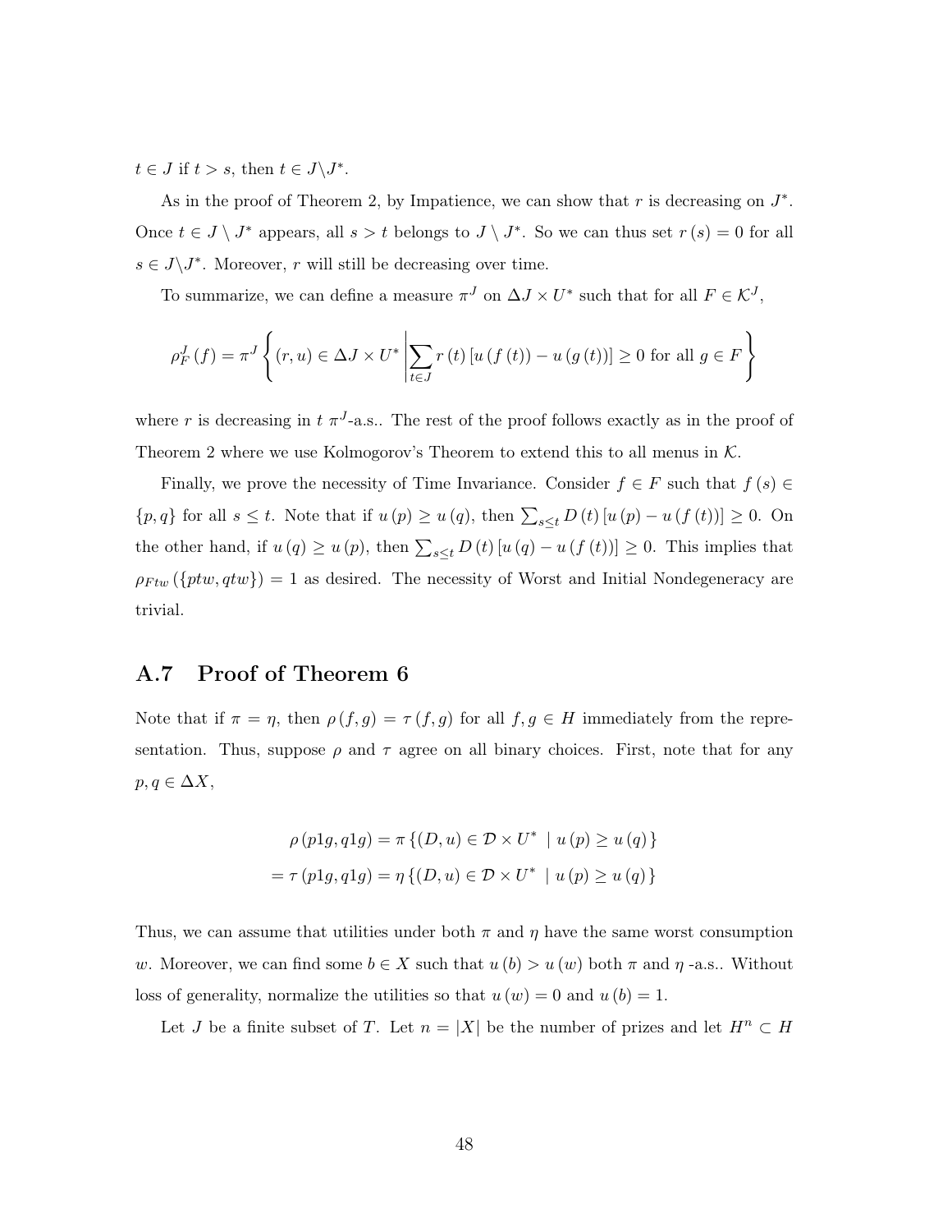$t \in J$ if $t > s$, then $t \in J \backslash J^*$.

As in the proof of Theorem 2, by Impatience, we can show that $r$ is decreasing on $J^*$. Once $t \in J \setminus J^*$ appears, all $s > t$ belongs to $J \setminus J^*$. So we can thus set $r(s) = 0$ for all $s \in J \backslash J^*$. Moreover, $r$ will still be decreasing over time.

To summarize, we can define a measure $\pi^J$ on $\Delta J \times U^*$ such that for all $F \in \mathcal{K}^J$,

$$\rho_F^J(f) = \pi^J \left\{ (r, u) \in \Delta J \times U^* \left| \sum_{t \in J} r(t) \left[ u(f(t)) - u(g(t)) \right] \geq 0 \text{ for all } g \in F \right. \right\}$$

where $r$ is decreasing in $t$ $\pi^J$-a.s.. The rest of the proof follows exactly as in the proof of Theorem 2 where we use Kolmogorov's Theorem to extend this to all menus in $\mathcal{K}$.

Finally, we prove the necessity of Time Invariance. Consider $f \in F$ such that $f(s) \in \{p, q\}$ for all $s \leq t$. Note that if $u(p) \geq u(q)$, then $\sum_{s \leq t} D(t) [u(p) - u(f(t))] \geq 0$. On the other hand, if $u(q) \geq u(p)$, then $\sum_{s \leq t} D(t) [u(q) - u(f(t))] \geq 0$. This implies that $\rho_{Ftw}(\{ptw, qtw\}) = 1$ as desired. The necessity of Worst and Initial Nondegeneracy are trivial.

## A.7 Proof of Theorem 6

Note that if $\pi = \eta$, then $\rho(f, g) = \tau(f, g)$ for all $f, g \in H$ immediately from the representation. Thus, suppose $\rho$ and $\tau$ agree on all binary choices. First, note that for any $p, q \in \Delta X$,

$$\begin{aligned} \rho(p1g, q1g) &= \pi\{(D, u) \in \mathcal{D} \times U^* \mid u(p) \geq u(q)\} \\ = \tau(p1g, q1g) &= \eta\{(D, u) \in \mathcal{D} \times U^* \mid u(p) \geq u(q)\} \end{aligned}$$

Thus, we can assume that utilities under both $\pi$ and $\eta$ have the same worst consumption $w$. Moreover, we can find some $b \in X$ such that $u(b) > u(w)$ both $\pi$ and $\eta$ -a.s.. Without loss of generality, normalize the utilities so that $u(w) = 0$ and $u(b) = 1$.

Let $J$ be a finite subset of $T$. Let $n = |X|$ be the number of prizes and let $H^n \subset H$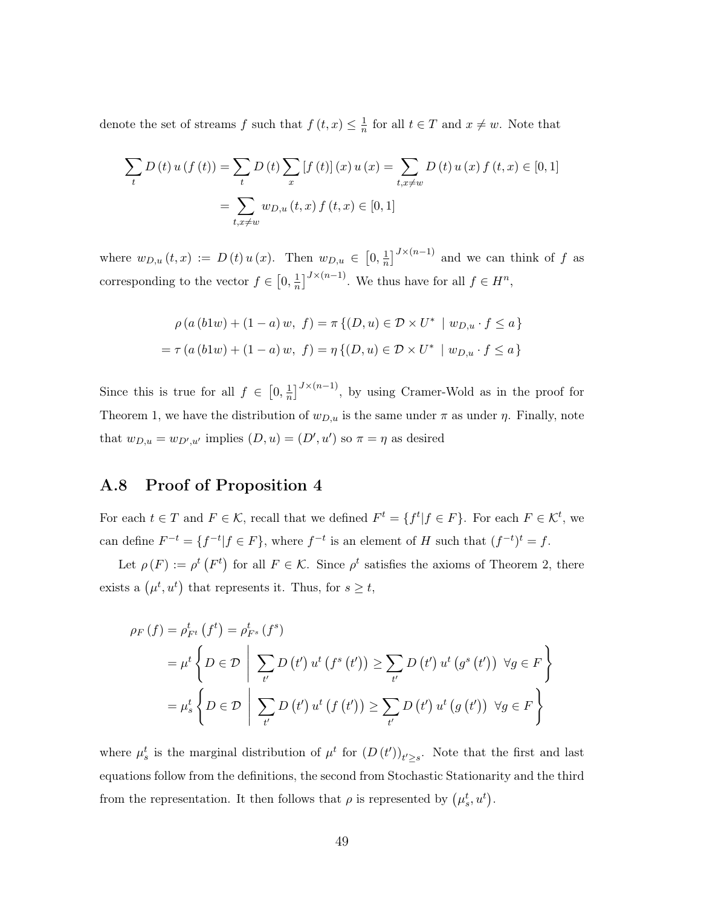denote the set of streams $f$ such that $f(t,x) \leq \frac{1}{n}$ for all $t \in T$ and $x \neq w$. Note that

$$
\begin{aligned}
\sum_t D(t)\, u(f(t)) &= \sum_t D(t) \sum_x [f(t)](x)\, u(x) = \sum_{t, x \neq w} D(t)\, u(x)\, f(t,x) \in [0,1] \\
&= \sum_{t, x \neq w} w_{D,u}(t,x)\, f(t,x) \in [0,1]
\end{aligned}
$$

where $w_{D,u}(t,x) := D(t)\, u(x)$. Then $w_{D,u} \in \left[0, \frac{1}{n}\right]^{J \times (n-1)}$ and we can think of $f$ as corresponding to the vector $f \in \left[0, \frac{1}{n}\right]^{J \times (n-1)}$. We thus have for all $f \in H^n$,

$$
\begin{aligned}
\rho\left(a\,(b1w) + (1-a)\,w,\ f\right) &= \pi\left\{(D,u) \in \mathcal{D} \times U^* \ \mid w_{D,u} \cdot f \leq a\right\} \\
= \tau\left(a\,(b1w) + (1-a)\,w,\ f\right) &= \eta\left\{(D,u) \in \mathcal{D} \times U^* \ \mid w_{D,u} \cdot f \leq a\right\}
\end{aligned}
$$

Since this is true for all $f \in \left[0, \frac{1}{n}\right]^{J \times (n-1)}$, by using Cramer-Wold as in the proof for Theorem 1, we have the distribution of $w_{D,u}$ is the same under $\pi$ as under $\eta$. Finally, note that $w_{D,u} = w_{D',u'}$ implies $(D,u) = (D',u')$ so $\pi = \eta$ as desired

## A.8 Proof of Proposition 4

For each $t \in T$ and $F \in \mathcal{K}$, recall that we defined $F^t = \{f^t | f \in F\}$. For each $F \in \mathcal{K}^t$, we can define $F^{-t} = \{f^{-t} | f \in F\}$, where $f^{-t}$ is an element of $H$ such that $(f^{-t})^t = f$.

Let $\rho(F) := \rho^t\left(F^t\right)$ for all $F \in \mathcal{K}$. Since $\rho^t$ satisfies the axioms of Theorem 2, there exists a $\left(\mu^t, u^t\right)$ that represents it. Thus, for $s \geq t$,

$$
\begin{aligned}
\rho_F(f) &= \rho^t_{F^t}\left(f^t\right) = \rho^t_{F^s}\left(f^s\right) \\
&= \mu^t\left\{D \in \mathcal{D} \ \middle|\ \sum_{t'} D\left(t'\right) u^t\left(f^s\left(t'\right)\right) \geq \sum_{t'} D\left(t'\right) u^t\left(g^s\left(t'\right)\right)\ \ \forall g \in F\right\} \\
&= \mu^t_s\left\{D \in \mathcal{D} \ \middle|\ \sum_{t'} D\left(t'\right) u^t\left(f\left(t'\right)\right) \geq \sum_{t'} D\left(t'\right) u^t\left(g\left(t'\right)\right)\ \ \forall g \in F\right\}
\end{aligned}
$$

where $\mu^t_s$ is the marginal distribution of $\mu^t$ for $\left(D\left(t'\right)\right)_{t' \geq s}$. Note that the first and last equations follow from the definitions, the second from Stochastic Stationarity and the third from the representation. It then follows that $\rho$ is represented by $\left(\mu^t_s, u^t\right)$.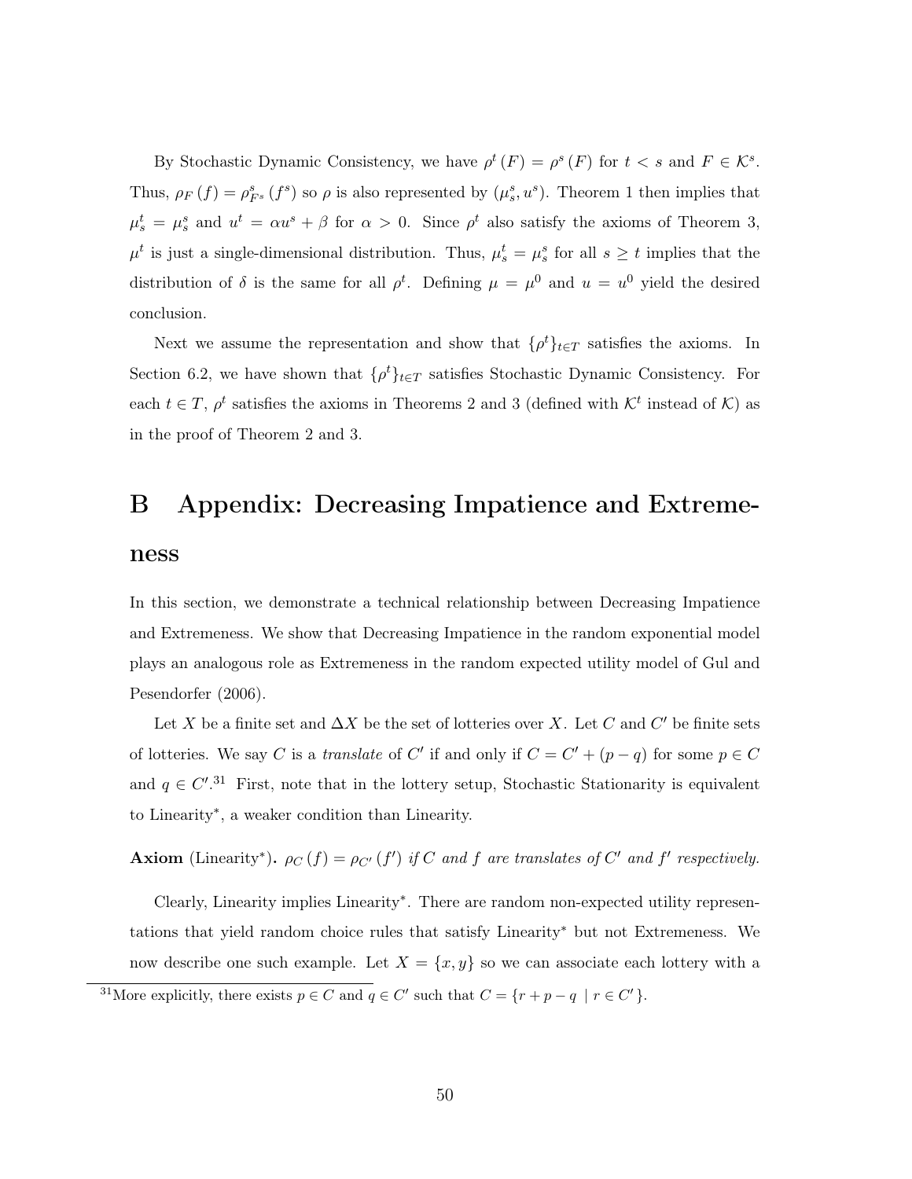By Stochastic Dynamic Consistency, we have $\rho^t(F) = \rho^s(F)$ for $t < s$ and $F \in \mathcal{K}^s$. Thus, $\rho_F(f) = \rho^s_{F^s}(f^s)$ so $\rho$ is also represented by $(\mu^s_s, u^s)$. Theorem 1 then implies that $\mu^t_s = \mu^s_s$ and $u^t = \alpha u^s + \beta$ for $\alpha > 0$. Since $\rho^t$ also satisfy the axioms of Theorem 3, $\mu^t$ is just a single-dimensional distribution. Thus, $\mu^t_s = \mu^s_s$ for all $s \geq t$ implies that the distribution of $\delta$ is the same for all $\rho^t$. Defining $\mu = \mu^0$ and $u = u^0$ yield the desired conclusion.

Next we assume the representation and show that $\{\rho^t\}_{t \in T}$ satisfies the axioms. In Section 6.2, we have shown that $\{\rho^t\}_{t \in T}$ satisfies Stochastic Dynamic Consistency. For each $t \in T$, $\rho^t$ satisfies the axioms in Theorems 2 and 3 (defined with $\mathcal{K}^t$ instead of $\mathcal{K}$) as in the proof of Theorem 2 and 3.

# B Appendix: Decreasing Impatience and Extremeness

In this section, we demonstrate a technical relationship between Decreasing Impatience and Extremeness. We show that Decreasing Impatience in the random exponential model plays an analogous role as Extremeness in the random expected utility model of Gul and Pesendorfer (2006).

Let $X$ be a finite set and $\Delta X$ be the set of lotteries over $X$. Let $C$ and $C'$ be finite sets of lotteries. We say $C$ is a *translate* of $C'$ if and only if $C = C' + (p - q)$ for some $p \in C$ and $q \in C'$.[31] First, note that in the lottery setup, Stochastic Stationarity is equivalent to Linearity*, a weaker condition than Linearity.

**Axiom** (Linearity*)**.** *$\rho_C(f) = \rho_{C'}(f')$ if $C$ and $f$ are translates of $C'$ and $f'$ respectively.*

Clearly, Linearity implies Linearity*. There are random non-expected utility representations that yield random choice rules that satisfy Linearity* but not Extremeness. We now describe one such example. Let $X = \{x, y\}$ so we can associate each lottery with a

[31] More explicitly, there exists $p \in C$ and $q \in C'$ such that $C = \{r + p - q \mid r \in C'\}$.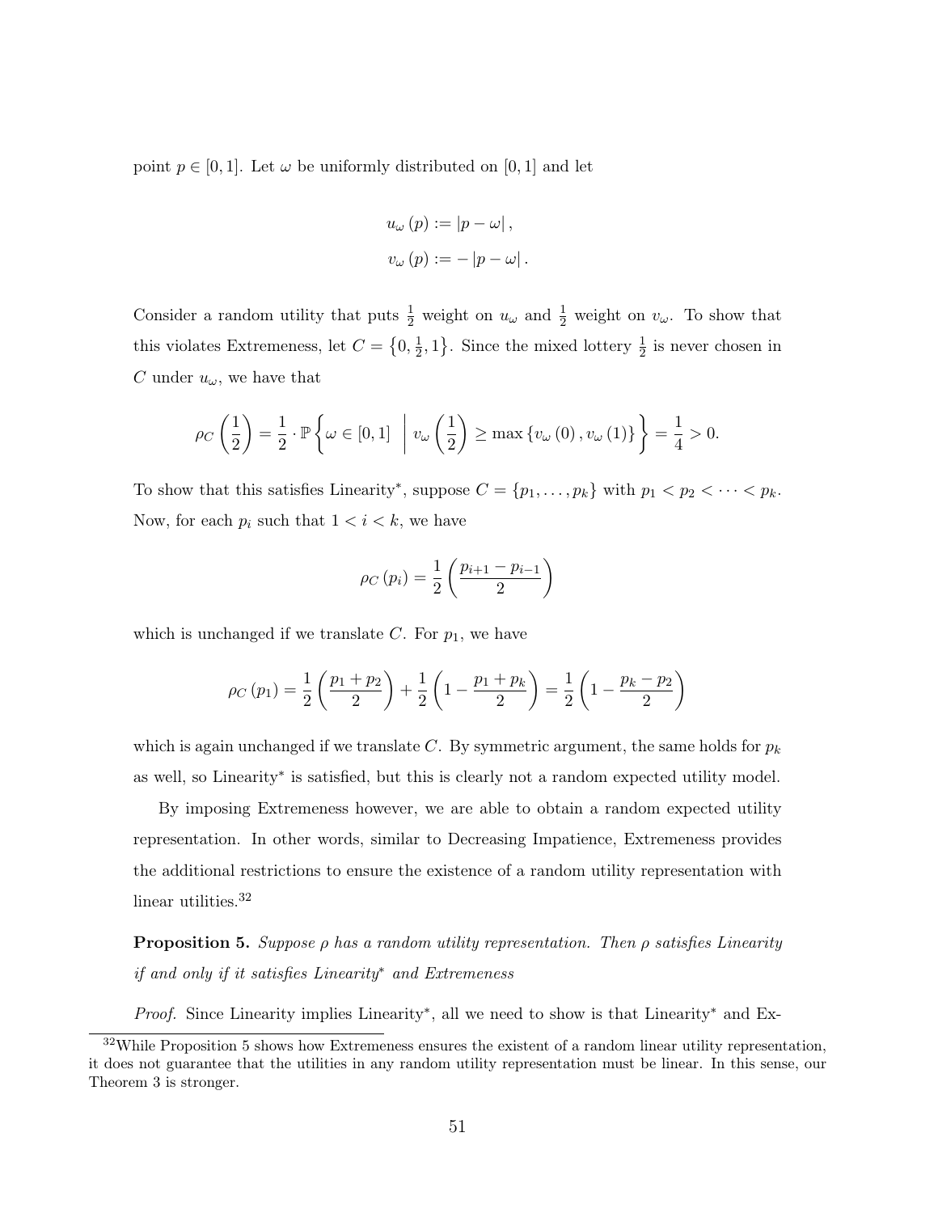point $p \in [0,1]$. Let $\omega$ be uniformly distributed on $[0,1]$ and let

$$
\begin{aligned}
u_\omega(p) &:= |p - \omega|, \\
v_\omega(p) &:= -|p - \omega|.
\end{aligned}
$$

Consider a random utility that puts $\frac{1}{2}$ weight on $u_\omega$ and $\frac{1}{2}$ weight on $v_\omega$. To show that this violates Extremeness, let $C = \left\{0, \frac{1}{2}, 1\right\}$. Since the mixed lottery $\frac{1}{2}$ is never chosen in $C$ under $u_\omega$, we have that

$$
\rho_C\left(\frac{1}{2}\right) = \frac{1}{2} \cdot \mathbb{P}\left\{\omega \in [0,1] \;\middle|\; v_\omega\left(\frac{1}{2}\right) \geq \max\left\{v_\omega(0), v_\omega(1)\right\}\right\} = \frac{1}{4} > 0.
$$

To show that this satisfies Linearity*, suppose $C = \{p_1, \ldots, p_k\}$ with $p_1 < p_2 < \cdots < p_k$. Now, for each $p_i$ such that $1 < i < k$, we have

$$
\rho_C(p_i) = \frac{1}{2}\left(\frac{p_{i+1} - p_{i-1}}{2}\right)
$$

which is unchanged if we translate $C$. For $p_1$, we have

$$
\rho_C(p_1) = \frac{1}{2}\left(\frac{p_1 + p_2}{2}\right) + \frac{1}{2}\left(1 - \frac{p_1 + p_k}{2}\right) = \frac{1}{2}\left(1 - \frac{p_k - p_2}{2}\right)
$$

which is again unchanged if we translate $C$. By symmetric argument, the same holds for $p_k$ as well, so Linearity* is satisfied, but this is clearly not a random expected utility model.

By imposing Extremeness however, we are able to obtain a random expected utility representation. In other words, similar to Decreasing Impatience, Extremeness provides the additional restrictions to ensure the existence of a random utility representation with linear utilities.[32]

**Proposition 5.** *Suppose $\rho$ has a random utility representation. Then $\rho$ satisfies Linearity if and only if it satisfies Linearity* and Extremeness*

*Proof.* Since Linearity implies Linearity*, all we need to show is that Linearity* and Ex-

[32] While Proposition 5 shows how Extremeness ensures the existent of a random linear utility representation, it does not guarantee that the utilities in any random utility representation must be linear. In this sense, our Theorem 3 is stronger.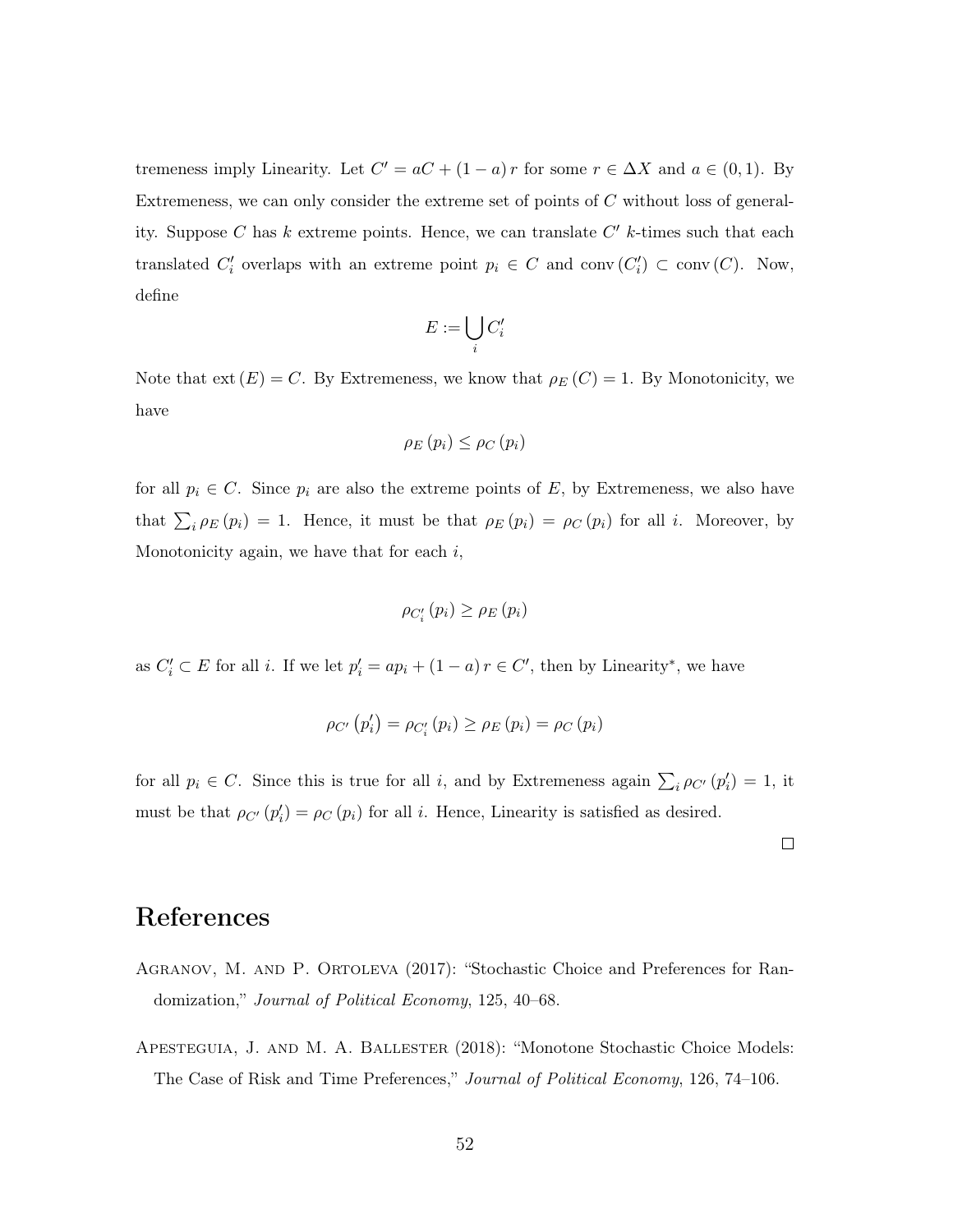tremeness imply Linearity. Let $C' = aC + (1-a)r$ for some $r \in \Delta X$ and $a \in (0,1)$. By Extremeness, we can only consider the extreme set of points of $C$ without loss of generality. Suppose $C$ has $k$ extreme points. Hence, we can translate $C'$ $k$-times such that each translated $C'_i$ overlaps with an extreme point $p_i \in C$ and $\text{conv}(C'_i) \subset \text{conv}(C)$. Now, define

$$E := \bigcup_i C'_i$$

Note that $\text{ext}(E) = C$. By Extremeness, we know that $\rho_E(C) = 1$. By Monotonicity, we have

$$\rho_E(p_i) \leq \rho_C(p_i)$$

for all $p_i \in C$. Since $p_i$ are also the extreme points of $E$, by Extremeness, we also have that $\sum_i \rho_E(p_i) = 1$. Hence, it must be that $\rho_E(p_i) = \rho_C(p_i)$ for all $i$. Moreover, by Monotonicity again, we have that for each $i$,

$$\rho_{C'_i}(p_i) \geq \rho_E(p_i)$$

as $C'_i \subset E$ for all $i$. If we let $p'_i = ap_i + (1-a)r \in C'$, then by Linearity*, we have

$$\rho_{C'}(p'_i) = \rho_{C'_i}(p_i) \geq \rho_E(p_i) = \rho_C(p_i)$$

for all $p_i \in C$. Since this is true for all $i$, and by Extremeness again $\sum_i \rho_{C'}(p'_i) = 1$, it must be that $\rho_{C'}(p'_i) = \rho_C(p_i)$ for all $i$. Hence, Linearity is satisfied as desired.

□

# References

Agranov, M. and P. Ortoleva (2017): "Stochastic Choice and Preferences for Randomization," *Journal of Political Economy*, 125, 40–68.

Apesteguia, J. and M. A. Ballester (2018): "Monotone Stochastic Choice Models: The Case of Risk and Time Preferences," *Journal of Political Economy*, 126, 74–106.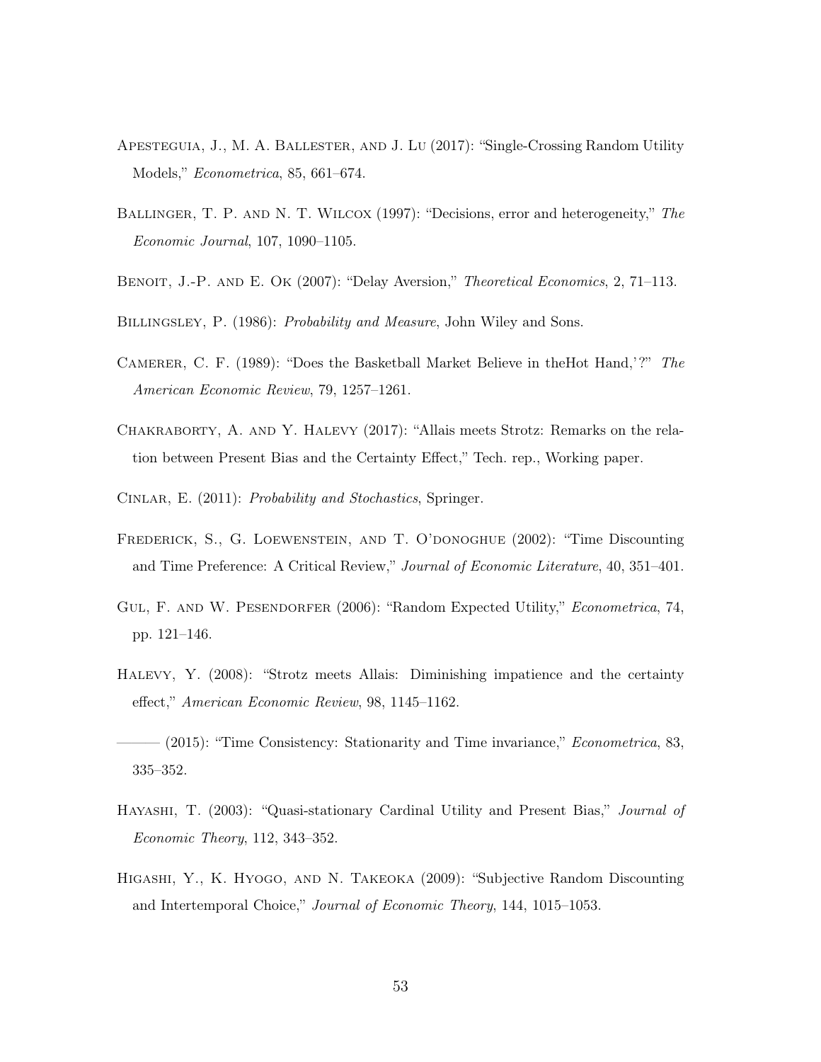Apesteguia, J., M. A. Ballester, and J. Lu (2017): "Single-Crossing Random Utility Models," *Econometrica*, 85, 661–674.

Ballinger, T. P. and N. T. Wilcox (1997): "Decisions, error and heterogeneity," *The Economic Journal*, 107, 1090–1105.

Benoit, J.-P. and E. Ok (2007): "Delay Aversion," *Theoretical Economics*, 2, 71–113.

Billingsley, P. (1986): *Probability and Measure*, John Wiley and Sons.

Camerer, C. F. (1989): "Does the Basketball Market Believe in theHot Hand,'?" *The American Economic Review*, 79, 1257–1261.

Chakraborty, A. and Y. Halevy (2017): "Allais meets Strotz: Remarks on the relation between Present Bias and the Certainty Effect," Tech. rep., Working paper.

Cinlar, E. (2011): *Probability and Stochastics*, Springer.

Frederick, S., G. Loewenstein, and T. O'donoghue (2002): "Time Discounting and Time Preference: A Critical Review," *Journal of Economic Literature*, 40, 351–401.

Gul, F. and W. Pesendorfer (2006): "Random Expected Utility," *Econometrica*, 74, pp. 121–146.

Halevy, Y. (2008): "Strotz meets Allais: Diminishing impatience and the certainty effect," *American Economic Review*, 98, 1145–1162.

——— (2015): "Time Consistency: Stationarity and Time invariance," *Econometrica*, 83, 335–352.

Hayashi, T. (2003): "Quasi-stationary Cardinal Utility and Present Bias," *Journal of Economic Theory*, 112, 343–352.

Higashi, Y., K. Hyogo, and N. Takeoka (2009): "Subjective Random Discounting and Intertemporal Choice," *Journal of Economic Theory*, 144, 1015–1053.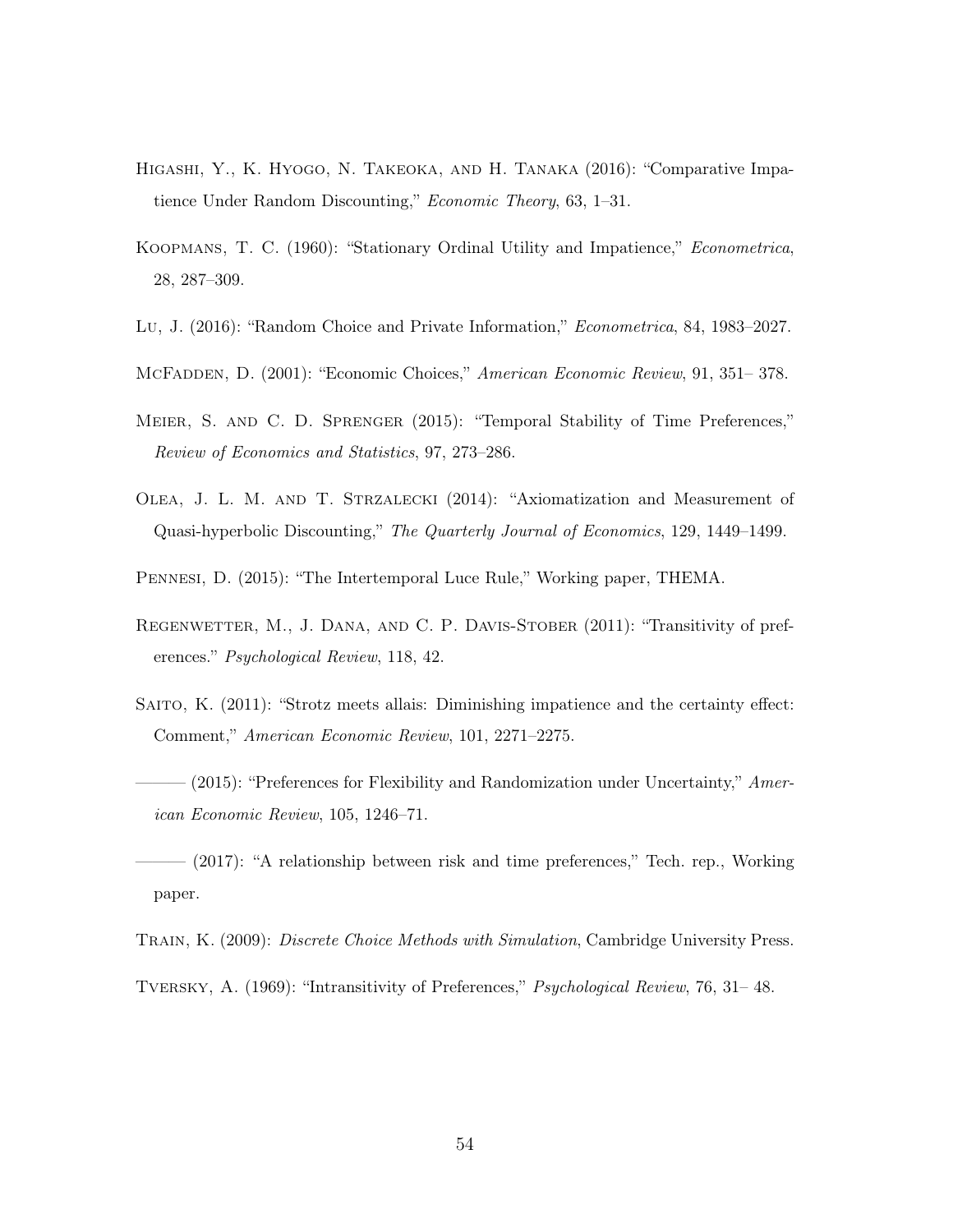Higashi, Y., K. Hyogo, N. Takeoka, and H. Tanaka (2016): "Comparative Impatience Under Random Discounting," *Economic Theory*, 63, 1–31.

Koopmans, T. C. (1960): "Stationary Ordinal Utility and Impatience," *Econometrica*, 28, 287–309.

Lu, J. (2016): "Random Choice and Private Information," *Econometrica*, 84, 1983–2027.

McFadden, D. (2001): "Economic Choices," *American Economic Review*, 91, 351– 378.

Meier, S. and C. D. Sprenger (2015): "Temporal Stability of Time Preferences," *Review of Economics and Statistics*, 97, 273–286.

Olea, J. L. M. and T. Strzalecki (2014): "Axiomatization and Measurement of Quasi-hyperbolic Discounting," *The Quarterly Journal of Economics*, 129, 1449–1499.

Pennesi, D. (2015): "The Intertemporal Luce Rule," Working paper, THEMA.

Regenwetter, M., J. Dana, and C. P. Davis-Stober (2011): "Transitivity of preferences." *Psychological Review*, 118, 42.

Saito, K. (2011): "Strotz meets allais: Diminishing impatience and the certainty effect: Comment," *American Economic Review*, 101, 2271–2275.

——— (2015): "Preferences for Flexibility and Randomization under Uncertainty," *American Economic Review*, 105, 1246–71.

——— (2017): "A relationship between risk and time preferences," Tech. rep., Working paper.

Train, K. (2009): *Discrete Choice Methods with Simulation*, Cambridge University Press.

Tversky, A. (1969): "Intransitivity of Preferences," *Psychological Review*, 76, 31– 48.